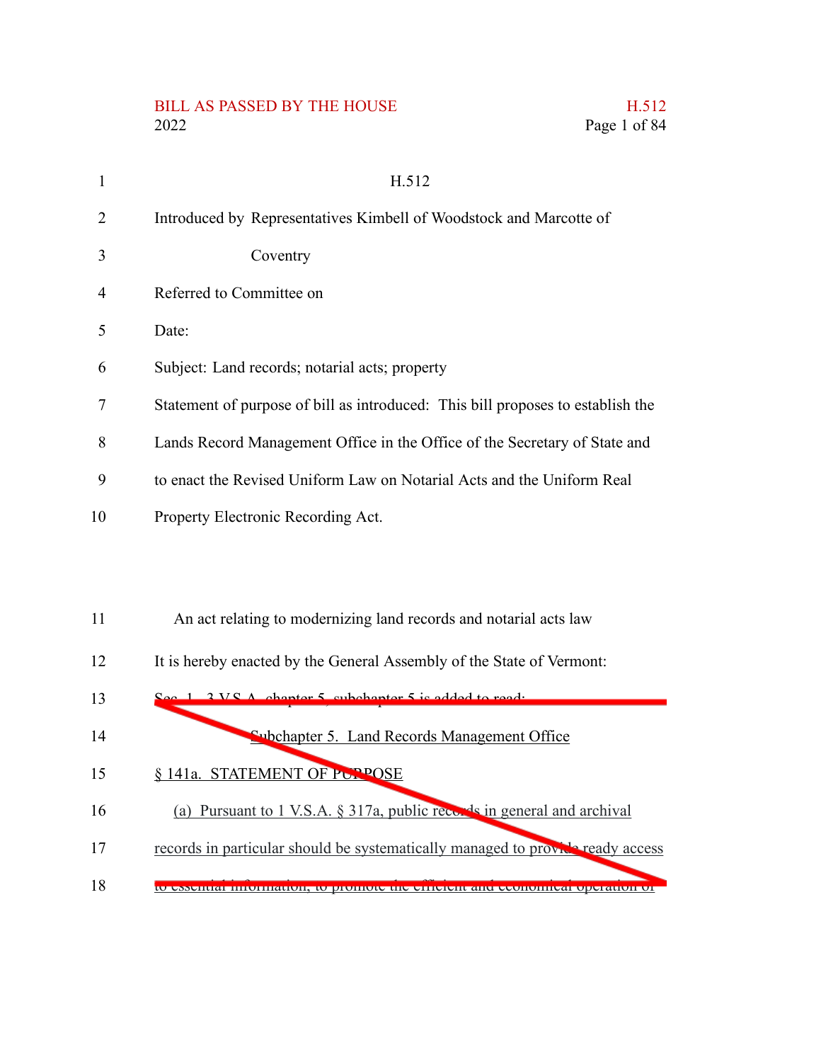H.512

Introduced by Representatives Kimbell of Woodstock and Marcotte of Coventry

Referred to Committee on

Date:

Subject: Land records; notarial acts; property

Statement of purpose of bill as introduced: This bill proposes to establish the Lands Record Management Office in the Office of the Secretary of State and to enact the Revised Uniform Law on Notarial Acts and the Uniform Real Property Electronic Recording Act.

An act relating to modernizing land records and notarial acts law

It is hereby enacted by the General Assembly of the State of Vermont:

~~Sec. 1. 3 V.S.A. chapter 5, subchapter 5 is added to read:~~

~~Subchapter 5. Land Records Management Office~~

~~§ 141a. STATEMENT OF PURPOSE~~

~~(a) Pursuant to 1 V.S.A. § 317a, public records in general and archival records in particular should be systematically managed to provide ready access to essential information, to promote the efficient and economical operation of~~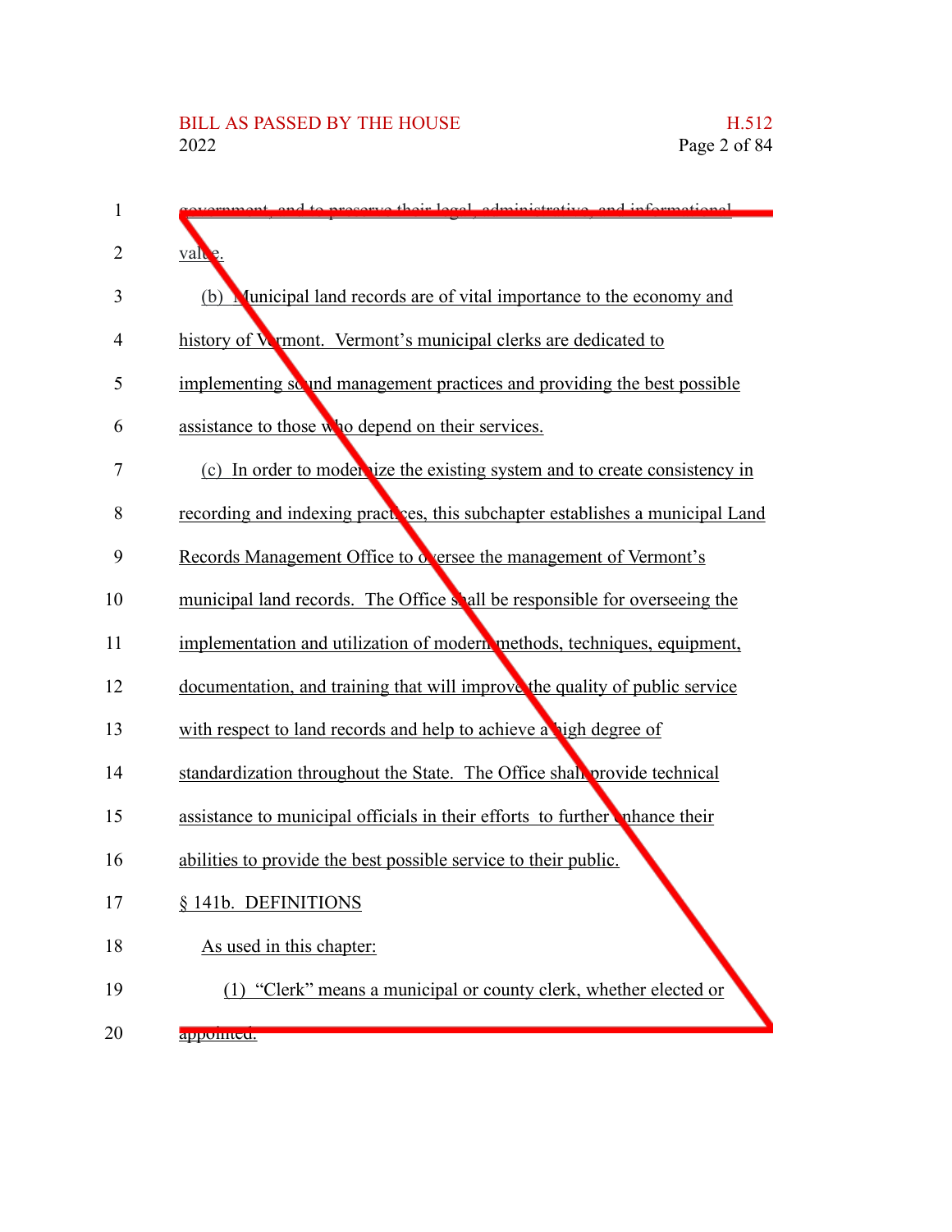government, and to preserve their legal, administrative, and informational value.

(b) Municipal land records are of vital importance to the economy and history of Vermont. Vermont's municipal clerks are dedicated to implementing sound management practices and providing the best possible assistance to those who depend on their services.

(c) In order to modernize the existing system and to create consistency in recording and indexing practices, this subchapter establishes a municipal Land Records Management Office to oversee the management of Vermont's municipal land records. The Office shall be responsible for overseeing the implementation and utilization of modern methods, techniques, equipment, documentation, and training that will improve the quality of public service with respect to land records and help to achieve a high degree of standardization throughout the State. The Office shall provide technical assistance to municipal officials in their efforts to further enhance their abilities to provide the best possible service to their public.

§ 141b. DEFINITIONS

As used in this chapter:

(1) "Clerk" means a municipal or county clerk, whether elected or appointed.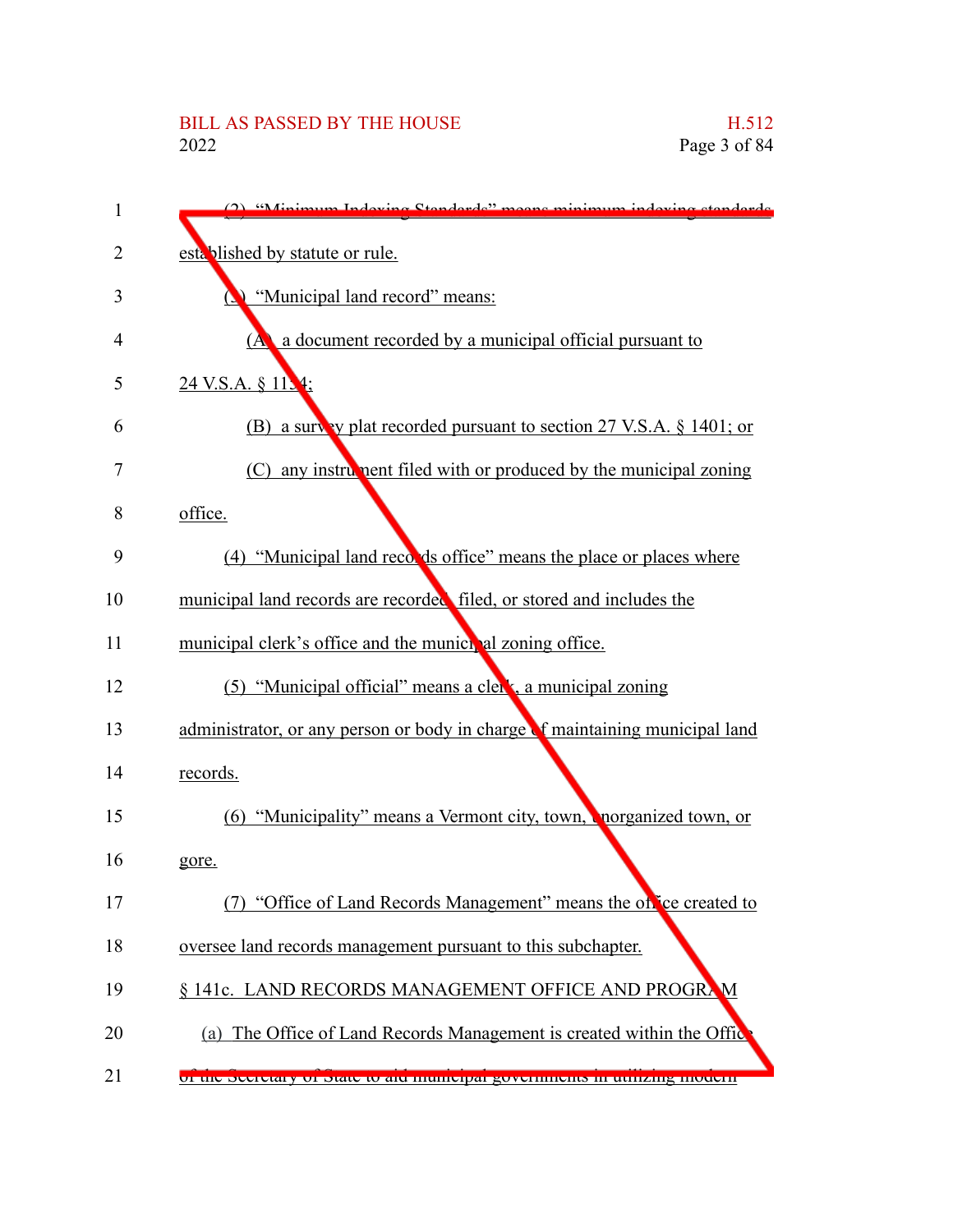(2) "Minimum Indexing Standards" means minimum indexing standards established by statute or rule.

(3) "Municipal land record" means:

(A) a document recorded by a municipal official pursuant to 24 V.S.A. § 1154;

(B) a survey plat recorded pursuant to section 27 V.S.A. § 1401; or

(C) any instrument filed with or produced by the municipal zoning office.

(4) "Municipal land records office" means the place or places where municipal land records are recorded, filed, or stored and includes the municipal clerk's office and the municipal zoning office.

(5) "Municipal official" means a clerk, a municipal zoning administrator, or any person or body in charge of maintaining municipal land records.

(6) "Municipality" means a Vermont city, town, unorganized town, or gore.

(7) "Office of Land Records Management" means the office created to oversee land records management pursuant to this subchapter.

§ 141c. LAND RECORDS MANAGEMENT OFFICE AND PROGRAM

(a) The Office of Land Records Management is created within the Office of the Secretary of State to aid municipal governments in utilizing modern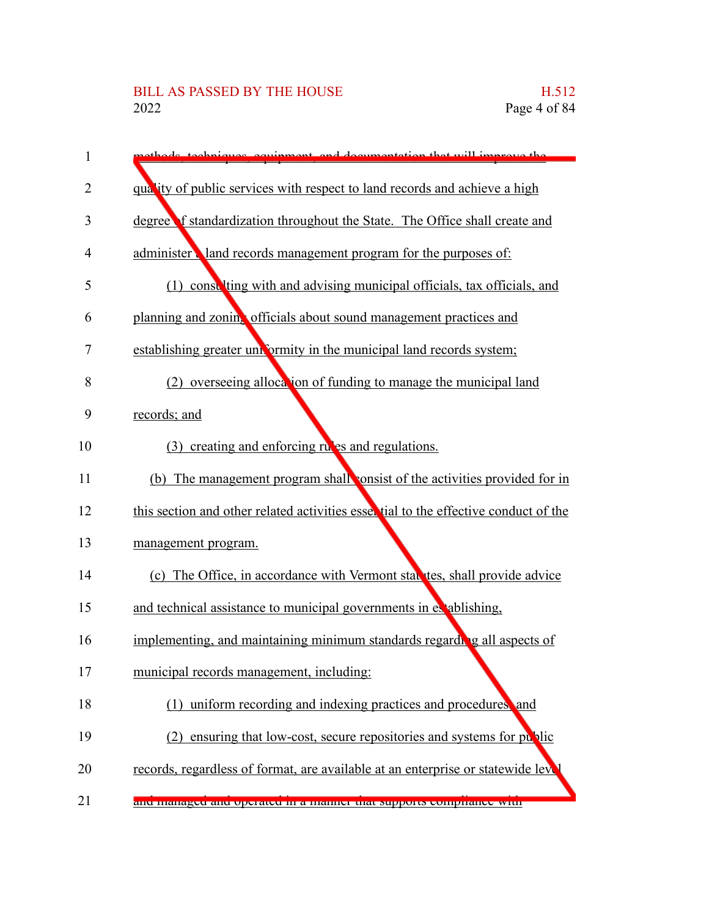methods, techniques, equipment, and documentation that will improve the quality of public services with respect to land records and achieve a high degree of standardization throughout the State. The Office shall create and administer a land records management program for the purposes of:

(1) consulting with and advising municipal officials, tax officials, and planning and zoning officials about sound management practices and establishing greater uniformity in the municipal land records system;

(2) overseeing allocation of funding to manage the municipal land records; and

(3) creating and enforcing rules and regulations.

(b) The management program shall consist of the activities provided for in this section and other related activities essential to the effective conduct of the management program.

(c) The Office, in accordance with Vermont statutes, shall provide advice and technical assistance to municipal governments in establishing, implementing, and maintaining minimum standards regarding all aspects of municipal records management, including:

(1) uniform recording and indexing practices and procedures; and

(2) ensuring that low-cost, secure repositories and systems for public records, regardless of format, are available at an enterprise or statewide level and managed and operated in a manner that supports compliance with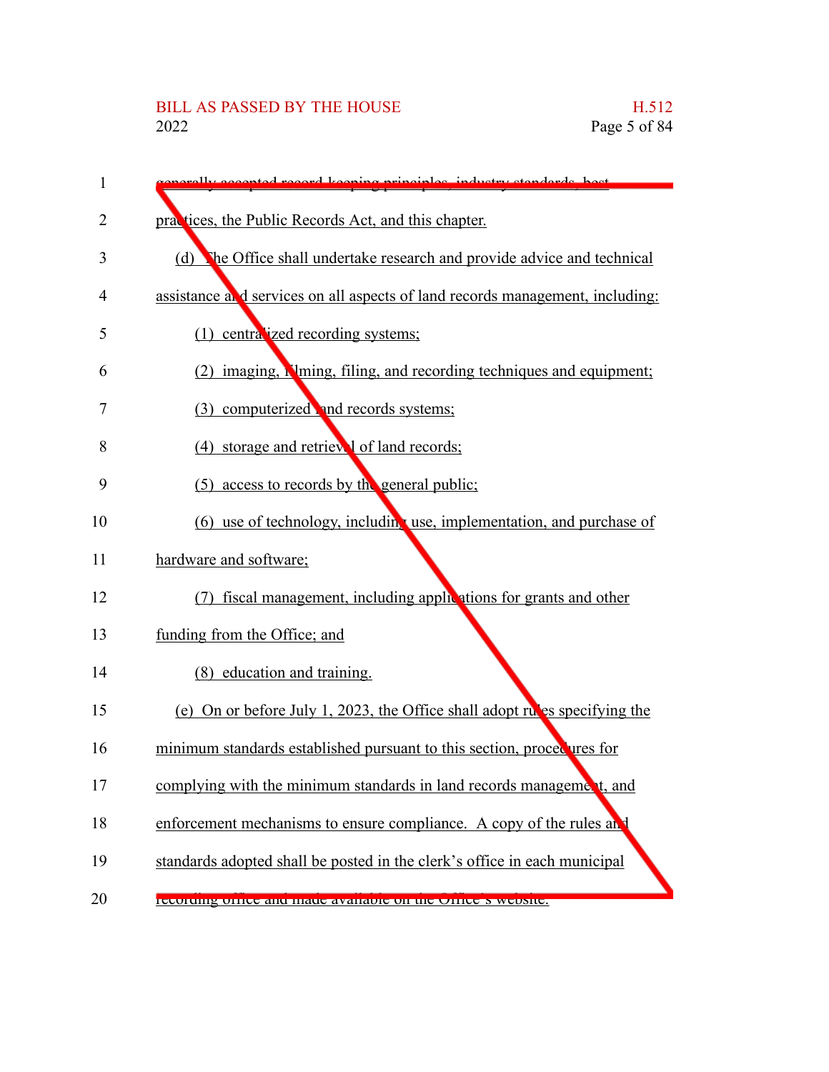generally accepted record-keeping principles, industry standards, best practices, the Public Records Act, and this chapter.

(d) The Office shall undertake research and provide advice and technical assistance and services on all aspects of land records management, including:

(1) centralized recording systems;

(2) imaging, filming, filing, and recording techniques and equipment;

(3) computerized land records systems;

(4) storage and retrieval of land records;

(5) access to records by the general public;

(6) use of technology, including use, implementation, and purchase of hardware and software;

(7) fiscal management, including applications for grants and other funding from the Office; and

(8) education and training.

(e) On or before July 1, 2023, the Office shall adopt rules specifying the minimum standards established pursuant to this section, procedures for complying with the minimum standards in land records management, and enforcement mechanisms to ensure compliance. A copy of the rules and standards adopted shall be posted in the clerk's office in each municipal recording office and made available on the Office's website.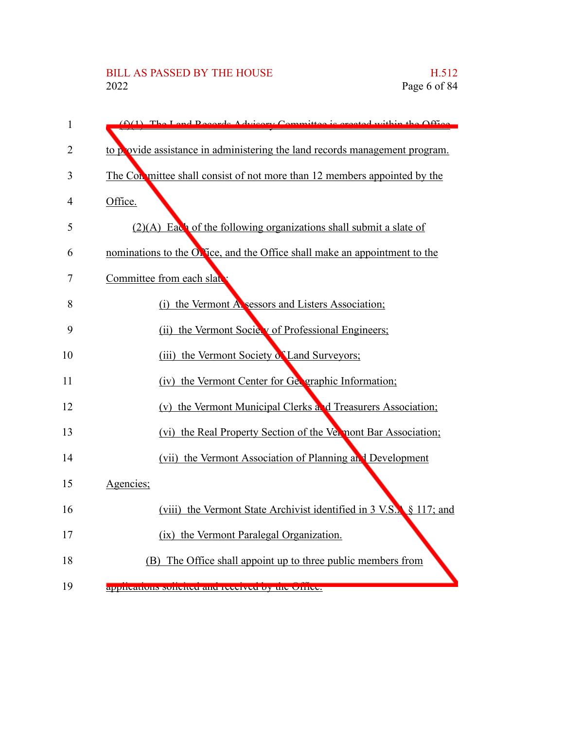(f)(1) The Land Records Advisory Committee is created within the Office to provide assistance in administering the land records management program. The Committee shall consist of not more than 12 members appointed by the Office.

(2)(A) Each of the following organizations shall submit a slate of nominations to the Office, and the Office shall make an appointment to the Committee from each slate:

(i) the Vermont Assessors and Listers Association;

(ii) the Vermont Society of Professional Engineers;

(iii) the Vermont Society of Land Surveyors;

(iv) the Vermont Center for Geographic Information;

(v) the Vermont Municipal Clerks and Treasurers Association;

(vi) the Real Property Section of the Vermont Bar Association;

(vii) the Vermont Association of Planning and Development Agencies;

(viii) the Vermont State Archivist identified in 3 V.S.A. § 117; and

(ix) the Vermont Paralegal Organization.

(B) The Office shall appoint up to three public members from applications solicited and received by the Office.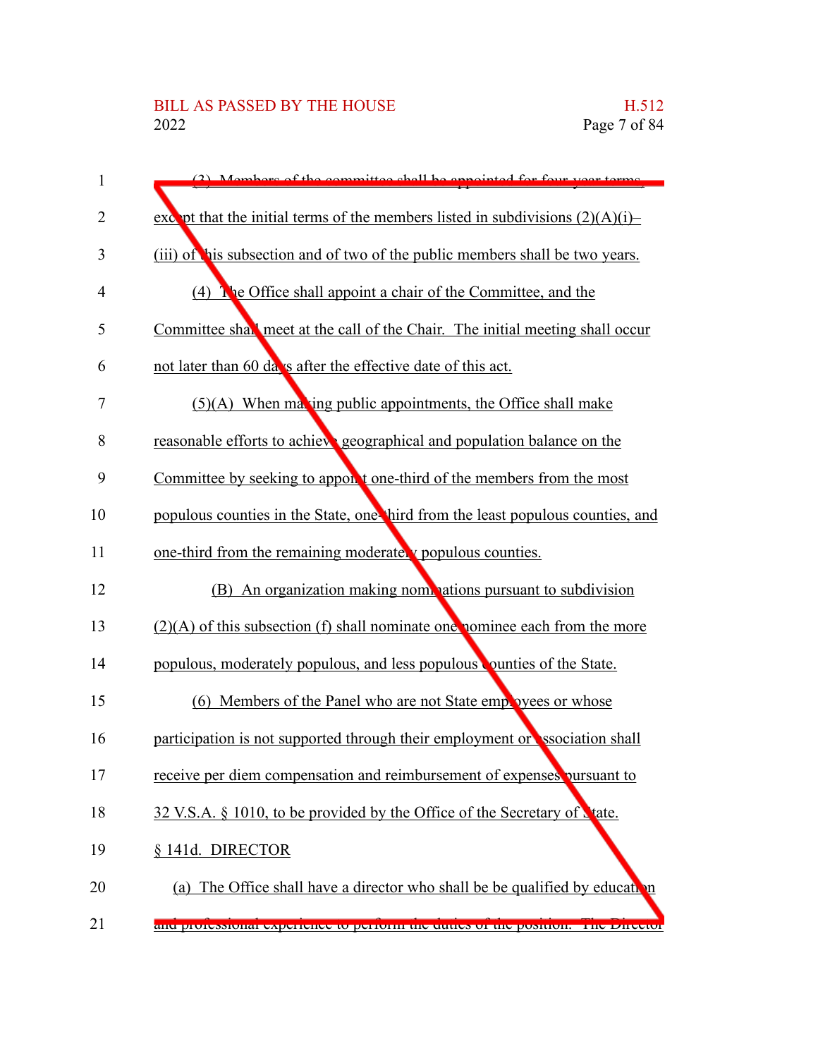(3) Members of the committee shall be appointed for four-year terms, except that the initial terms of the members listed in subdivisions (2)(A)(i)–(iii) of this subsection and of two of the public members shall be two years.

(4) The Office shall appoint a chair of the Committee, and the Committee shall meet at the call of the Chair. The initial meeting shall occur not later than 60 days after the effective date of this act.

(5)(A) When making public appointments, the Office shall make reasonable efforts to achieve geographical and population balance on the Committee by seeking to appoint one-third of the members from the most populous counties in the State, one-third from the least populous counties, and one-third from the remaining moderately populous counties.

(B) An organization making nominations pursuant to subdivision (2)(A) of this subsection (f) shall nominate one nominee each from the more populous, moderately populous, and less populous counties of the State.

(6) Members of the Panel who are not State employees or whose participation is not supported through their employment or association shall receive per diem compensation and reimbursement of expenses pursuant to 32 V.S.A. § 1010, to be provided by the Office of the Secretary of State.

§ 141d. DIRECTOR

(a) The Office shall have a director who shall be be qualified by education and professional experience to perform the duties of the position. The Director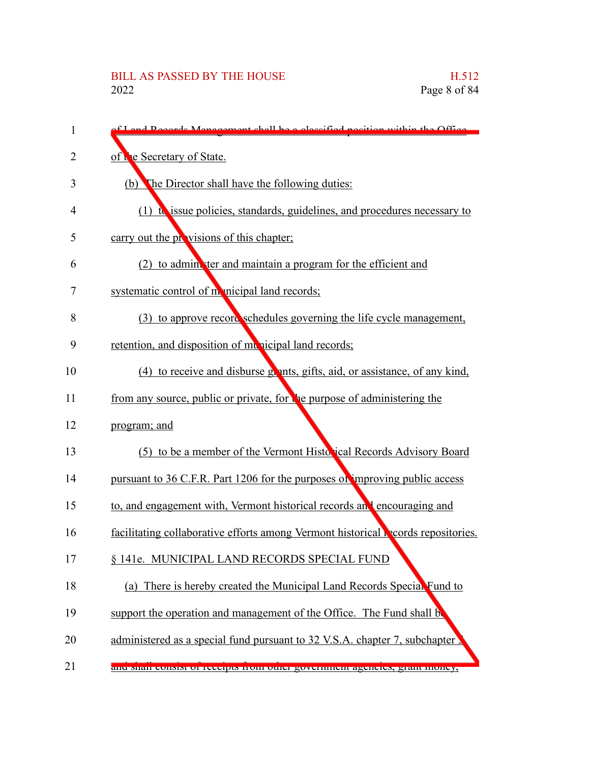of Land Records Management shall be a classified position within the Office of the Secretary of State.

(b) The Director shall have the following duties:

(1) to issue policies, standards, guidelines, and procedures necessary to carry out the provisions of this chapter;

(2) to administer and maintain a program for the efficient and systematic control of municipal land records;

(3) to approve record schedules governing the life cycle management, retention, and disposition of municipal land records;

(4) to receive and disburse grants, gifts, aid, or assistance, of any kind, from any source, public or private, for the purpose of administering the program; and

(5) to be a member of the Vermont Historical Records Advisory Board pursuant to 36 C.F.R. Part 1206 for the purposes of improving public access to, and engagement with, Vermont historical records and encouraging and facilitating collaborative efforts among Vermont historical records repositories.

§ 141e. MUNICIPAL LAND RECORDS SPECIAL FUND

(a) There is hereby created the Municipal Land Records Special Fund to support the operation and management of the Office. The Fund shall be administered as a special fund pursuant to 32 V.S.A. chapter 7, subchapter 5 and shall consist of receipts from other government agencies, grant money,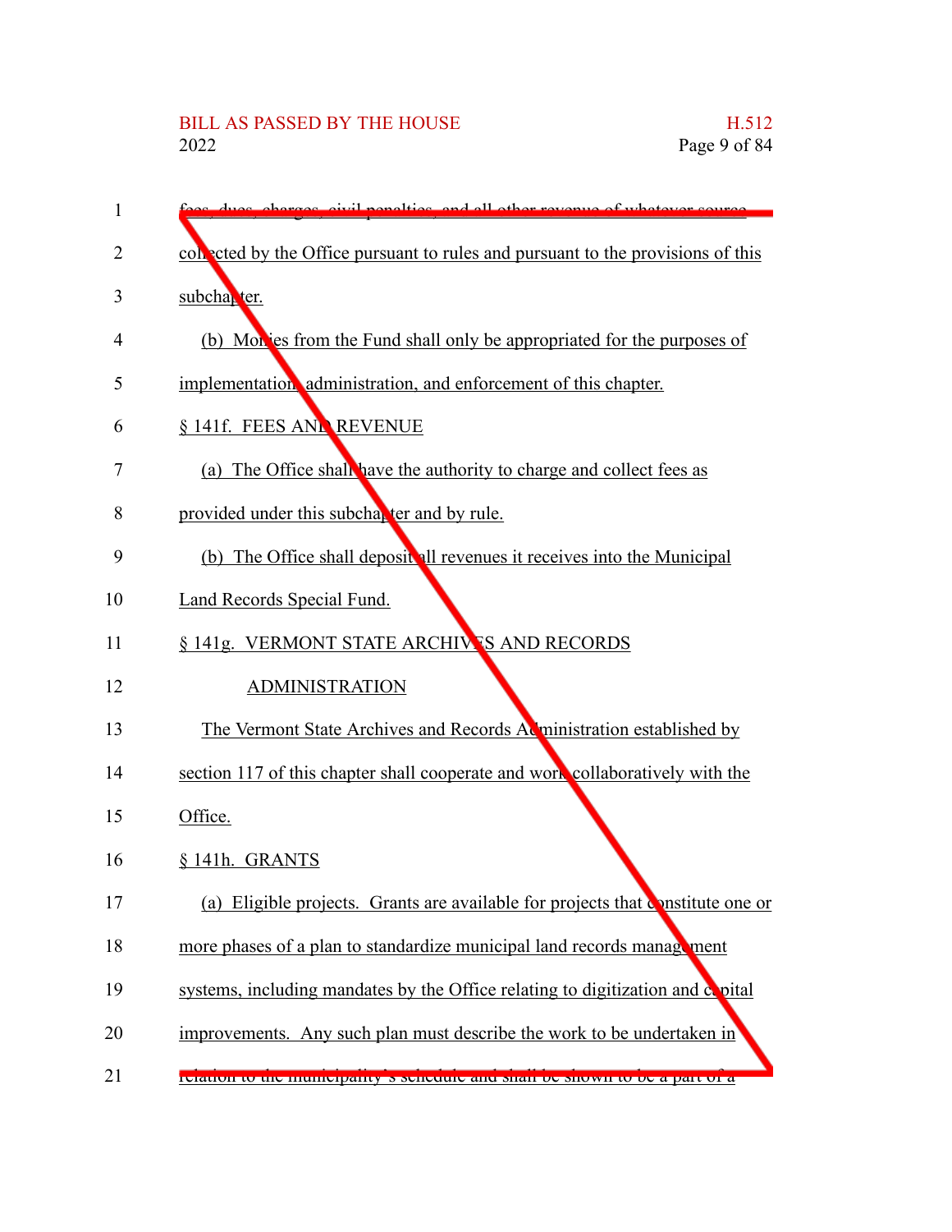fees, dues, charges, civil penalties, and all other revenue of whatever source collected by the Office pursuant to rules and pursuant to the provisions of this subchapter.

(b) Monies from the Fund shall only be appropriated for the purposes of implementation, administration, and enforcement of this chapter.

§ 141f. FEES AND REVENUE

(a) The Office shall have the authority to charge and collect fees as provided under this subchapter and by rule.

(b) The Office shall deposit all revenues it receives into the Municipal Land Records Special Fund.

§ 141g. VERMONT STATE ARCHIVES AND RECORDS ADMINISTRATION

The Vermont State Archives and Records Administration established by section 117 of this chapter shall cooperate and work collaboratively with the Office.

§ 141h. GRANTS

(a) Eligible projects. Grants are available for projects that constitute one or more phases of a plan to standardize municipal land records management systems, including mandates by the Office relating to digitization and capital improvements. Any such plan must describe the work to be undertaken in relation to the municipality's schedule and shall be shown to be a part of a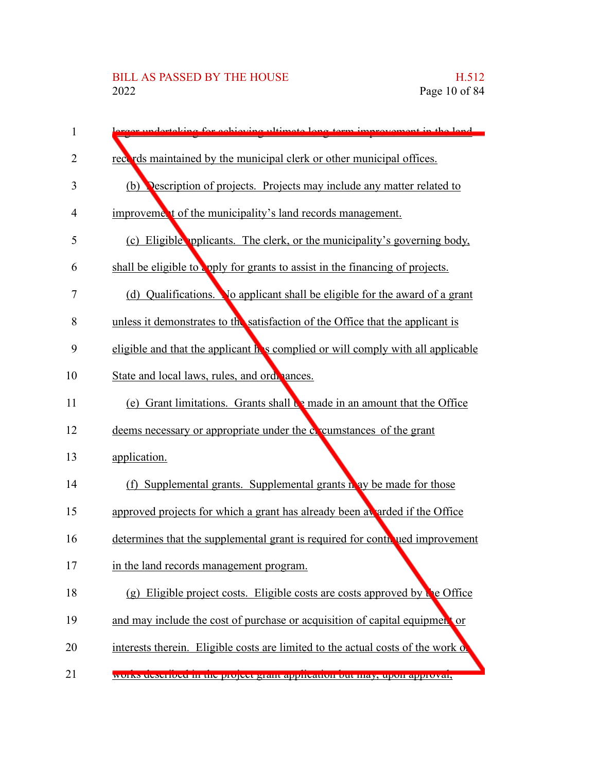larger undertaking for achieving ultimate long-term improvement in the land records maintained by the municipal clerk or other municipal offices.

(b) Description of projects. Projects may include any matter related to improvement of the municipality's land records management.

(c) Eligible applicants. The clerk, or the municipality's governing body, shall be eligible to apply for grants to assist in the financing of projects.

(d) Qualifications. No applicant shall be eligible for the award of a grant unless it demonstrates to the satisfaction of the Office that the applicant is eligible and that the applicant has complied or will comply with all applicable State and local laws, rules, and ordinances.

(e) Grant limitations. Grants shall be made in an amount that the Office deems necessary or appropriate under the circumstances of the grant application.

(f) Supplemental grants. Supplemental grants may be made for those approved projects for which a grant has already been awarded if the Office determines that the supplemental grant is required for continued improvement in the land records management program.

(g) Eligible project costs. Eligible costs are costs approved by the Office and may include the cost of purchase or acquisition of capital equipment or interests therein. Eligible costs are limited to the actual costs of the work or works described in the project grant application but may, upon approval,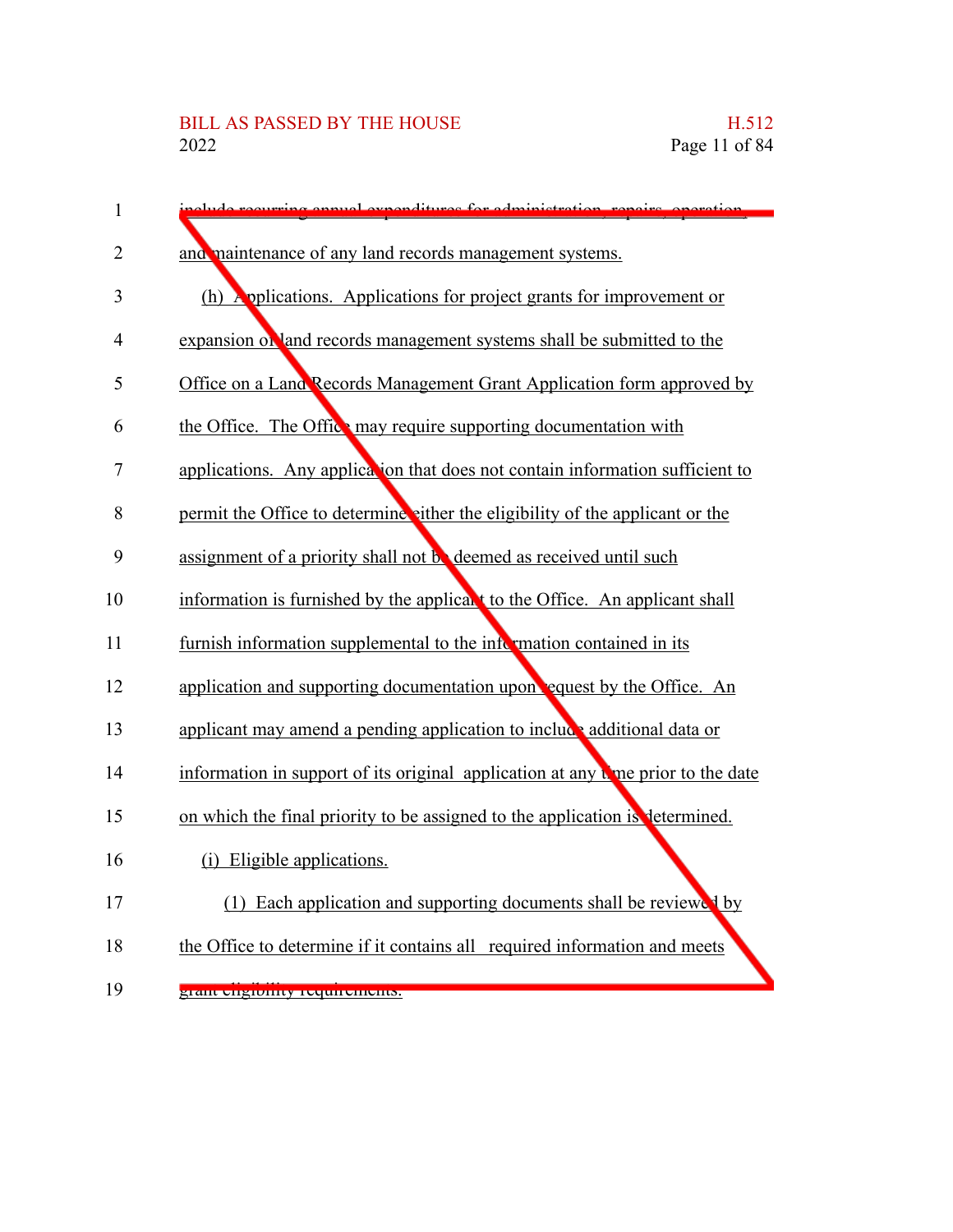include recurring annual expenditures for administration, repairs, operation, and maintenance of any land records management systems.

(h) Applications. Applications for project grants for improvement or expansion of land records management systems shall be submitted to the Office on a Land Records Management Grant Application form approved by the Office. The Office may require supporting documentation with applications. Any application that does not contain information sufficient to permit the Office to determine either the eligibility of the applicant or the assignment of a priority shall not be deemed as received until such information is furnished by the applicant to the Office. An applicant shall furnish information supplemental to the information contained in its application and supporting documentation upon request by the Office. An applicant may amend a pending application to include additional data or information in support of its original application at any time prior to the date on which the final priority to be assigned to the application is determined.

(i) Eligible applications.

(1) Each application and supporting documents shall be reviewed by the Office to determine if it contains all required information and meets grant eligibility requirements.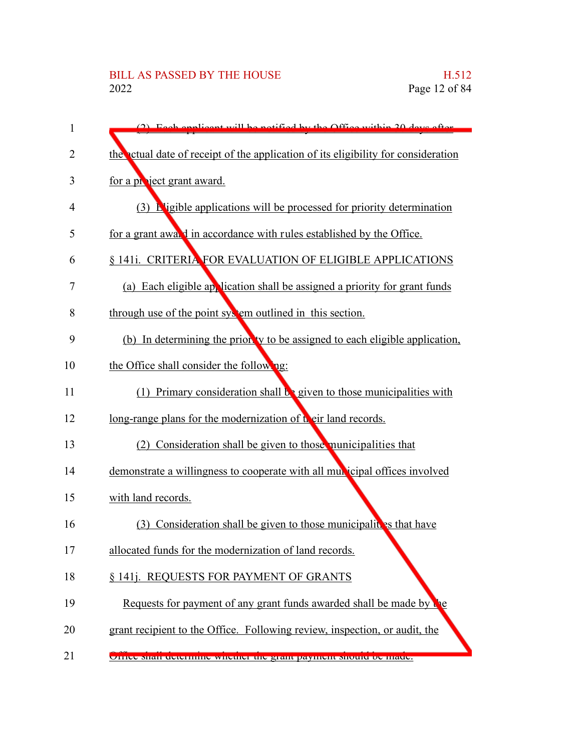(2) Each applicant will be notified by the Office within 30 days after the actual date of receipt of the application of its eligibility for consideration for a project grant award.

(3) Eligible applications will be processed for priority determination for a grant award in accordance with rules established by the Office.

§ 141i. CRITERIA FOR EVALUATION OF ELIGIBLE APPLICATIONS

(a) Each eligible application shall be assigned a priority for grant funds through use of the point system outlined in this section.

(b) In determining the priority to be assigned to each eligible application, the Office shall consider the following:

(1) Primary consideration shall be given to those municipalities with long-range plans for the modernization of their land records.

(2) Consideration shall be given to those municipalities that demonstrate a willingness to cooperate with all municipal offices involved with land records.

(3) Consideration shall be given to those municipalities that have allocated funds for the modernization of land records.

§ 141j. REQUESTS FOR PAYMENT OF GRANTS

Requests for payment of any grant funds awarded shall be made by the grant recipient to the Office. Following review, inspection, or audit, the Office shall determine whether the grant payment should be made.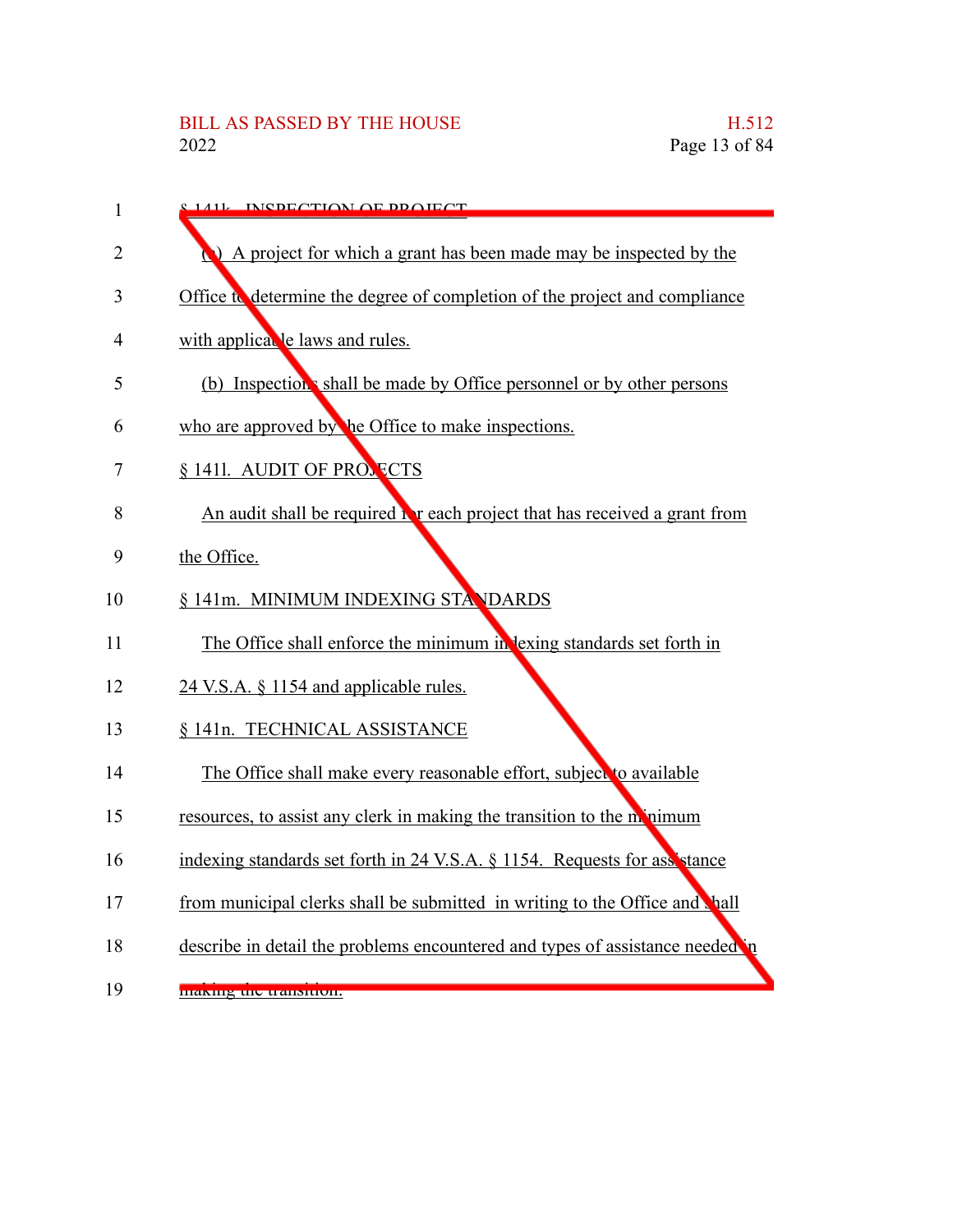§ 141k. INSPECTION OF PROJECT

(a) A project for which a grant has been made may be inspected by the Office to determine the degree of completion of the project and compliance with applicable laws and rules.

(b) Inspections shall be made by Office personnel or by other persons who are approved by the Office to make inspections.

§ 141l. AUDIT OF PROJECTS

An audit shall be required for each project that has received a grant from the Office.

§ 141m. MINIMUM INDEXING STANDARDS

The Office shall enforce the minimum indexing standards set forth in 24 V.S.A. § 1154 and applicable rules.

§ 141n. TECHNICAL ASSISTANCE

The Office shall make every reasonable effort, subject to available resources, to assist any clerk in making the transition to the minimum indexing standards set forth in 24 V.S.A. § 1154. Requests for assistance from municipal clerks shall be submitted in writing to the Office and shall describe in detail the problems encountered and types of assistance needed in making the transition.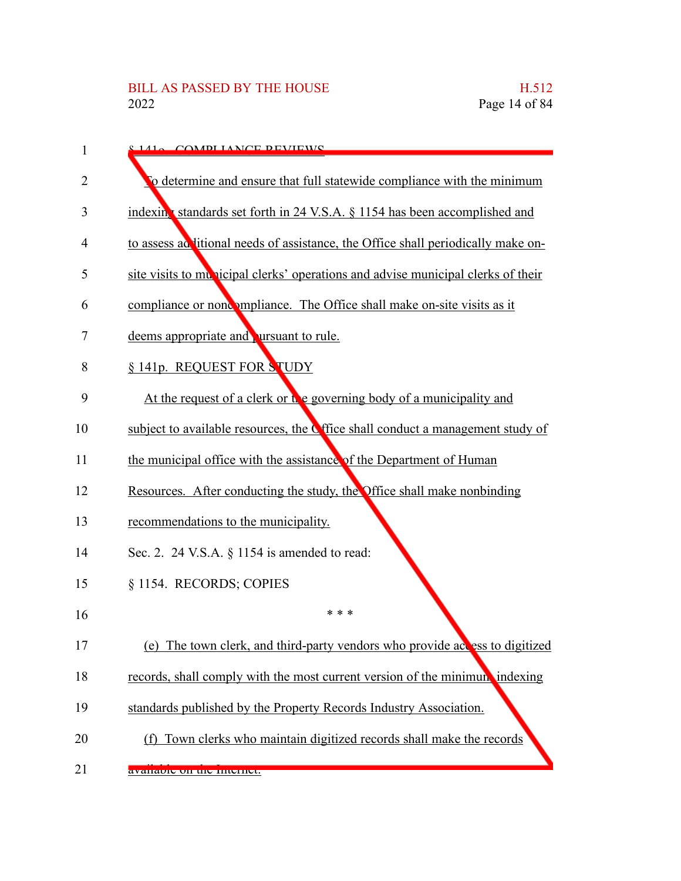§ 141o. COMPLIANCE REVIEWS

To determine and ensure that full statewide compliance with the minimum indexing standards set forth in 24 V.S.A. § 1154 has been accomplished and to assess additional needs of assistance, the Office shall periodically make on-site visits to municipal clerks' operations and advise municipal clerks of their compliance or noncompliance. The Office shall make on-site visits as it deems appropriate and pursuant to rule.

§ 141p. REQUEST FOR STUDY

At the request of a clerk or the governing body of a municipality and subject to available resources, the Office shall conduct a management study of the municipal office with the assistance of the Department of Human Resources. After conducting the study, the Office shall make nonbinding recommendations to the municipality.

Sec. 2. 24 V.S.A. § 1154 is amended to read:

§ 1154. RECORDS; COPIES

\* \* \*

(e) The town clerk, and third-party vendors who provide access to digitized records, shall comply with the most current version of the minimum indexing standards published by the Property Records Industry Association.

(f) Town clerks who maintain digitized records shall make the records available on the Internet.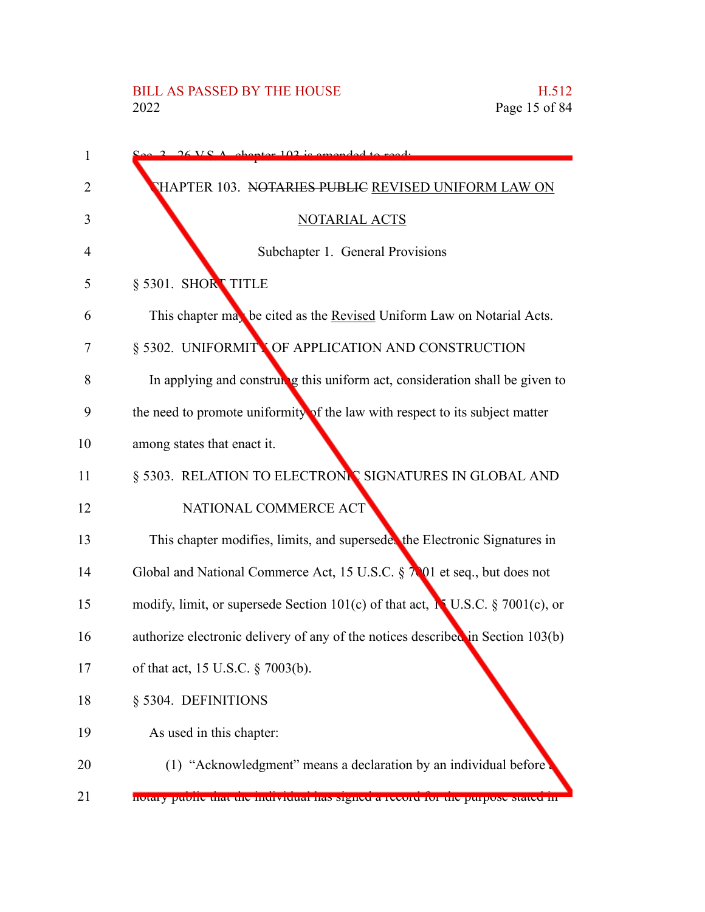Sec. 3. 26 V.S.A. chapter 103 is amended to read:

CHAPTER 103. ~~NOTARIES PUBLIC~~ REVISED UNIFORM LAW ON NOTARIAL ACTS

Subchapter 1. General Provisions

§ 5301. SHORT TITLE

This chapter may be cited as the Revised Uniform Law on Notarial Acts.

§ 5302. UNIFORMITY OF APPLICATION AND CONSTRUCTION

In applying and construing this uniform act, consideration shall be given to the need to promote uniformity of the law with respect to its subject matter among states that enact it.

§ 5303. RELATION TO ELECTRONIC SIGNATURES IN GLOBAL AND NATIONAL COMMERCE ACT

This chapter modifies, limits, and supersedes the Electronic Signatures in Global and National Commerce Act, 15 U.S.C. § 7001 et seq., but does not modify, limit, or supersede Section 101(c) of that act, 15 U.S.C. § 7001(c), or authorize electronic delivery of any of the notices described in Section 103(b) of that act, 15 U.S.C. § 7003(b).

§ 5304. DEFINITIONS

As used in this chapter:

(1) "Acknowledgment" means a declaration by an individual before a notary public that the individual has signed a record for the purpose stated in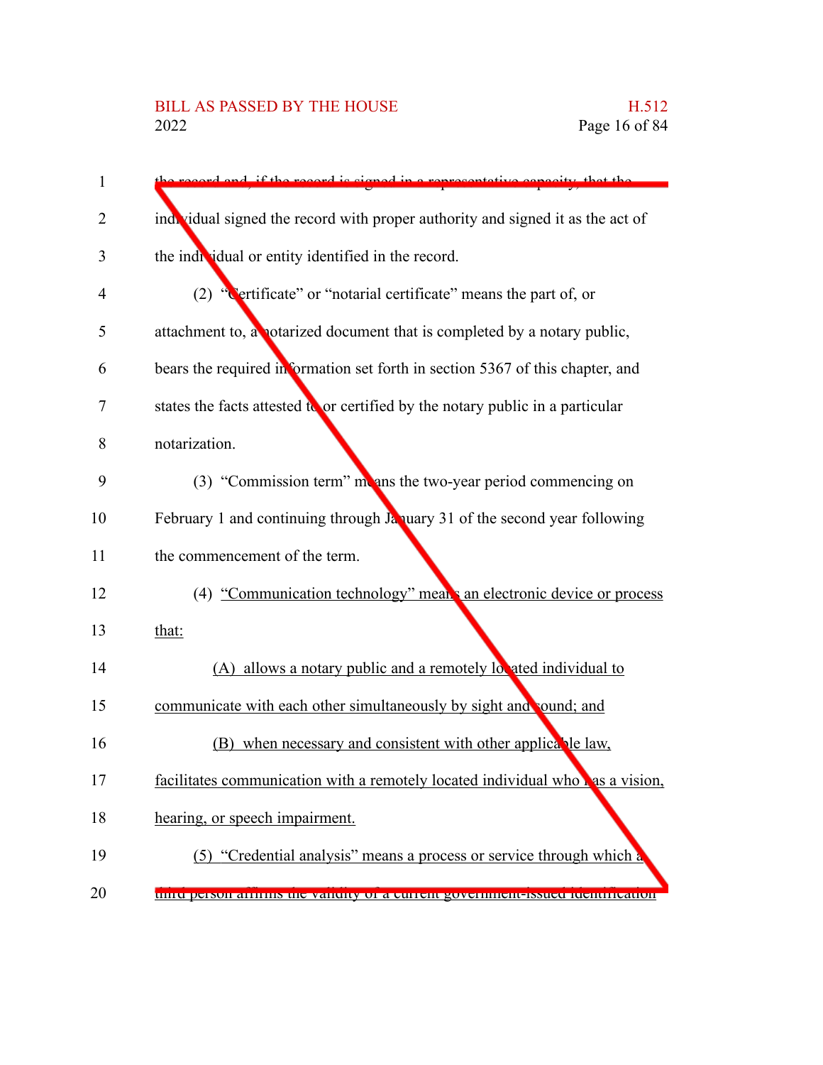the record and, if the record is signed in a representative capacity, that the individual signed the record with proper authority and signed it as the act of the individual or entity identified in the record.

(2) "Certificate" or "notarial certificate" means the part of, or attachment to, a notarized document that is completed by a notary public, bears the required information set forth in section 5367 of this chapter, and states the facts attested to or certified by the notary public in a particular notarization.

(3) "Commission term" means the two-year period commencing on February 1 and continuing through January 31 of the second year following the commencement of the term.

(4) "Communication technology" means an electronic device or process that:

(A) allows a notary public and a remotely located individual to communicate with each other simultaneously by sight and sound; and

(B) when necessary and consistent with other applicable law, facilitates communication with a remotely located individual who has a vision, hearing, or speech impairment.

(5) "Credential analysis" means a process or service through which a third person affirms the validity of a current government-issued identification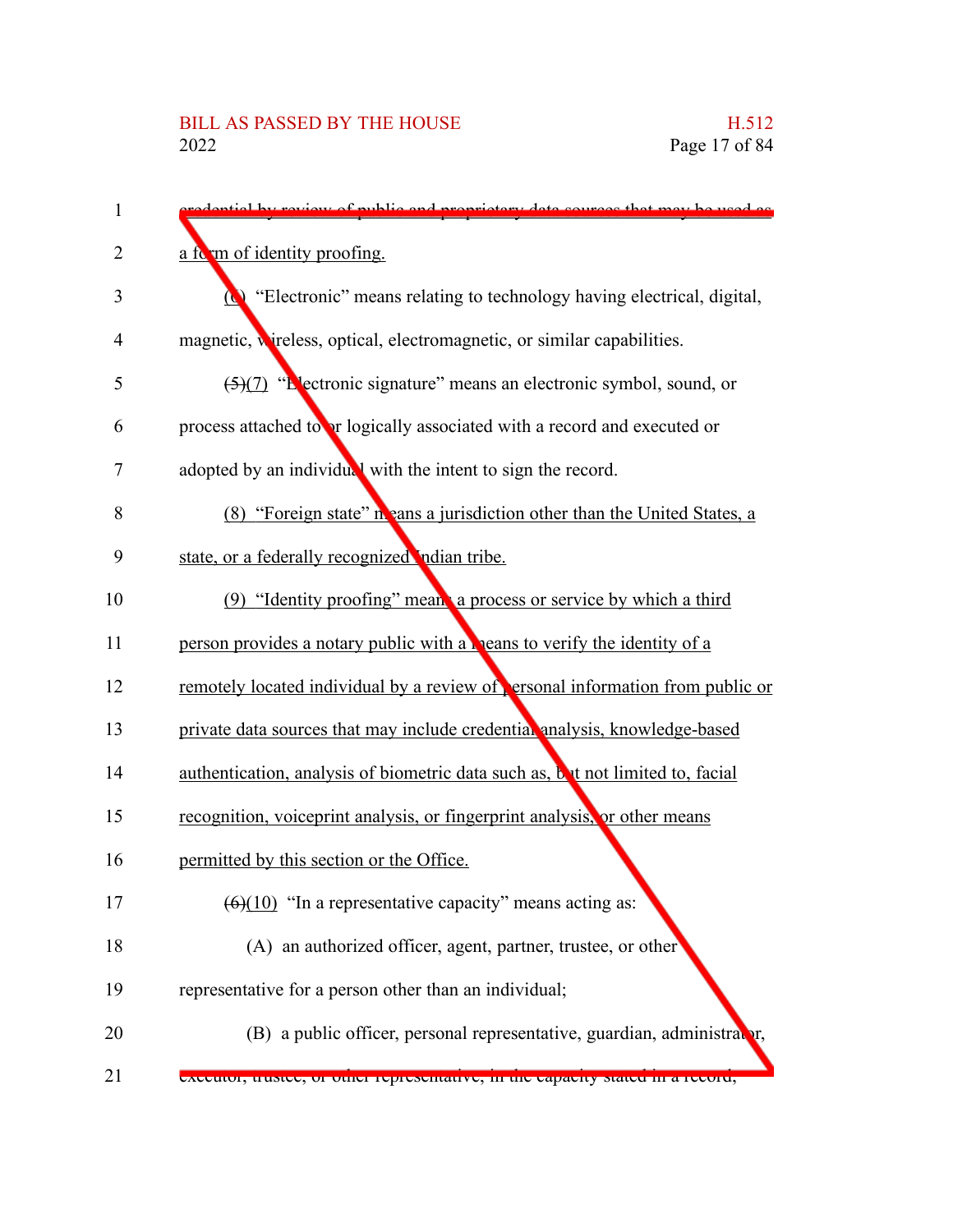credential by review of public and proprietary data sources that may be used as a form of identity proofing.

(6) "Electronic" means relating to technology having electrical, digital, magnetic, wireless, optical, electromagnetic, or similar capabilities.

~~(5)~~(7) "Electronic signature" means an electronic symbol, sound, or process attached to or logically associated with a record and executed or adopted by an individual with the intent to sign the record.

(8) "Foreign state" means a jurisdiction other than the United States, a state, or a federally recognized Indian tribe.

(9) "Identity proofing" means a process or service by which a third person provides a notary public with a means to verify the identity of a remotely located individual by a review of personal information from public or private data sources that may include credential analysis, knowledge-based authentication, analysis of biometric data such as, but not limited to, facial recognition, voiceprint analysis, or fingerprint analysis, or other means permitted by this section or the Office.

~~(6)~~(10) "In a representative capacity" means acting as:

(A) an authorized officer, agent, partner, trustee, or other representative for a person other than an individual;

(B) a public officer, personal representative, guardian, administrator, executor, trustee, or other representative, in the capacity stated in a record;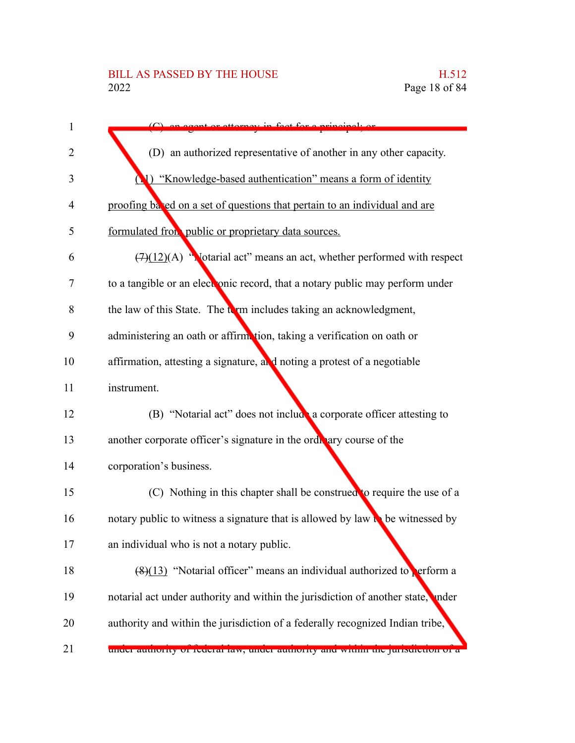(C) an agent or attorney-in-fact for a principal; or

(D) an authorized representative of another in any other capacity.

(11) "Knowledge-based authentication" means a form of identity proofing based on a set of questions that pertain to an individual and are formulated from public or proprietary data sources.

~~(7)~~(12)(A) "Notarial act" means an act, whether performed with respect to a tangible or an electronic record, that a notary public may perform under the law of this State. The term includes taking an acknowledgment, administering an oath or affirmation, taking a verification on oath or affirmation, attesting a signature, and noting a protest of a negotiable instrument.

(B) "Notarial act" does not include a corporate officer attesting to another corporate officer's signature in the ordinary course of the corporation's business.

(C) Nothing in this chapter shall be construed to require the use of a notary public to witness a signature that is allowed by law to be witnessed by an individual who is not a notary public.

~~(8)~~(13) "Notarial officer" means an individual authorized to perform a notarial act under authority and within the jurisdiction of another state, under authority and within the jurisdiction of a federally recognized Indian tribe, under authority of federal law, under authority and within the jurisdiction of a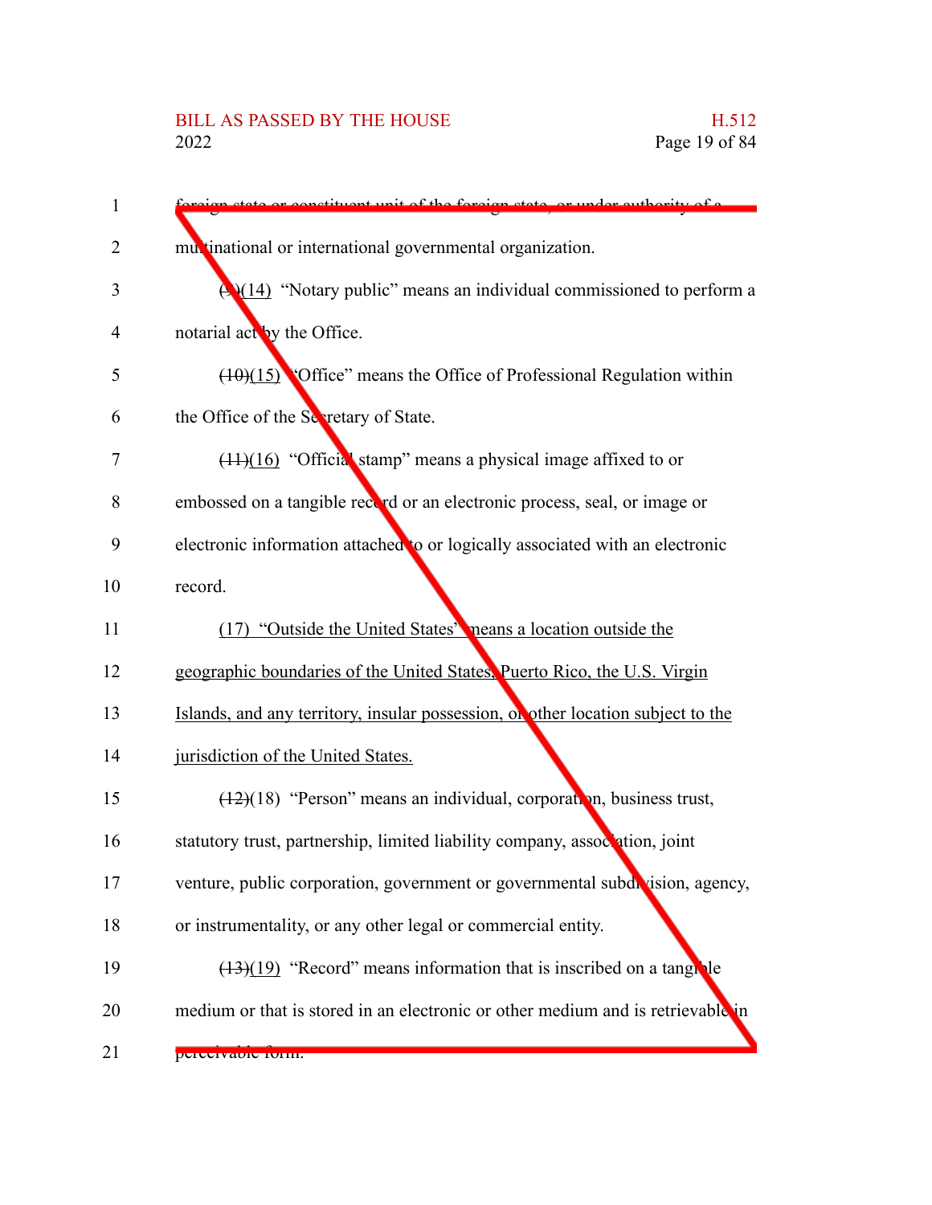foreign state or constituent unit of the foreign state, or under authority of a multinational or international governmental organization.

~~(9)~~(14) "Notary public" means an individual commissioned to perform a notarial act by the Office.

~~(10)~~(15) "Office" means the Office of Professional Regulation within the Office of the Secretary of State.

~~(11)~~(16) "Official stamp" means a physical image affixed to or embossed on a tangible record or an electronic process, seal, or image or electronic information attached to or logically associated with an electronic record.

(17) "Outside the United States" means a location outside the geographic boundaries of the United States, Puerto Rico, the U.S. Virgin Islands, and any territory, insular possession, or other location subject to the jurisdiction of the United States.

~~(12)~~(18) "Person" means an individual, corporation, business trust, statutory trust, partnership, limited liability company, association, joint venture, public corporation, government or governmental subdivision, agency, or instrumentality, or any other legal or commercial entity.

~~(13)~~(19) "Record" means information that is inscribed on a tangible medium or that is stored in an electronic or other medium and is retrievable in perceivable form.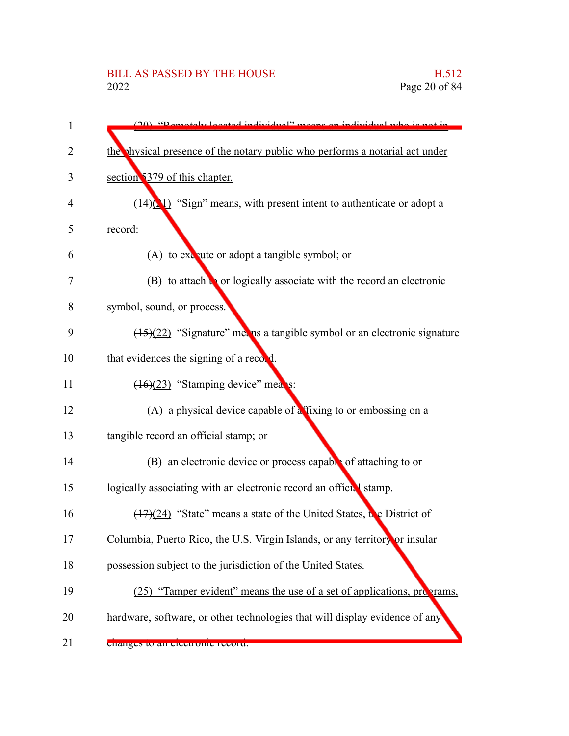(20) "Remotely located individual" means an individual who is not in the physical presence of the notary public who performs a notarial act under section 5379 of this chapter.

~~(14)~~(21) "Sign" means, with present intent to authenticate or adopt a record:

(A) to execute or adopt a tangible symbol; or

(B) to attach to or logically associate with the record an electronic symbol, sound, or process.

~~(15)~~(22) "Signature" means a tangible symbol or an electronic signature that evidences the signing of a record.

~~(16)~~(23) "Stamping device" means:

(A) a physical device capable of affixing to or embossing on a tangible record an official stamp; or

(B) an electronic device or process capable of attaching to or logically associating with an electronic record an official stamp.

~~(17)~~(24) "State" means a state of the United States, the District of Columbia, Puerto Rico, the U.S. Virgin Islands, or any territory or insular possession subject to the jurisdiction of the United States.

(25) "Tamper evident" means the use of a set of applications, programs, hardware, software, or other technologies that will display evidence of any changes to an electronic record.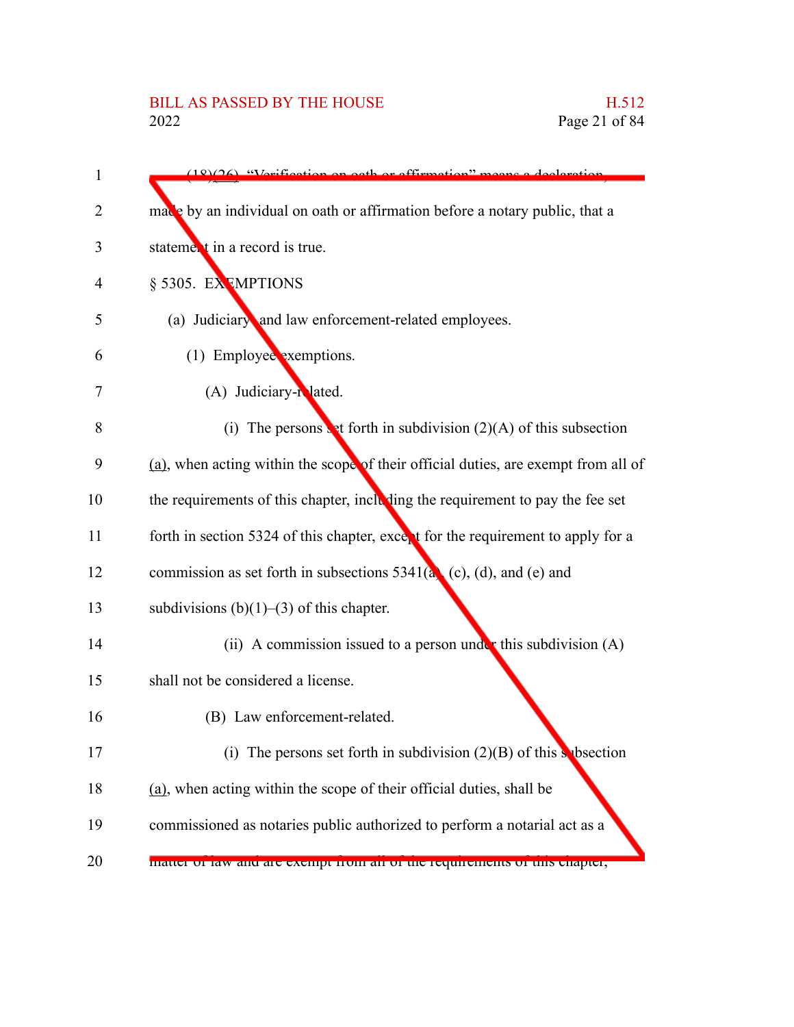(18)(26) "Verification on oath or affirmation" means a declaration, made by an individual on oath or affirmation before a notary public, that a statement in a record is true.

§ 5305. EXEMPTIONS

(a) Judiciary- and law enforcement-related employees.

(1) Employee exemptions.

(A) Judiciary-related.

(i) The persons set forth in subdivision (2)(A) of this subsection (a), when acting within the scope of their official duties, are exempt from all of the requirements of this chapter, including the requirement to pay the fee set forth in section 5324 of this chapter, except for the requirement to apply for a commission as set forth in subsections 5341(a), (c), (d), and (e) and subdivisions (b)(1)–(3) of this chapter.

(ii) A commission issued to a person under this subdivision (A) shall not be considered a license.

(B) Law enforcement-related.

(i) The persons set forth in subdivision (2)(B) of this subsection (a), when acting within the scope of their official duties, shall be commissioned as notaries public authorized to perform a notarial act as a matter of law and are exempt from all of the requirements of this chapter,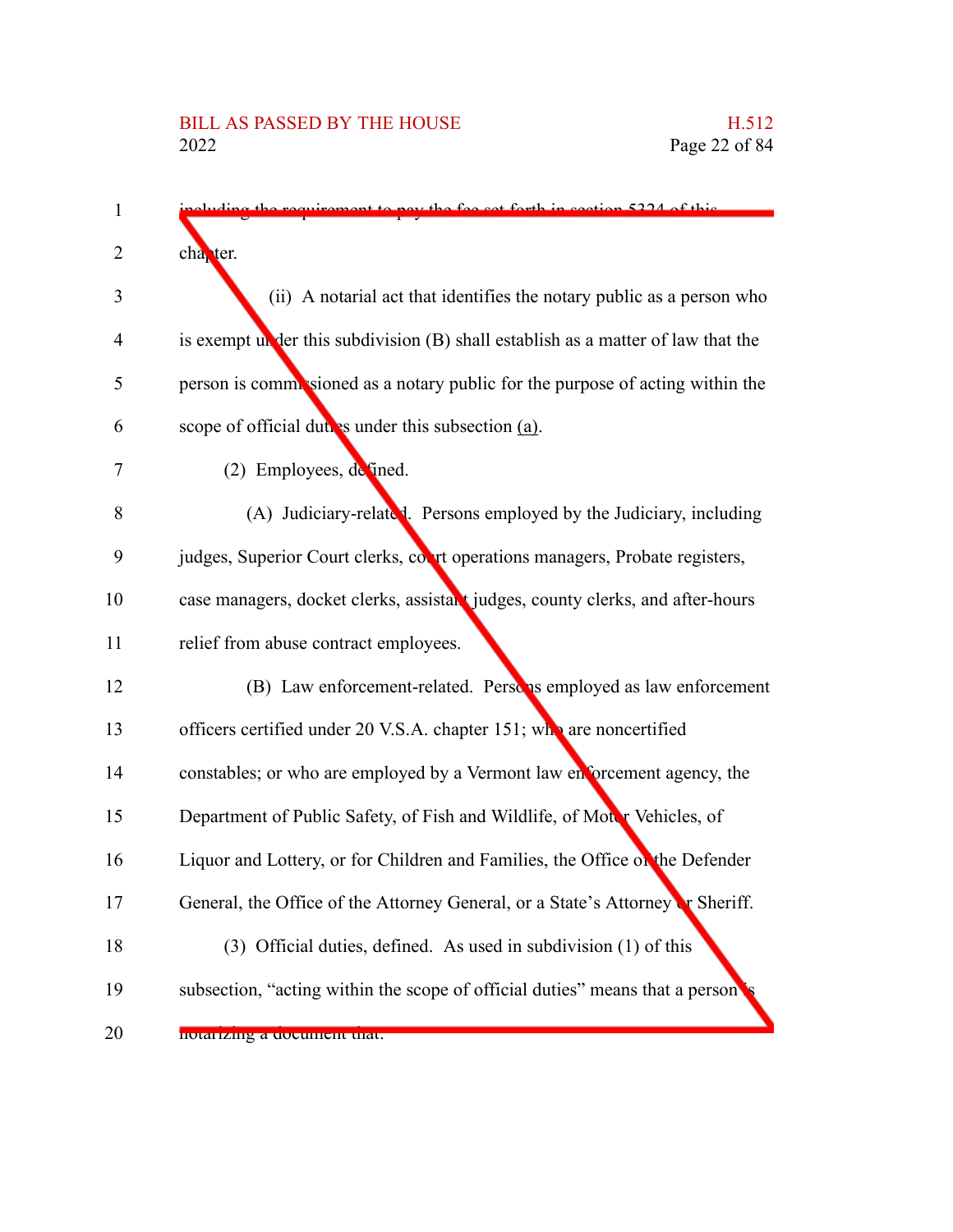including the requirement to pay the fee set forth in section 5324 of this chapter.

(ii) A notarial act that identifies the notary public as a person who is exempt under this subdivision (B) shall establish as a matter of law that the person is commissioned as a notary public for the purpose of acting within the scope of official duties under this subsection (a).

(2) Employees, defined.

(A) Judiciary-related. Persons employed by the Judiciary, including judges, Superior Court clerks, court operations managers, Probate registers, case managers, docket clerks, assistant judges, county clerks, and after-hours relief from abuse contract employees.

(B) Law enforcement-related. Persons employed as law enforcement officers certified under 20 V.S.A. chapter 151; who are noncertified constables; or who are employed by a Vermont law enforcement agency, the Department of Public Safety, of Fish and Wildlife, of Motor Vehicles, of Liquor and Lottery, or for Children and Families, the Office of the Defender General, the Office of the Attorney General, or a State's Attorney or Sheriff.

(3) Official duties, defined. As used in subdivision (1) of this subsection, "acting within the scope of official duties" means that a person is notarizing a document that: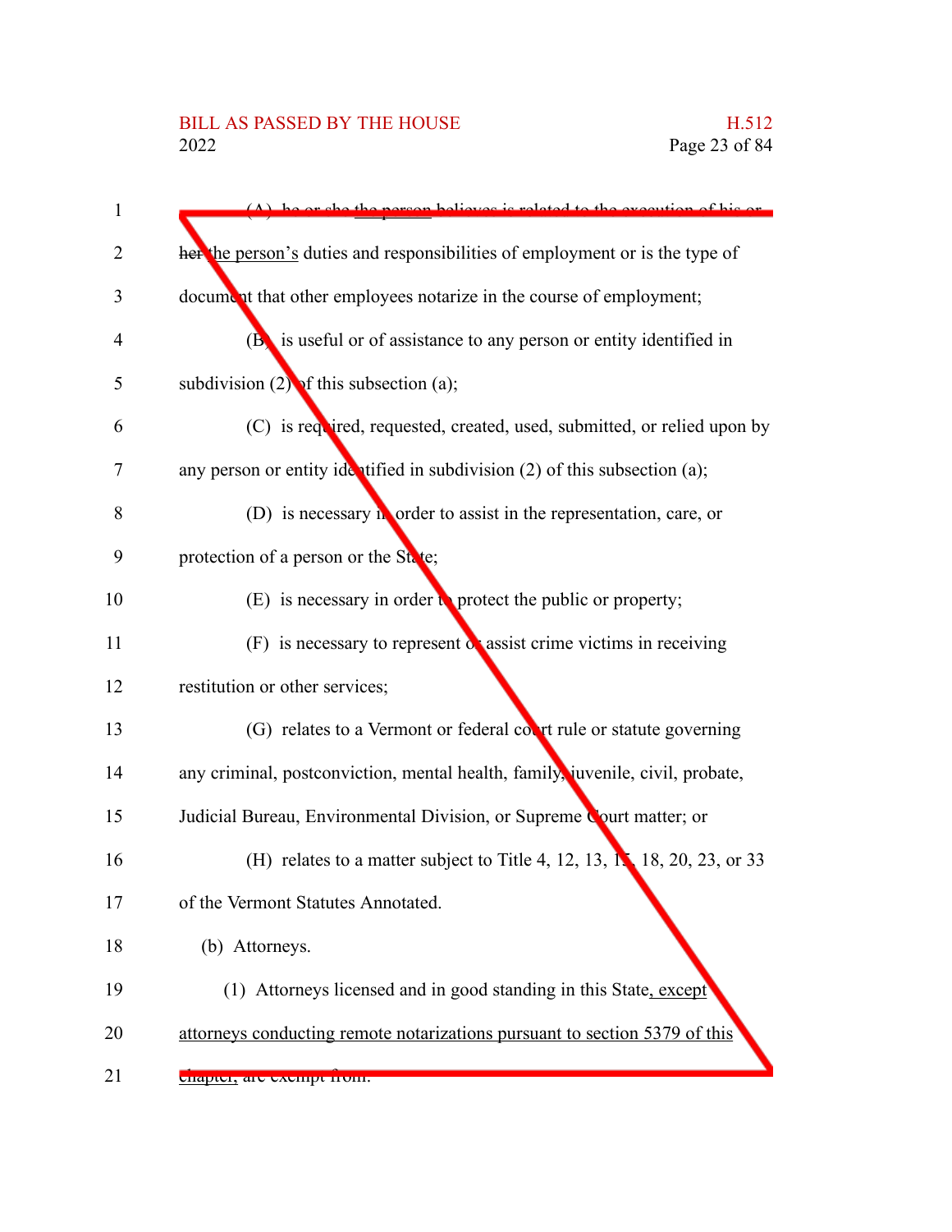(A) ~~he or she~~ the person believes is related to the execution of ~~his or her~~ the person's duties and responsibilities of employment or is the type of document that other employees notarize in the course of employment;

(B) is useful or of assistance to any person or entity identified in subdivision (2) of this subsection (a);

(C) is required, requested, created, used, submitted, or relied upon by any person or entity identified in subdivision (2) of this subsection (a);

(D) is necessary in order to assist in the representation, care, or protection of a person or the State;

(E) is necessary in order to protect the public or property;

(F) is necessary to represent or assist crime victims in receiving restitution or other services;

(G) relates to a Vermont or federal court rule or statute governing any criminal, postconviction, mental health, family, juvenile, civil, probate, Judicial Bureau, Environmental Division, or Supreme Court matter; or

(H) relates to a matter subject to Title 4, 12, 13, 15, 18, 20, 23, or 33 of the Vermont Statutes Annotated.

(b) Attorneys.

(1) Attorneys licensed and in good standing in this State, except attorneys conducting remote notarizations pursuant to section 5379 of this chapter, are exempt from: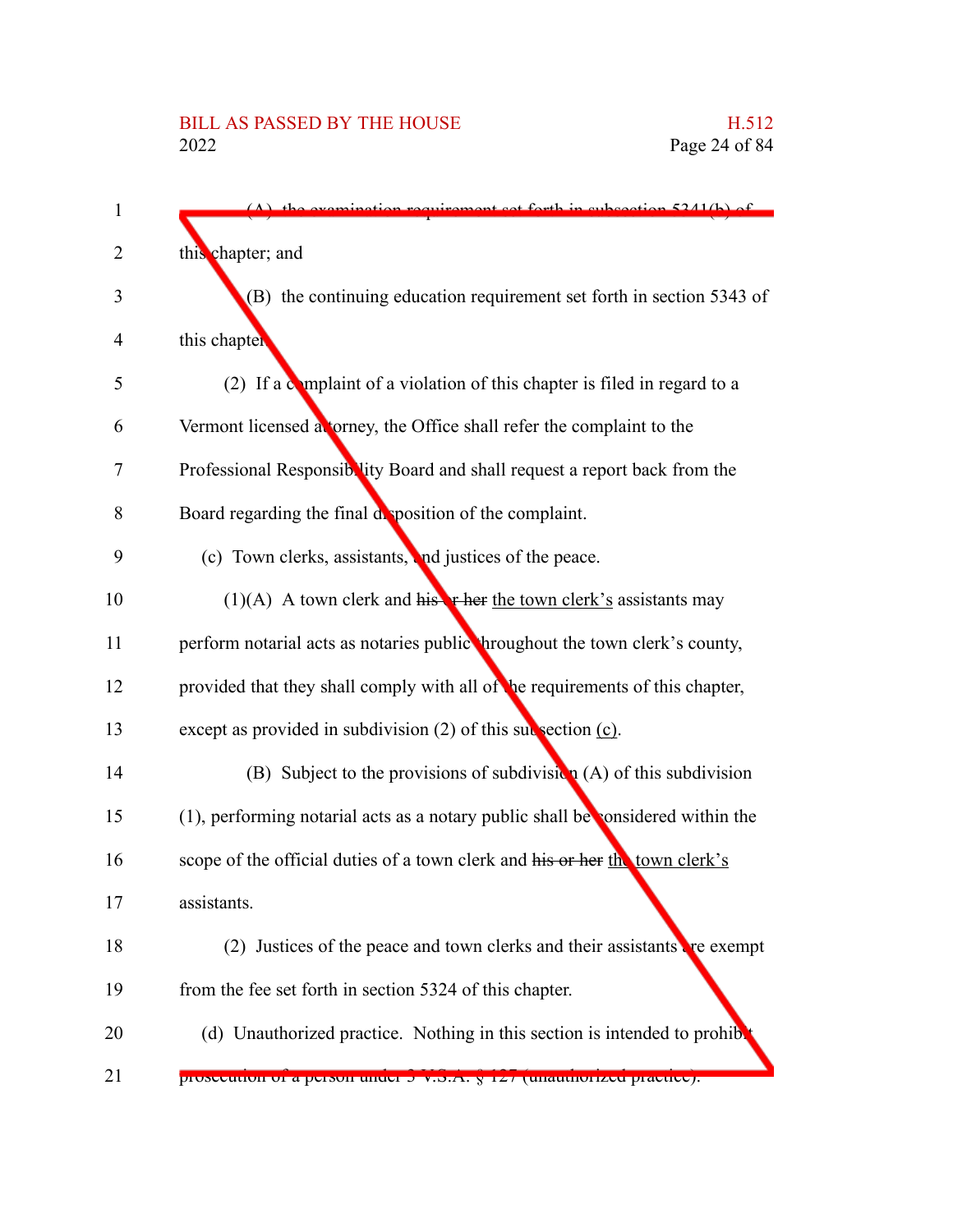(A) the examination requirement set forth in subsection 5341(b) of this chapter; and

(B) the continuing education requirement set forth in section 5343 of this chapter.

(2) If a complaint of a violation of this chapter is filed in regard to a Vermont licensed attorney, the Office shall refer the complaint to the Professional Responsibility Board and shall request a report back from the Board regarding the final disposition of the complaint.

(c) Town clerks, assistants, and justices of the peace.

(1)(A) A town clerk and ~~his or her~~ the town clerk's assistants may perform notarial acts as notaries public throughout the town clerk's county, provided that they shall comply with all of the requirements of this chapter, except as provided in subdivision (2) of this subsection (c).

(B) Subject to the provisions of subdivision (A) of this subdivision (1), performing notarial acts as a notary public shall be considered within the scope of the official duties of a town clerk and ~~his or her~~ the town clerk's assistants.

(2) Justices of the peace and town clerks and their assistants are exempt from the fee set forth in section 5324 of this chapter.

(d) Unauthorized practice. Nothing in this section is intended to prohibit prosecution of a person under 3 V.S.A. § 127 (unauthorized practice).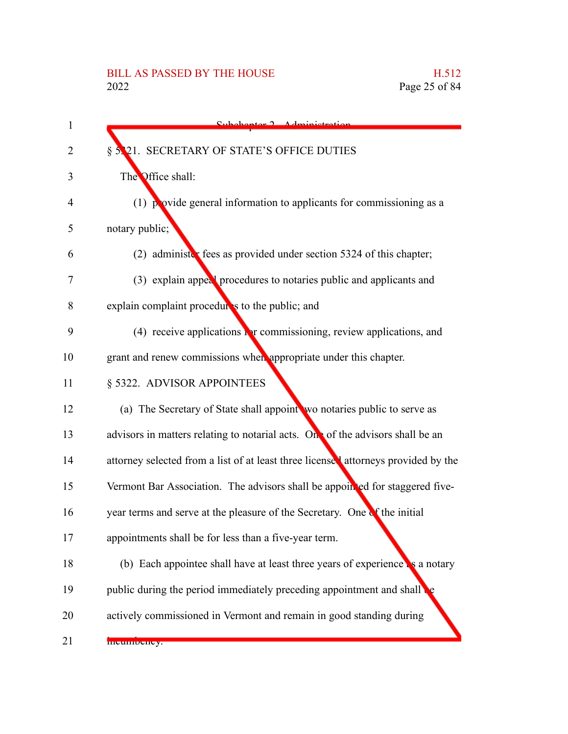Subchapter 2. Administration

§ 5321. SECRETARY OF STATE'S OFFICE DUTIES

The Office shall:

(1) provide general information to applicants for commissioning as a notary public;

(2) administer fees as provided under section 5324 of this chapter;

(3) explain appeal procedures to notaries public and applicants and explain complaint procedures to the public; and

(4) receive applications for commissioning, review applications, and grant and renew commissions when appropriate under this chapter.

§ 5322. ADVISOR APPOINTEES

(a) The Secretary of State shall appoint two notaries public to serve as advisors in matters relating to notarial acts. One of the advisors shall be an attorney selected from a list of at least three licensed attorneys provided by the Vermont Bar Association. The advisors shall be appointed for staggered five-year terms and serve at the pleasure of the Secretary. One of the initial appointments shall be for less than a five-year term.

(b) Each appointee shall have at least three years of experience as a notary public during the period immediately preceding appointment and shall be actively commissioned in Vermont and remain in good standing during incumbency.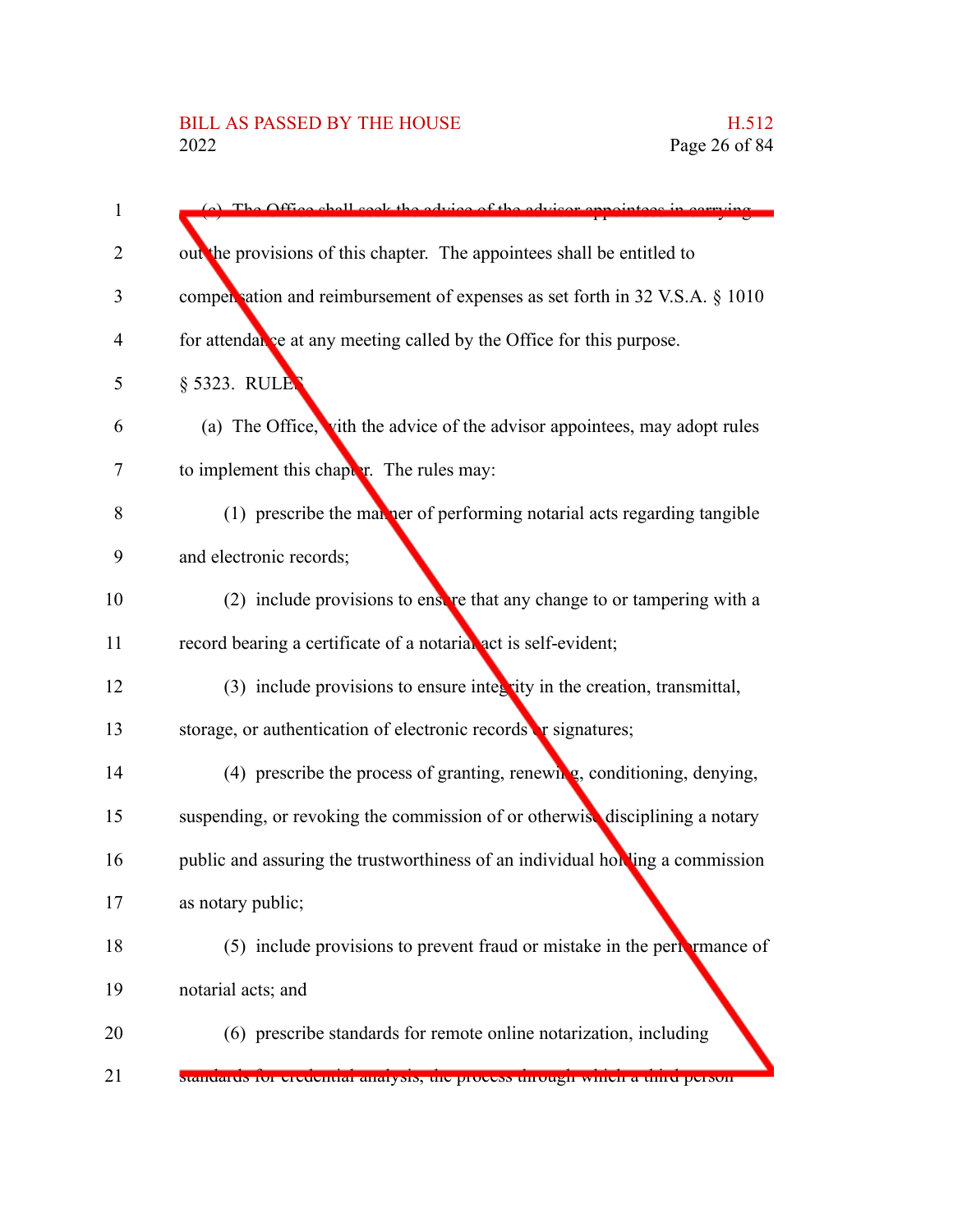(c) The Office shall seek the advice of the advisor appointees in carrying out the provisions of this chapter. The appointees shall be entitled to compensation and reimbursement of expenses as set forth in 32 V.S.A. § 1010 for attendance at any meeting called by the Office for this purpose.

§ 5323. RULES

(a) The Office, with the advice of the advisor appointees, may adopt rules to implement this chapter. The rules may:

(1) prescribe the manner of performing notarial acts regarding tangible and electronic records;

(2) include provisions to ensure that any change to or tampering with a record bearing a certificate of a notarial act is self-evident;

(3) include provisions to ensure integrity in the creation, transmittal, storage, or authentication of electronic records or signatures;

(4) prescribe the process of granting, renewing, conditioning, denying, suspending, or revoking the commission of or otherwise disciplining a notary public and assuring the trustworthiness of an individual holding a commission as notary public;

(5) include provisions to prevent fraud or mistake in the performance of notarial acts; and

(6) prescribe standards for remote online notarization, including standards for credential analysis, the process through which a third person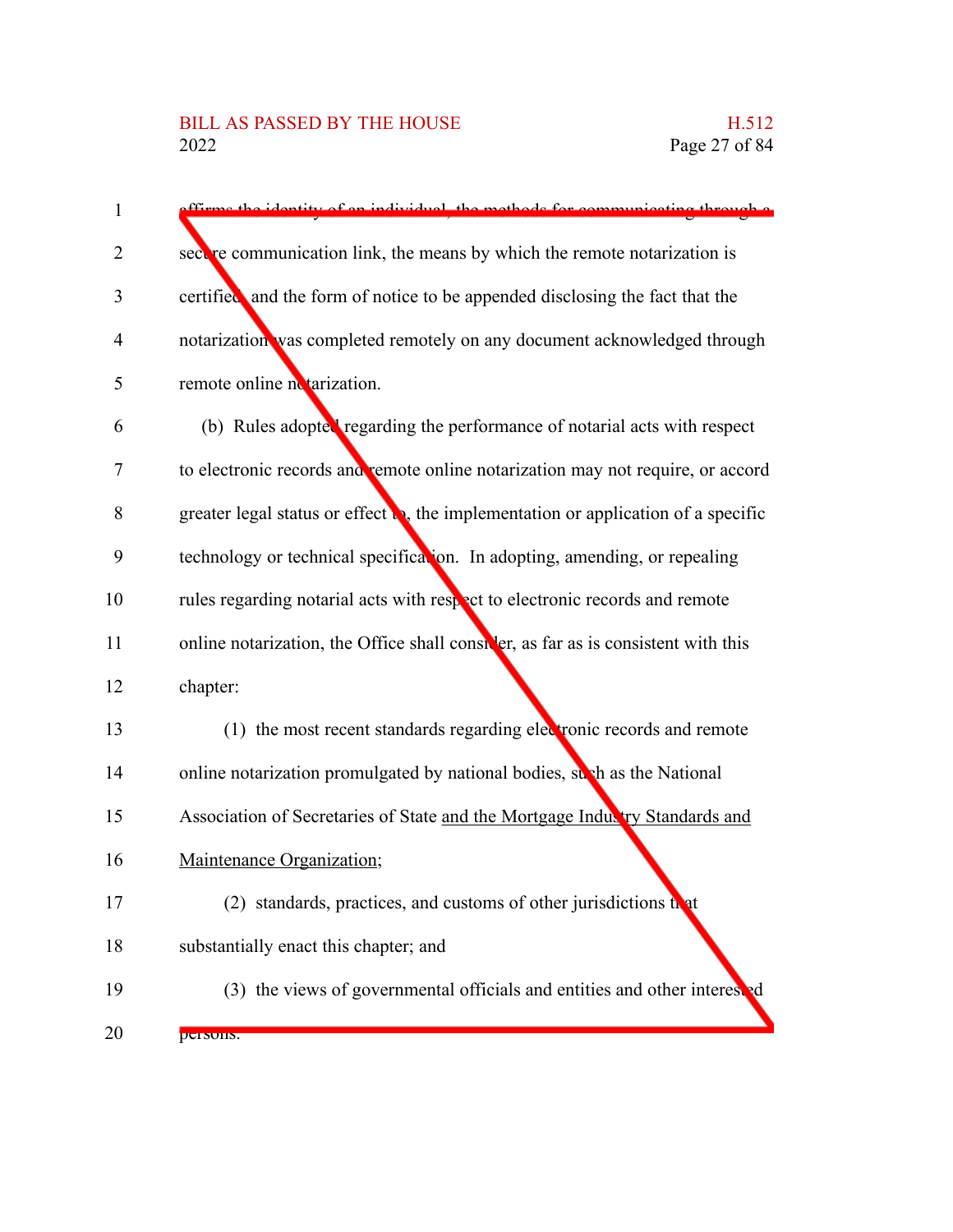affirms the identity of an individual, the methods for communicating through a secure communication link, the means by which the remote notarization is certified, and the form of notice to be appended disclosing the fact that the notarization was completed remotely on any document acknowledged through remote online notarization.

(b) Rules adopted regarding the performance of notarial acts with respect to electronic records and remote online notarization may not require, or accord greater legal status or effect to, the implementation or application of a specific technology or technical specification. In adopting, amending, or repealing rules regarding notarial acts with respect to electronic records and remote online notarization, the Office shall consider, as far as is consistent with this chapter:

(1) the most recent standards regarding electronic records and remote online notarization promulgated by national bodies, such as the National Association of Secretaries of State <u>and the Mortgage Industry Standards and Maintenance Organization</u>;

(2) standards, practices, and customs of other jurisdictions that substantially enact this chapter; and

(3) the views of governmental officials and entities and other interested persons.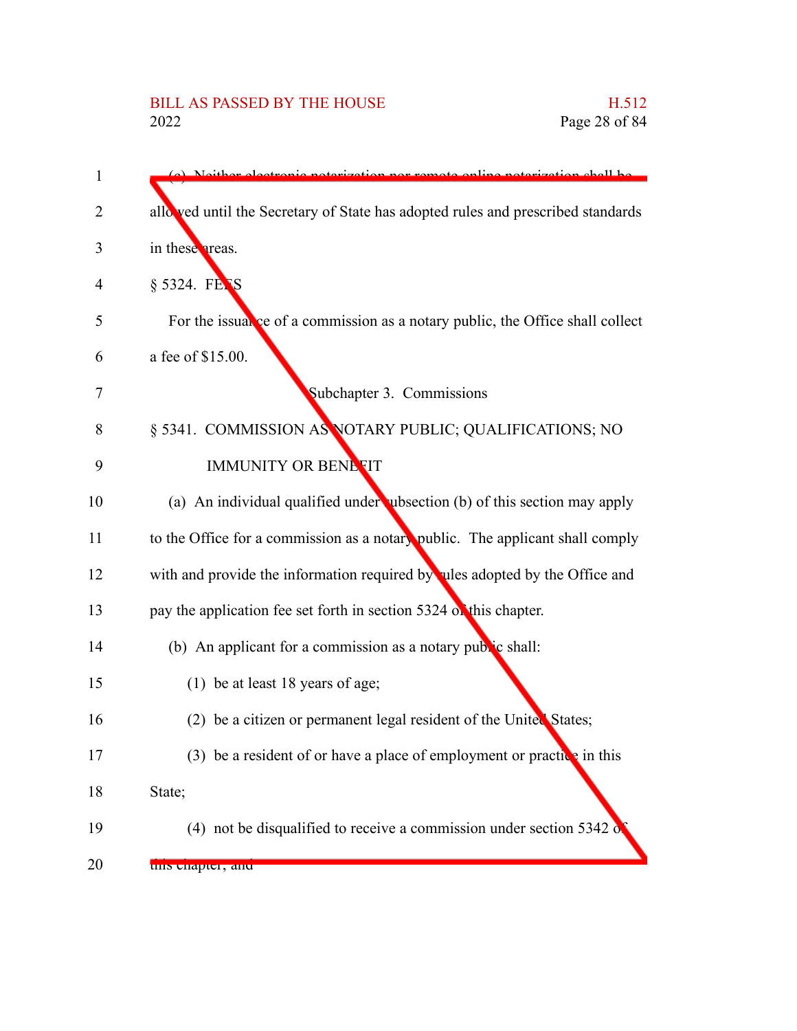(c) Neither electronic notarization nor remote online notarization shall be allowed until the Secretary of State has adopted rules and prescribed standards in these areas.

§ 5324. FEES

For the issuance of a commission as a notary public, the Office shall collect a fee of $15.00.

Subchapter 3. Commissions

§ 5341. COMMISSION AS NOTARY PUBLIC; QUALIFICATIONS; NO IMMUNITY OR BENEFIT

(a) An individual qualified under subsection (b) of this section may apply to the Office for a commission as a notary public. The applicant shall comply with and provide the information required by rules adopted by the Office and pay the application fee set forth in section 5324 of this chapter.

(b) An applicant for a commission as a notary public shall:

(1) be at least 18 years of age;

(2) be a citizen or permanent legal resident of the United States;

(3) be a resident of or have a place of employment or practice in this State;

(4) not be disqualified to receive a commission under section 5342 of this chapter; and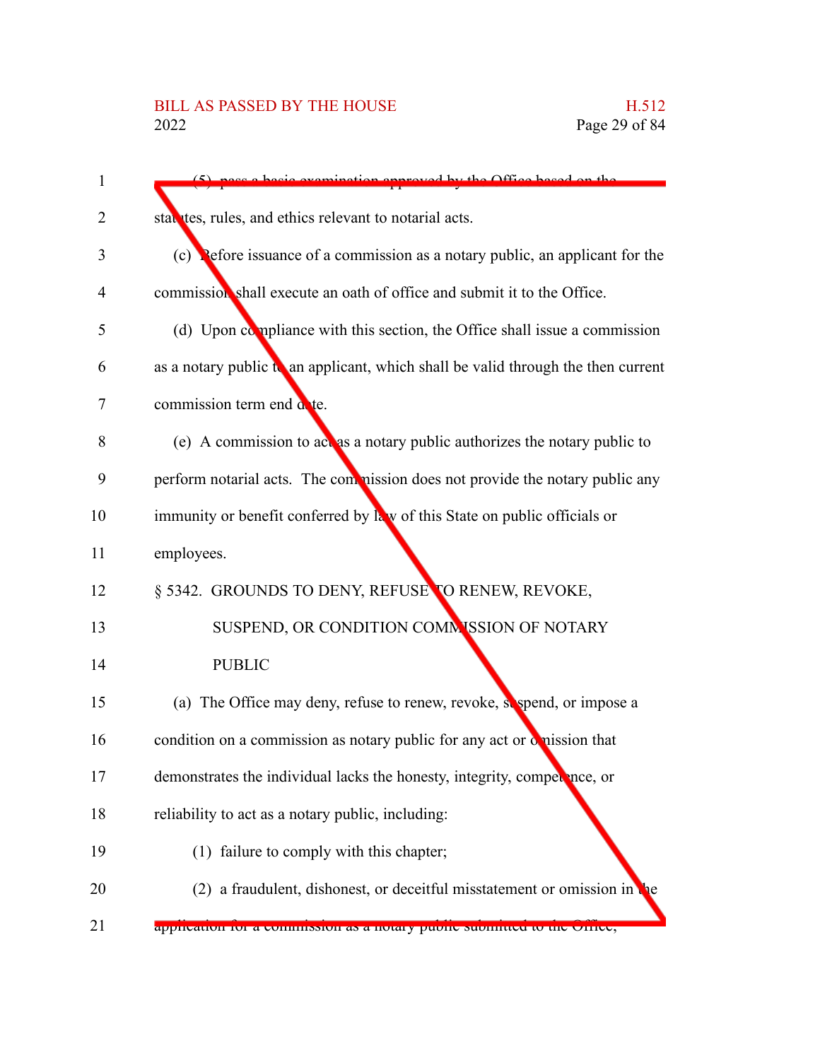(5) pass a basic examination approved by the Office based on the statutes, rules, and ethics relevant to notarial acts.

(c) Before issuance of a commission as a notary public, an applicant for the commission shall execute an oath of office and submit it to the Office.

(d) Upon compliance with this section, the Office shall issue a commission as a notary public to an applicant, which shall be valid through the then current commission term end date.

(e) A commission to act as a notary public authorizes the notary public to perform notarial acts. The commission does not provide the notary public any immunity or benefit conferred by law of this State on public officials or employees.

§ 5342. GROUNDS TO DENY, REFUSE TO RENEW, REVOKE, SUSPEND, OR CONDITION COMMISSION OF NOTARY PUBLIC

(a) The Office may deny, refuse to renew, revoke, suspend, or impose a condition on a commission as notary public for any act or omission that demonstrates the individual lacks the honesty, integrity, competence, or reliability to act as a notary public, including:

(1) failure to comply with this chapter;

(2) a fraudulent, dishonest, or deceitful misstatement or omission in the application for a commission as a notary public submitted to the Office;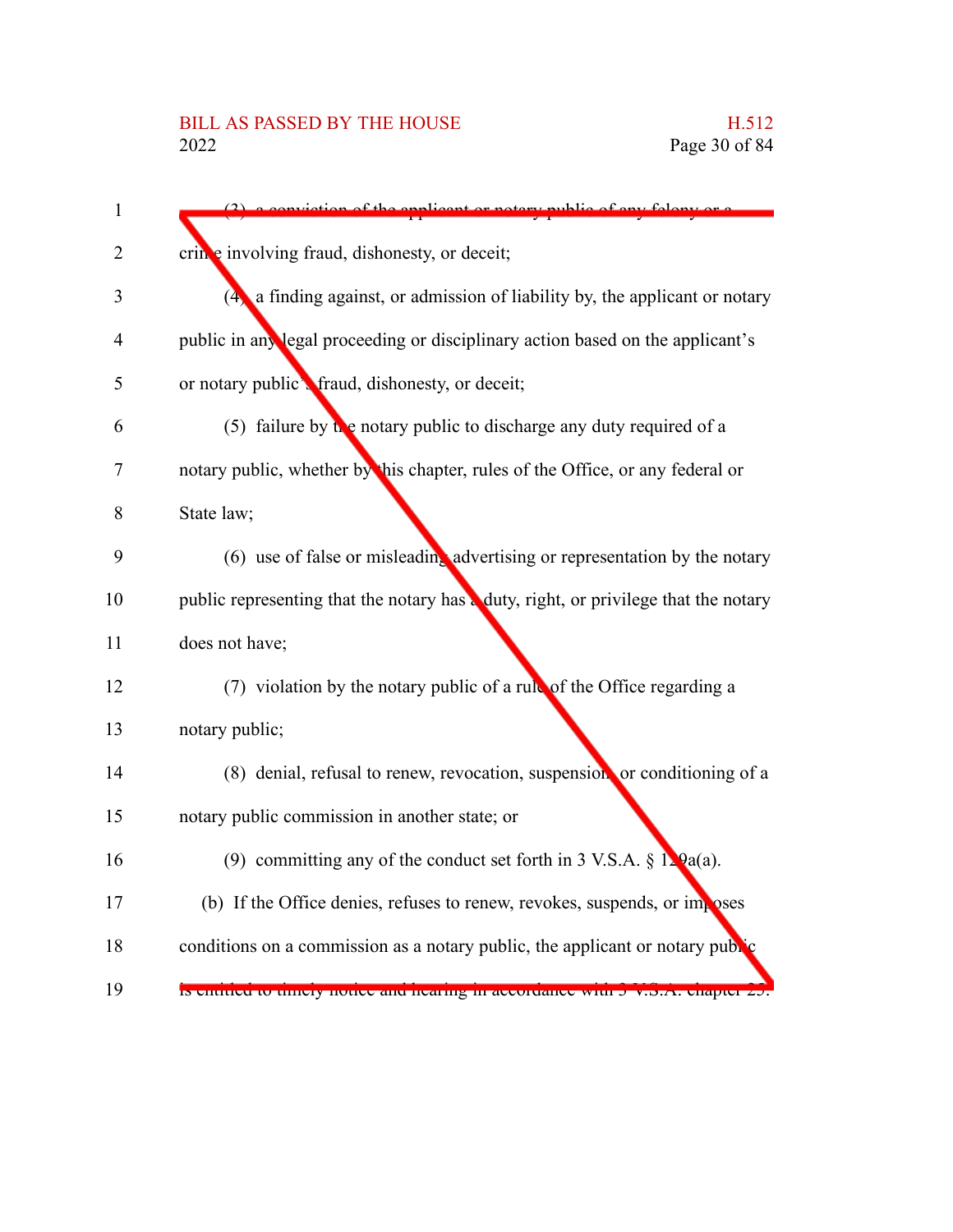(3) a conviction of the applicant or notary public of any felony or a crime involving fraud, dishonesty, or deceit;

(4) a finding against, or admission of liability by, the applicant or notary public in any legal proceeding or disciplinary action based on the applicant's or notary public's fraud, dishonesty, or deceit;

(5) failure by the notary public to discharge any duty required of a notary public, whether by this chapter, rules of the Office, or any federal or State law;

(6) use of false or misleading advertising or representation by the notary public representing that the notary has a duty, right, or privilege that the notary does not have;

(7) violation by the notary public of a rule of the Office regarding a notary public;

(8) denial, refusal to renew, revocation, suspension, or conditioning of a notary public commission in another state; or

(9) committing any of the conduct set forth in 3 V.S.A. § 129a(a).

(b) If the Office denies, refuses to renew, revokes, suspends, or imposes conditions on a commission as a notary public, the applicant or notary public is entitled to timely notice and hearing in accordance with 3 V.S.A. chapter 25.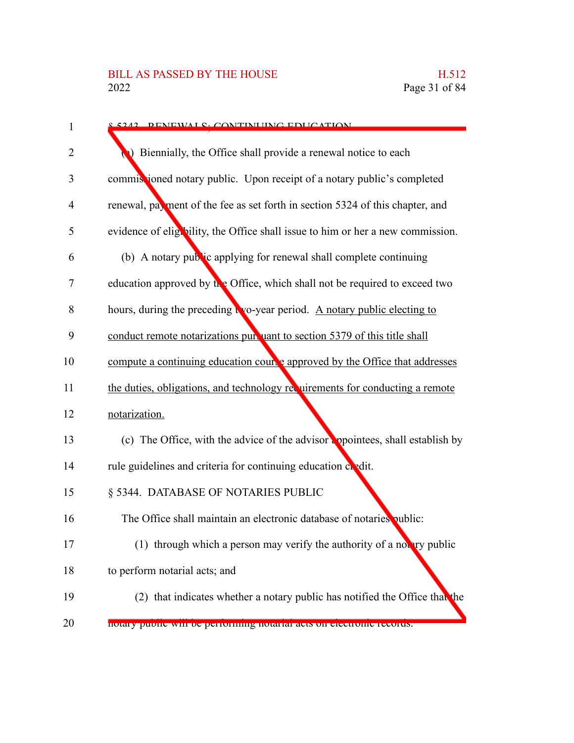§ 5343. RENEWALS; CONTINUING EDUCATION

(a) Biennially, the Office shall provide a renewal notice to each commissioned notary public. Upon receipt of a notary public's completed renewal, payment of the fee as set forth in section 5324 of this chapter, and evidence of eligibility, the Office shall issue to him or her a new commission.

(b) A notary public applying for renewal shall complete continuing education approved by the Office, which shall not be required to exceed two hours, during the preceding two-year period. A notary public electing to conduct remote notarizations pursuant to section 5379 of this title shall compute a continuing education course approved by the Office that addresses the duties, obligations, and technology requirements for conducting a remote notarization.

(c) The Office, with the advice of the advisor appointees, shall establish by rule guidelines and criteria for continuing education credit.

§ 5344. DATABASE OF NOTARIES PUBLIC

The Office shall maintain an electronic database of notaries public:

(1) through which a person may verify the authority of a notary public to perform notarial acts; and

(2) that indicates whether a notary public has notified the Office that the notary public will be performing notarial acts on electronic records.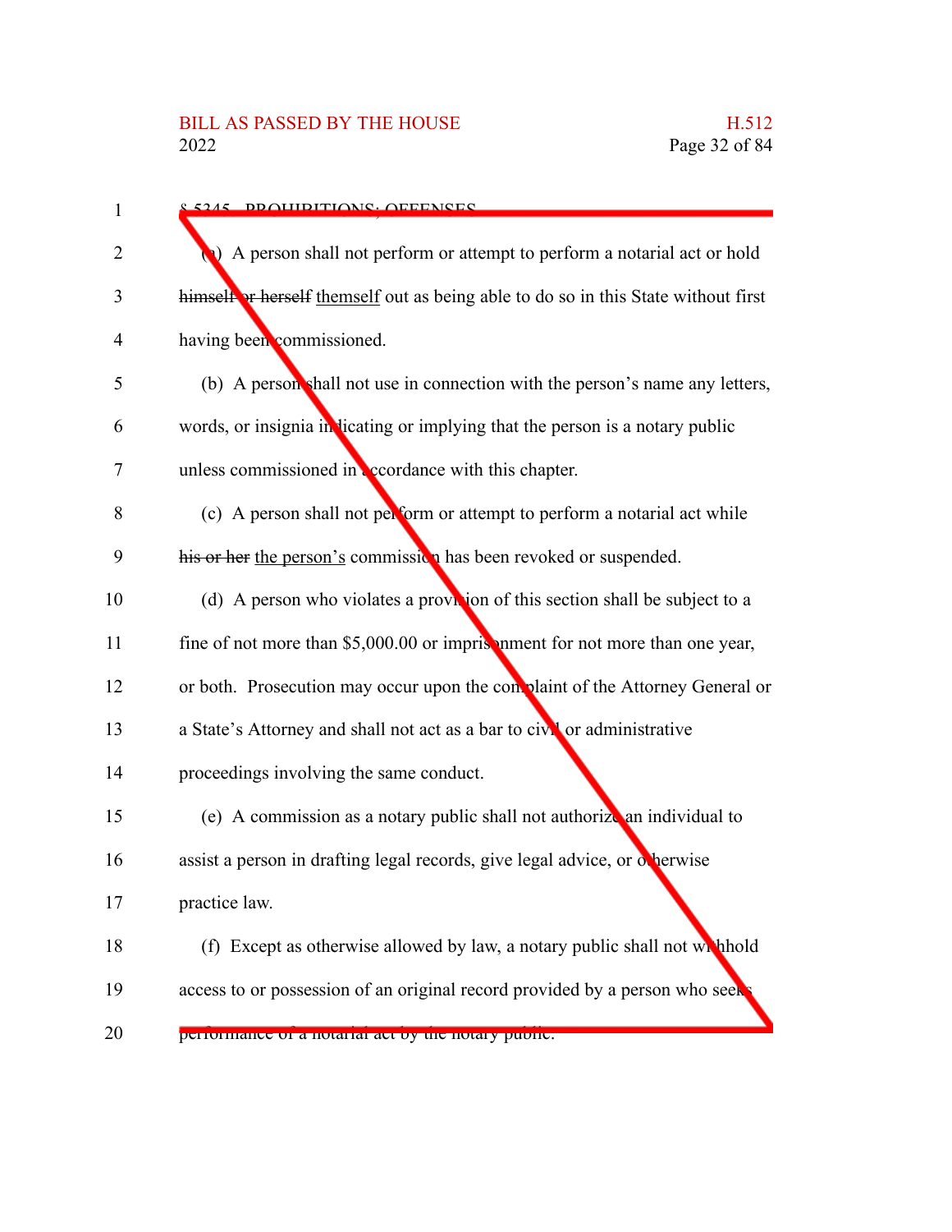§ 5345. PROHIBITIONS; OFFENSES

(a) A person shall not perform or attempt to perform a notarial act or hold ~~himself or herself~~ themself out as being able to do so in this State without first having been commissioned.

(b) A person shall not use in connection with the person's name any letters, words, or insignia indicating or implying that the person is a notary public unless commissioned in accordance with this chapter.

(c) A person shall not perform or attempt to perform a notarial act while ~~his or her~~ the person's commission has been revoked or suspended.

(d) A person who violates a provision of this section shall be subject to a fine of not more than $5,000.00 or imprisonment for not more than one year, or both. Prosecution may occur upon the complaint of the Attorney General or a State's Attorney and shall not act as a bar to civil or administrative proceedings involving the same conduct.

(e) A commission as a notary public shall not authorize an individual to assist a person in drafting legal records, give legal advice, or otherwise practice law.

(f) Except as otherwise allowed by law, a notary public shall not withhold access to or possession of an original record provided by a person who seeks performance of a notarial act by the notary public.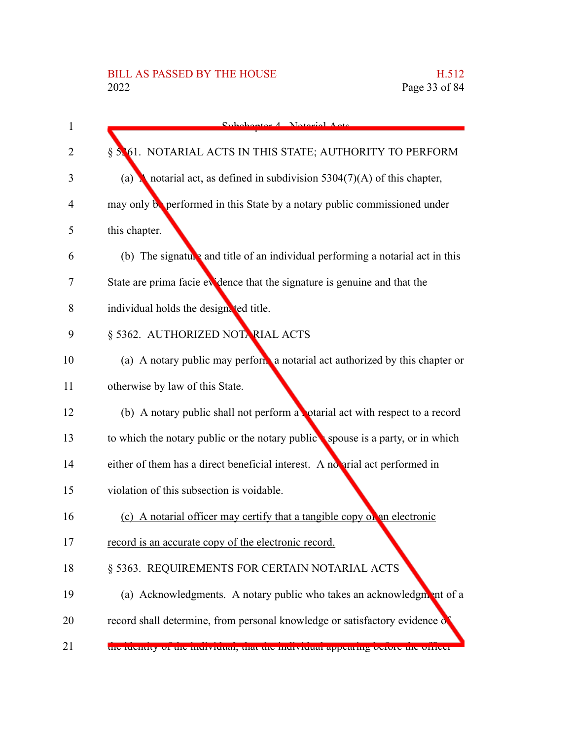Subchapter 4. Notarial Acts

§ 5361. NOTARIAL ACTS IN THIS STATE; AUTHORITY TO PERFORM

(a) A notarial act, as defined in subdivision 5304(7)(A) of this chapter, may only be performed in this State by a notary public commissioned under this chapter.

(b) The signature and title of an individual performing a notarial act in this State are prima facie evidence that the signature is genuine and that the individual holds the designated title.

§ 5362. AUTHORIZED NOTARIAL ACTS

(a) A notary public may perform a notarial act authorized by this chapter or otherwise by law of this State.

(b) A notary public shall not perform a notarial act with respect to a record to which the notary public or the notary public's spouse is a party, or in which either of them has a direct beneficial interest. A notarial act performed in violation of this subsection is voidable.

(c) A notarial officer may certify that a tangible copy of an electronic record is an accurate copy of the electronic record.

§ 5363. REQUIREMENTS FOR CERTAIN NOTARIAL ACTS

(a) Acknowledgments. A notary public who takes an acknowledgment of a record shall determine, from personal knowledge or satisfactory evidence of the identity of the individual, that the individual appearing before the officer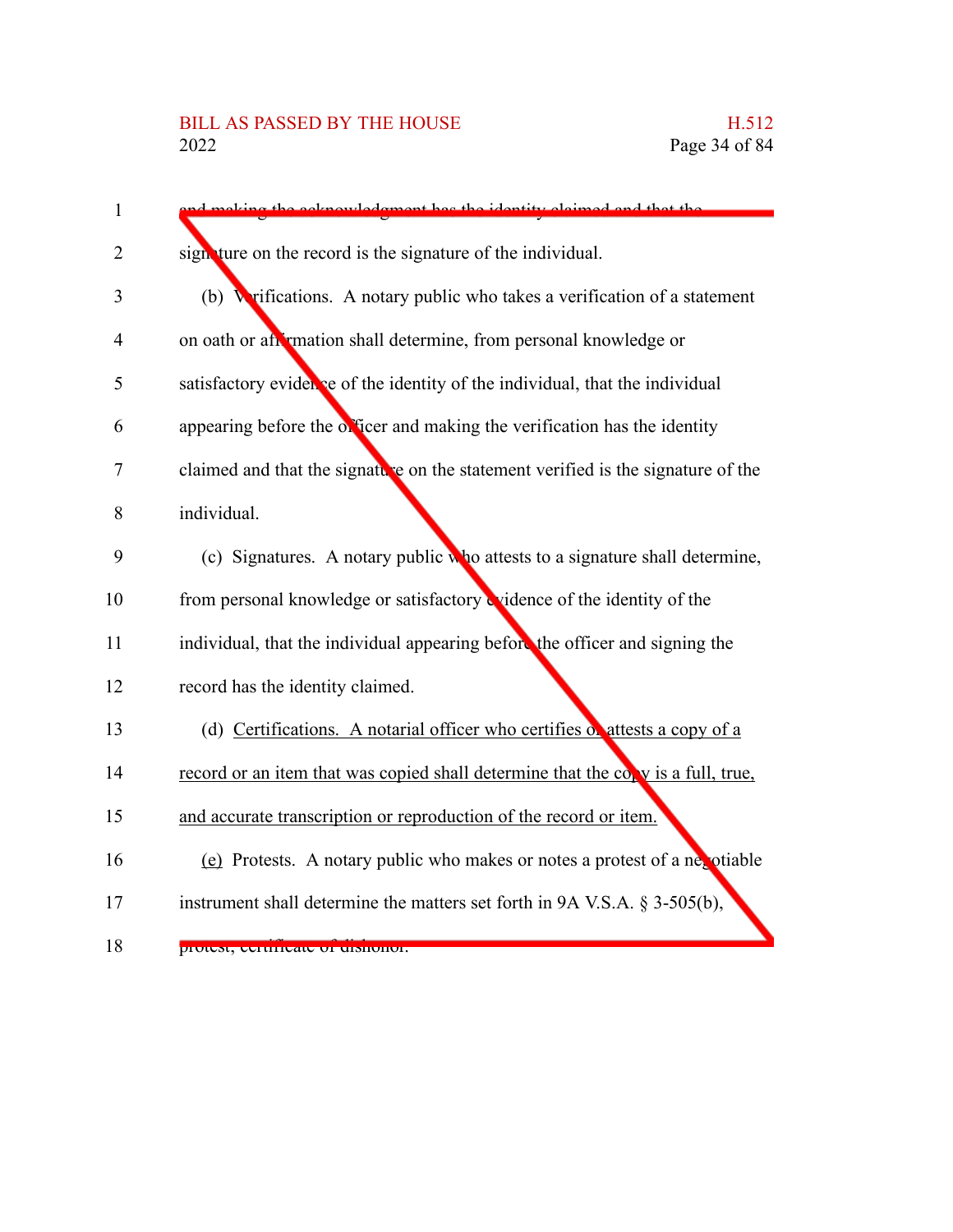and making the acknowledgment has the identity claimed and that the signature on the record is the signature of the individual.

(b) Verifications. A notary public who takes a verification of a statement on oath or affirmation shall determine, from personal knowledge or satisfactory evidence of the identity of the individual, that the individual appearing before the officer and making the verification has the identity claimed and that the signature on the statement verified is the signature of the individual.

(c) Signatures. A notary public who attests to a signature shall determine, from personal knowledge or satisfactory evidence of the identity of the individual, that the individual appearing before the officer and signing the record has the identity claimed.

(d) Certifications. A notarial officer who certifies or attests a copy of a record or an item that was copied shall determine that the copy is a full, true, and accurate transcription or reproduction of the record or item.

(e) Protests. A notary public who makes or notes a protest of a negotiable instrument shall determine the matters set forth in 9A V.S.A. § 3-505(b), protest; certificate of dishonor.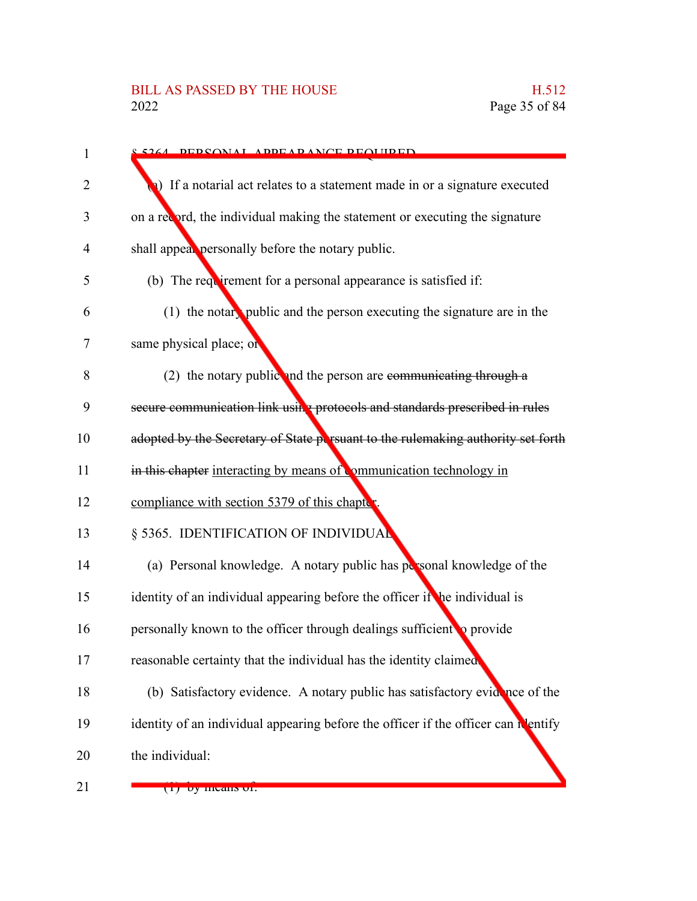§ 5364. PERSONAL APPEARANCE REQUIRED

(a) If a notarial act relates to a statement made in or a signature executed on a record, the individual making the statement or executing the signature shall appear personally before the notary public.

(b) The requirement for a personal appearance is satisfied if:

(1) the notary public and the person executing the signature are in the same physical place; or

(2) the notary public and the person are ~~communicating through a secure communication link using protocols and standards prescribed in rules adopted by the Secretary of State pursuant to the rulemaking authority set forth in this chapter~~ <u>interacting by means of communication technology in compliance with section 5379 of this chapter</u>.

§ 5365. IDENTIFICATION OF INDIVIDUAL

(a) Personal knowledge. A notary public has personal knowledge of the identity of an individual appearing before the officer if the individual is personally known to the officer through dealings sufficient to provide reasonable certainty that the individual has the identity claimed.

(b) Satisfactory evidence. A notary public has satisfactory evidence of the identity of an individual appearing before the officer if the officer can identify the individual:

(1) by means of: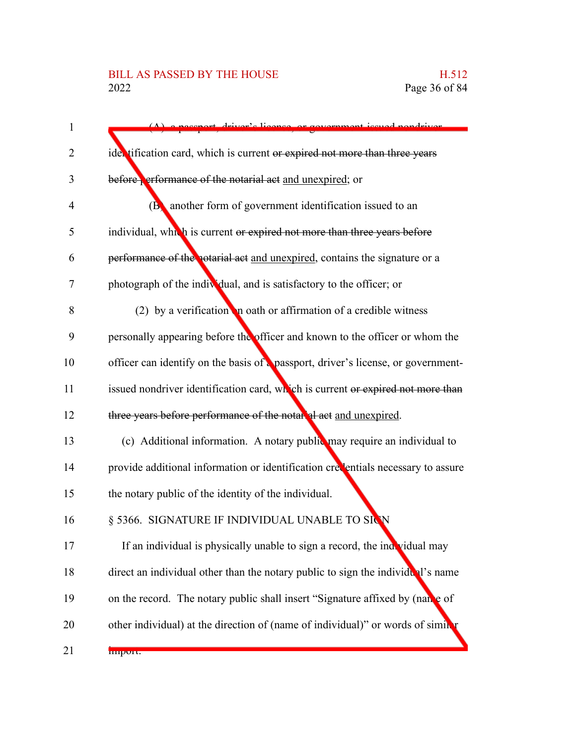(A) a passport, driver's license, or government-issued nondriver identification card, which is current ~~or expired not more than three years before performance of the notarial act~~ and unexpired; or

(B) another form of government identification issued to an individual, which is current ~~or expired not more than three years before performance of the notarial act~~ and unexpired, contains the signature or a photograph of the individual, and is satisfactory to the officer; or

(2) by a verification on oath or affirmation of a credible witness personally appearing before the officer and known to the officer or whom the officer can identify on the basis of a passport, driver's license, or government-issued nondriver identification card, which is current ~~or expired not more than three years before performance of the notarial act~~ and unexpired.

(c) Additional information. A notary public may require an individual to provide additional information or identification credentials necessary to assure the notary public of the identity of the individual.

§ 5366. SIGNATURE IF INDIVIDUAL UNABLE TO SIGN

If an individual is physically unable to sign a record, the individual may direct an individual other than the notary public to sign the individual's name on the record. The notary public shall insert "Signature affixed by (name of other individual) at the direction of (name of individual)" or words of similar import.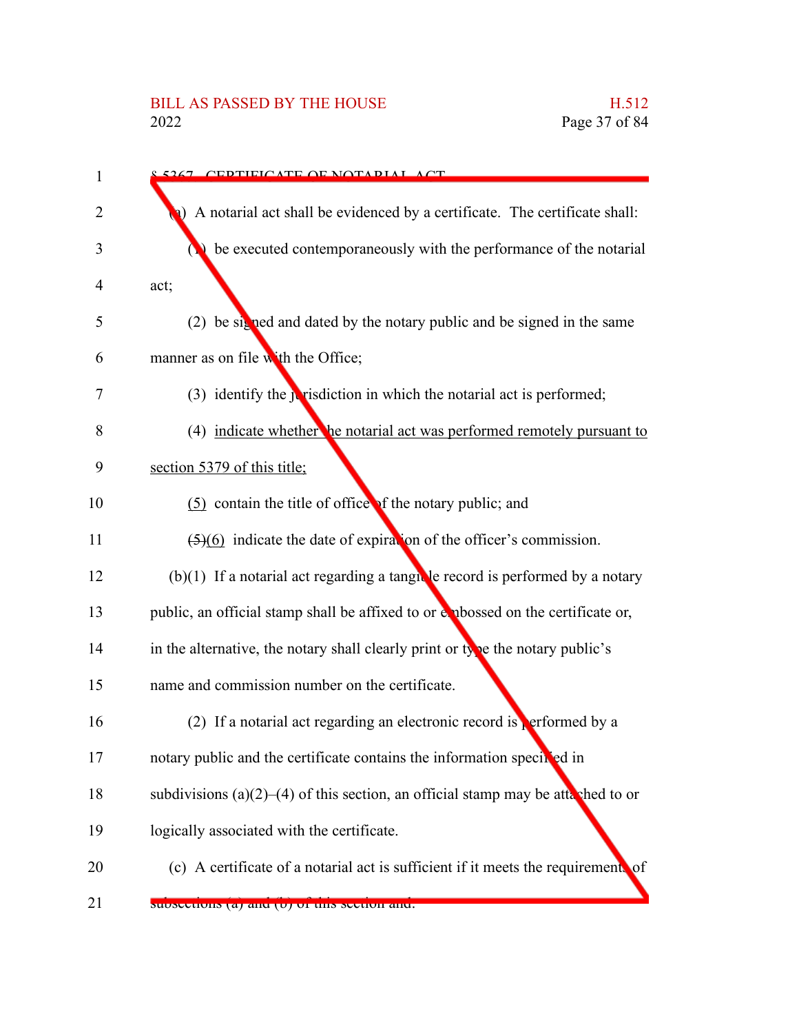§ 5367. CERTIFICATE OF NOTARIAL ACT

(a) A notarial act shall be evidenced by a certificate. The certificate shall:

(1) be executed contemporaneously with the performance of the notarial act;

(2) be signed and dated by the notary public and be signed in the same manner as on file with the Office;

(3) identify the jurisdiction in which the notarial act is performed;

(4) indicate whether the notarial act was performed remotely pursuant to section 5379 of this title;

(5) contain the title of office of the notary public; and

~~(5)~~(6) indicate the date of expiration of the officer's commission.

(b)(1) If a notarial act regarding a tangible record is performed by a notary public, an official stamp shall be affixed to or embossed on the certificate or, in the alternative, the notary shall clearly print or type the notary public's name and commission number on the certificate.

(2) If a notarial act regarding an electronic record is performed by a notary public and the certificate contains the information specified in subdivisions (a)(2)–(4) of this section, an official stamp may be attached to or logically associated with the certificate.

(c) A certificate of a notarial act is sufficient if it meets the requirements of subsections (a) and (b) of this section and: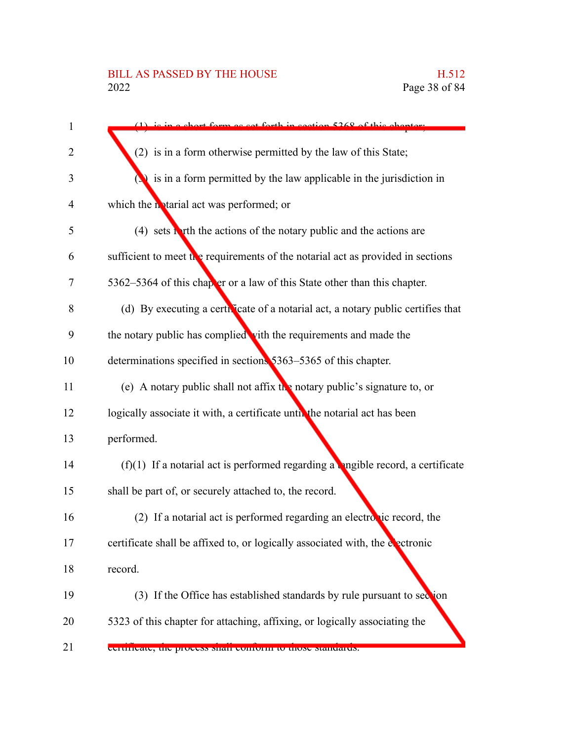(1) is in a short form as set forth in section 5368 of this chapter;

(2) is in a form otherwise permitted by the law of this State;

(3) is in a form permitted by the law applicable in the jurisdiction in which the notarial act was performed; or

(4) sets forth the actions of the notary public and the actions are sufficient to meet the requirements of the notarial act as provided in sections 5362–5364 of this chapter or a law of this State other than this chapter.

(d) By executing a certificate of a notarial act, a notary public certifies that the notary public has complied with the requirements and made the determinations specified in sections 5363–5365 of this chapter.

(e) A notary public shall not affix the notary public's signature to, or logically associate it with, a certificate until the notarial act has been performed.

(f)(1) If a notarial act is performed regarding a tangible record, a certificate shall be part of, or securely attached to, the record.

(2) If a notarial act is performed regarding an electronic record, the certificate shall be affixed to, or logically associated with, the electronic record.

(3) If the Office has established standards by rule pursuant to section 5323 of this chapter for attaching, affixing, or logically associating the certificate, the process shall conform to those standards.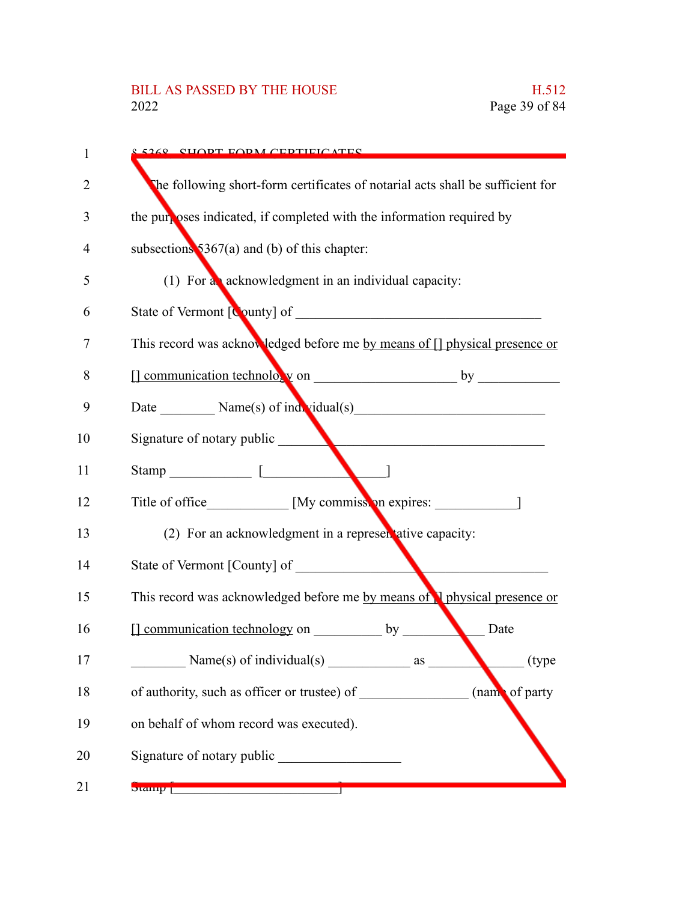§ 5368. SHORT-FORM CERTIFICATES

The following short-form certificates of notarial acts shall be sufficient for the purposes indicated, if completed with the information required by subsections 5367(a) and (b) of this chapter:

(1) For an acknowledgment in an individual capacity:

State of Vermont [County] of ___________________________________

This record was acknowledged before me by means of [] physical presence or [] communication technology on ____________________ by ___________

Date ________ Name(s) of individual(s)___________________________

Signature of notary public ______________________________________

Stamp ____________ [_________________]

Title of office____________ [My commission expires: ____________]

(2) For an acknowledgment in a representative capacity:

State of Vermont [County] of ____________________________________

This record was acknowledged before me by means of [] physical presence or [] communication technology on __________ by ___________ Date ________ Name(s) of individual(s) ____________ as _____________ (type of authority, such as officer or trustee) of _______________ (name of party on behalf of whom record was executed).

Signature of notary public _________________

Stamp [________________________]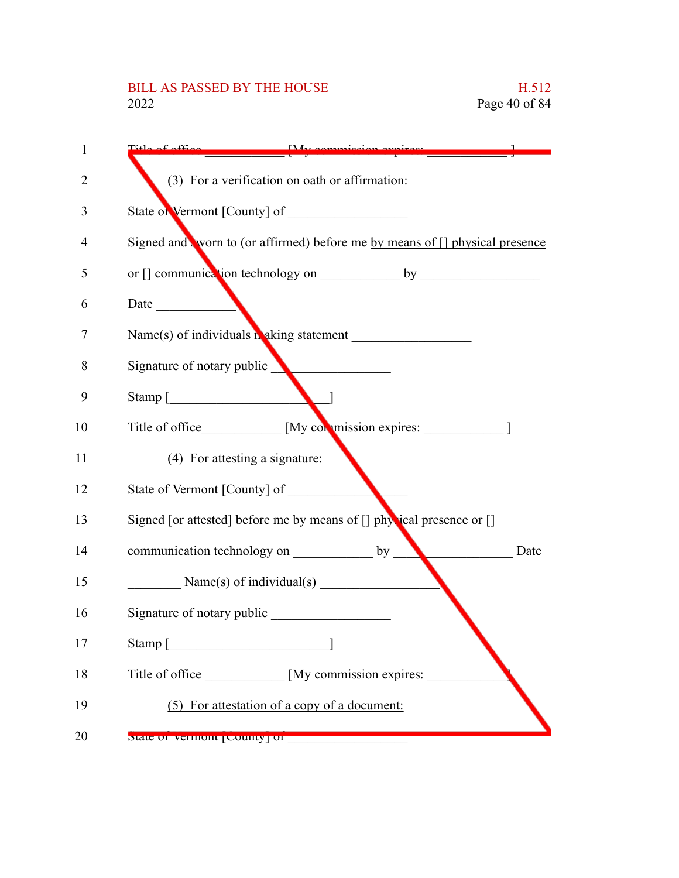Title of office ____________ [My commission expires: ____________ ]

(3) For a verification on oath or affirmation:

State of Vermont [County] of _________________

Signed and sworn to (or affirmed) before me <u>by means of [] physical presence or [] communication technology</u> on ____________ by _________________

Date ____________

Name(s) of individuals making statement _________________

Signature of notary public _________________

Stamp [_______________________]

Title of office____________ [My commission expires: ____________ ]

(4) For attesting a signature:

State of Vermont [County] of _________________

Signed [or attested] before me <u>by means of [] physical presence or [] communication technology</u> on ____________ by _________________ Date ________ Name(s) of individual(s) _________________

Signature of notary public _________________

Stamp [_______________________]

Title of office ____________ [My commission expires: ____________ ]

<u>(5) For attestation of a copy of a document:</u>

<u>State of Vermont [County] of _________________</u>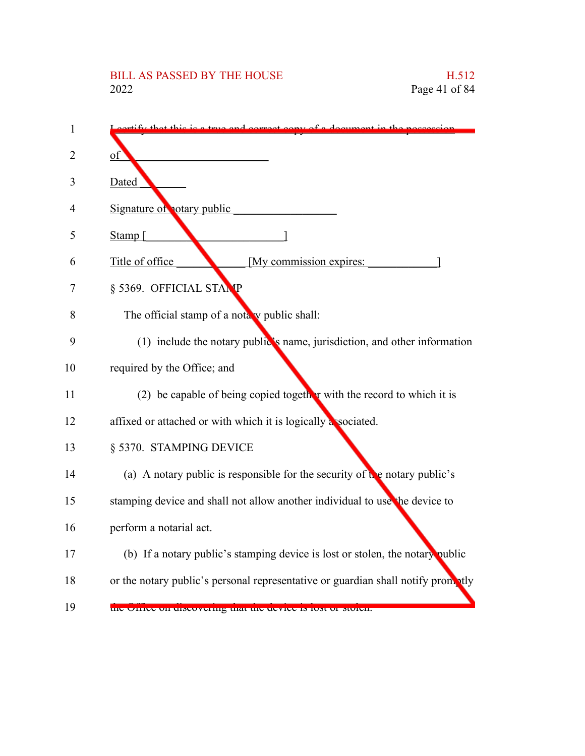I certify that this is a true and correct copy of a document in the possession of ________________________

Dated ________

Signature of notary public __________________

Stamp [________________________]

Title of office ____________ [My commission expires: ____________]

§ 5369. OFFICIAL STAMP

The official stamp of a notary public shall:

(1) include the notary public's name, jurisdiction, and other information required by the Office; and

(2) be capable of being copied together with the record to which it is affixed or attached or with which it is logically associated.

§ 5370. STAMPING DEVICE

(a) A notary public is responsible for the security of the notary public's stamping device and shall not allow another individual to use the device to perform a notarial act.

(b) If a notary public's stamping device is lost or stolen, the notary public or the notary public's personal representative or guardian shall notify promptly the Office on discovering that the device is lost or stolen.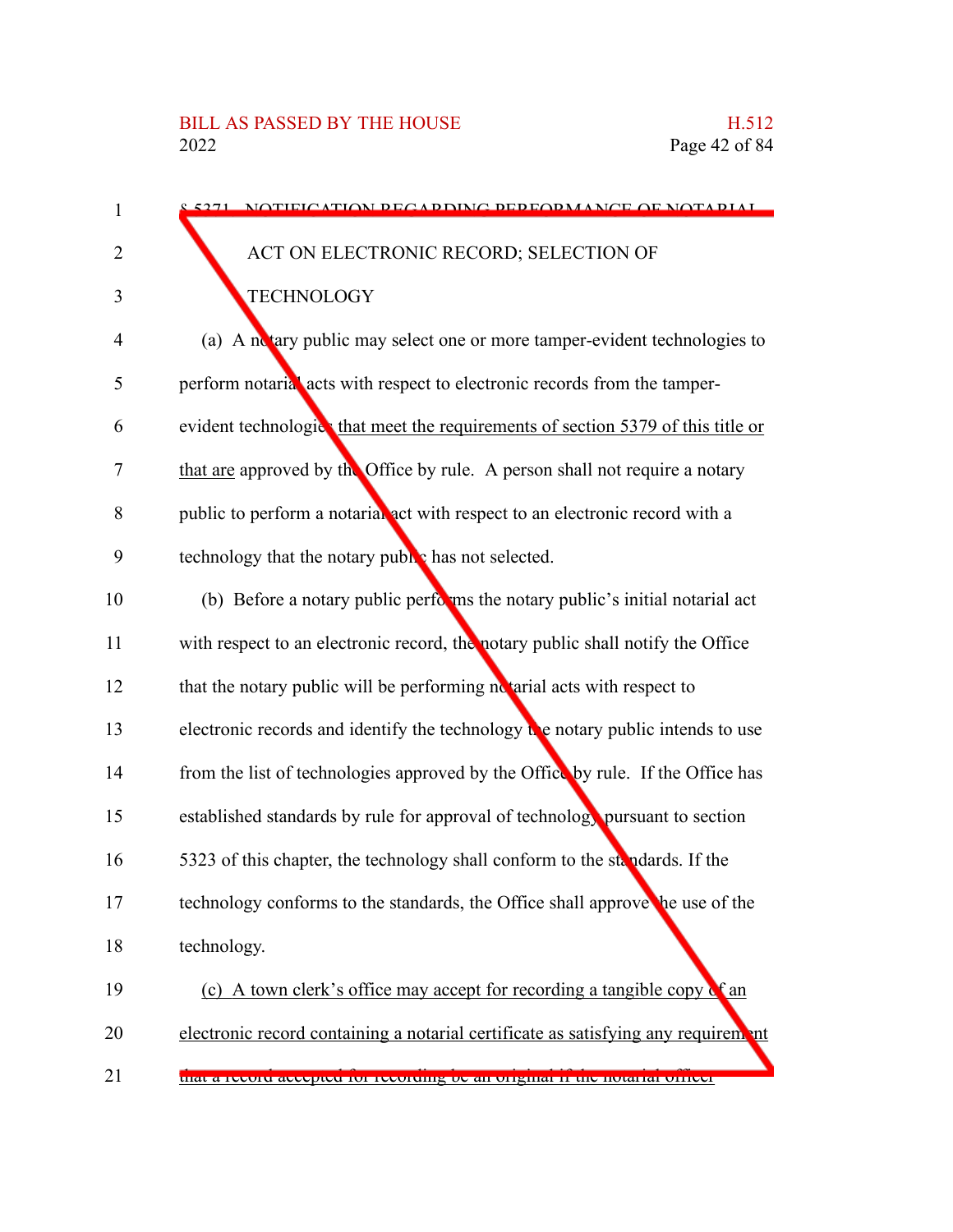§ 5371. NOTIFICATION REGARDING PERFORMANCE OF NOTARIAL ACT ON ELECTRONIC RECORD; SELECTION OF TECHNOLOGY

(a) A notary public may select one or more tamper-evident technologies to perform notarial acts with respect to electronic records from the tamper-evident technologies that meet the requirements of section 5379 of this title or that are approved by the Office by rule. A person shall not require a notary public to perform a notarial act with respect to an electronic record with a technology that the notary public has not selected.

(b) Before a notary public performs the notary public's initial notarial act with respect to an electronic record, the notary public shall notify the Office that the notary public will be performing notarial acts with respect to electronic records and identify the technology the notary public intends to use from the list of technologies approved by the Office by rule. If the Office has established standards by rule for approval of technology pursuant to section 5323 of this chapter, the technology shall conform to the standards. If the technology conforms to the standards, the Office shall approve the use of the technology.

(c) A town clerk's office may accept for recording a tangible copy of an electronic record containing a notarial certificate as satisfying any requirement that a record accepted for recording be an original if the notarial officer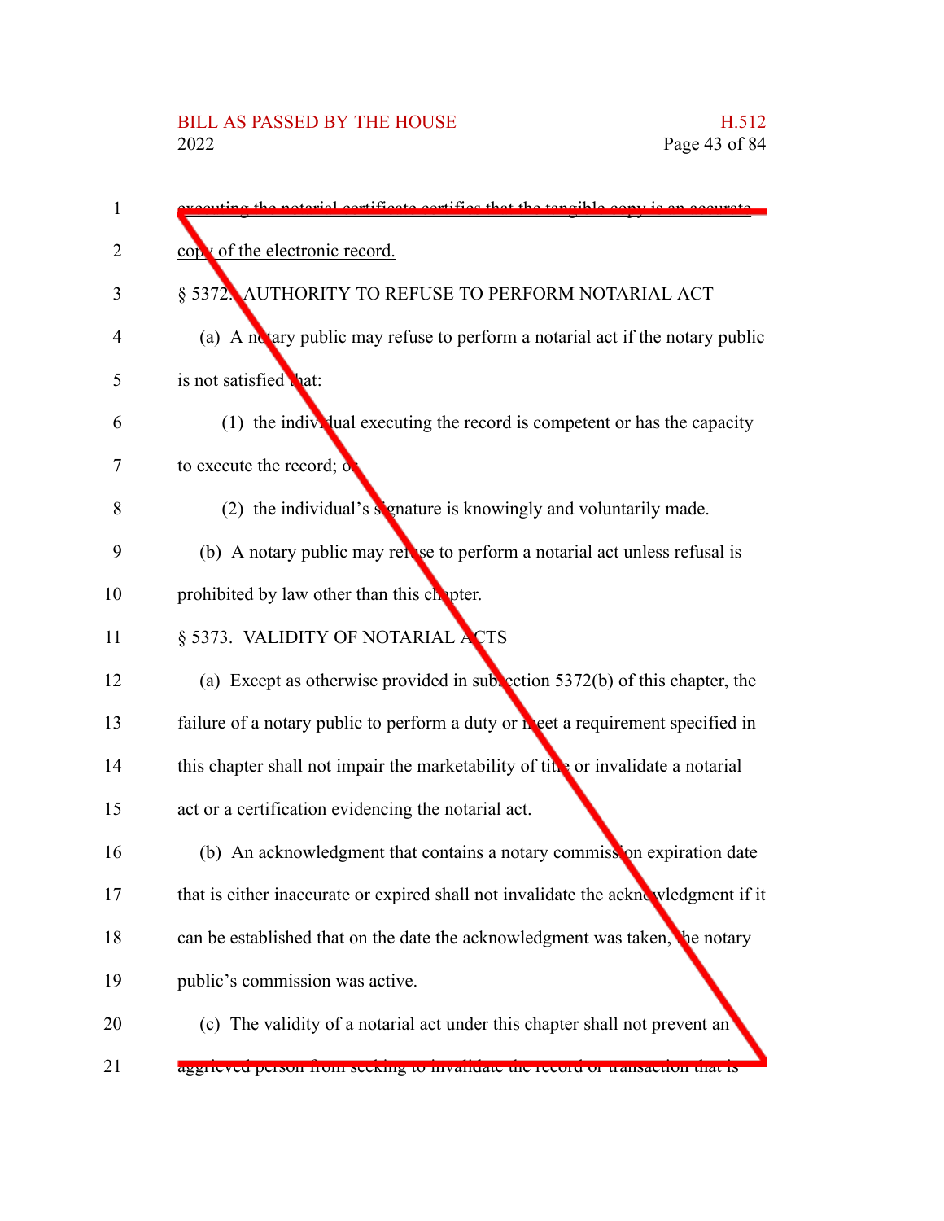executing the notarial certificate certifies that the tangible copy is an accurate copy of the electronic record.

§ 5372. AUTHORITY TO REFUSE TO PERFORM NOTARIAL ACT

(a) A notary public may refuse to perform a notarial act if the notary public is not satisfied that:

(1) the individual executing the record is competent or has the capacity to execute the record; or

(2) the individual's signature is knowingly and voluntarily made.

(b) A notary public may refuse to perform a notarial act unless refusal is prohibited by law other than this chapter.

§ 5373. VALIDITY OF NOTARIAL ACTS

(a) Except as otherwise provided in subsection 5372(b) of this chapter, the failure of a notary public to perform a duty or meet a requirement specified in this chapter shall not impair the marketability of title or invalidate a notarial act or a certification evidencing the notarial act.

(b) An acknowledgment that contains a notary commission expiration date that is either inaccurate or expired shall not invalidate the acknowledgment if it can be established that on the date the acknowledgment was taken, the notary public's commission was active.

(c) The validity of a notarial act under this chapter shall not prevent an aggrieved person from seeking to invalidate the record or transaction that is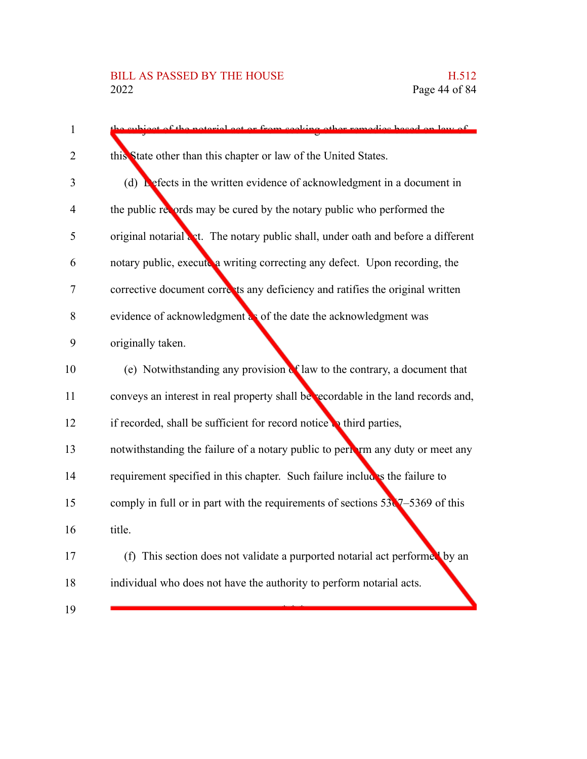the subject of the notarial act or from seeking other remedies based on law of this State other than this chapter or law of the United States.

(d) Defects in the written evidence of acknowledgment in a document in the public records may be cured by the notary public who performed the original notarial act. The notary public shall, under oath and before a different notary public, execute a writing correcting any defect. Upon recording, the corrective document corrects any deficiency and ratifies the original written evidence of acknowledgment as of the date the acknowledgment was originally taken.

(e) Notwithstanding any provision of law to the contrary, a document that conveys an interest in real property shall be recordable in the land records and, if recorded, shall be sufficient for record notice to third parties, notwithstanding the failure of a notary public to perform any duty or meet any requirement specified in this chapter. Such failure includes the failure to comply in full or in part with the requirements of sections 5367–5369 of this title.

(f) This section does not validate a purported notarial act performed by an individual who does not have the authority to perform notarial acts.

\* \* \*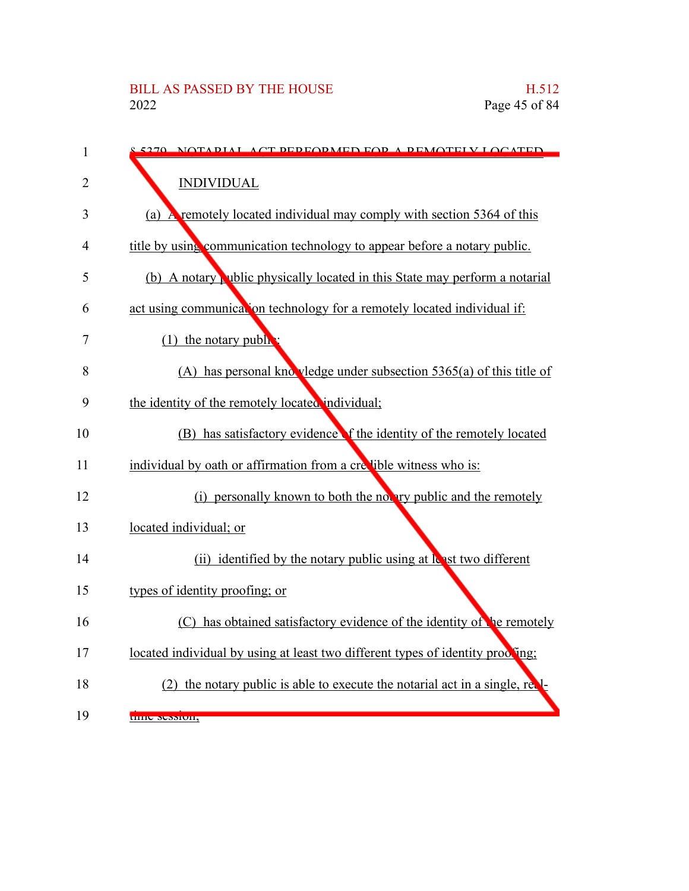§ 5379. NOTARIAL ACT PERFORMED FOR A REMOTELY LOCATED INDIVIDUAL

(a) A remotely located individual may comply with section 5364 of this title by using communication technology to appear before a notary public.

(b) A notary public physically located in this State may perform a notarial act using communication technology for a remotely located individual if:

(1) the notary public:

(A) has personal knowledge under subsection 5365(a) of this title of the identity of the remotely located individual;

(B) has satisfactory evidence of the identity of the remotely located individual by oath or affirmation from a credible witness who is:

(i) personally known to both the notary public and the remotely located individual; or

(ii) identified by the notary public using at least two different types of identity proofing; or

(C) has obtained satisfactory evidence of the identity of the remotely located individual by using at least two different types of identity proofing;

(2) the notary public is able to execute the notarial act in a single, real-time session;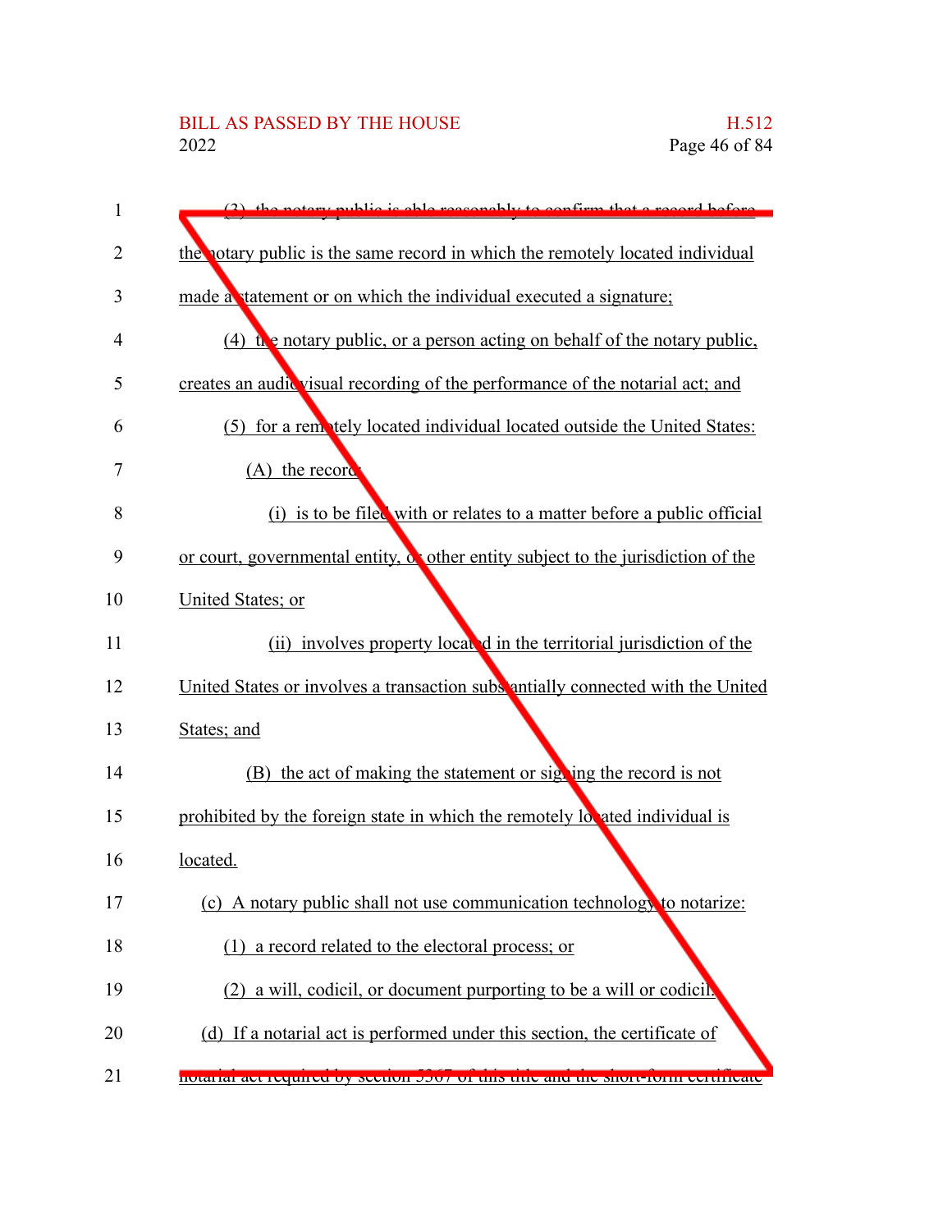(3) the notary public is able reasonably to confirm that a record before the notary public is the same record in which the remotely located individual made a statement or on which the individual executed a signature;

(4) the notary public, or a person acting on behalf of the notary public, creates an audiovisual recording of the performance of the notarial act; and

(5) for a remotely located individual located outside the United States:

(A) the record:

(i) is to be filed with or relates to a matter before a public official or court, governmental entity, or other entity subject to the jurisdiction of the United States; or

(ii) involves property located in the territorial jurisdiction of the United States or involves a transaction substantially connected with the United States; and

(B) the act of making the statement or signing the record is not prohibited by the foreign state in which the remotely located individual is located.

(c) A notary public shall not use communication technology to notarize:

(1) a record related to the electoral process; or

(2) a will, codicil, or document purporting to be a will or codicil.

(d) If a notarial act is performed under this section, the certificate of notarial act required by section 5367 of this title and the short-form certificate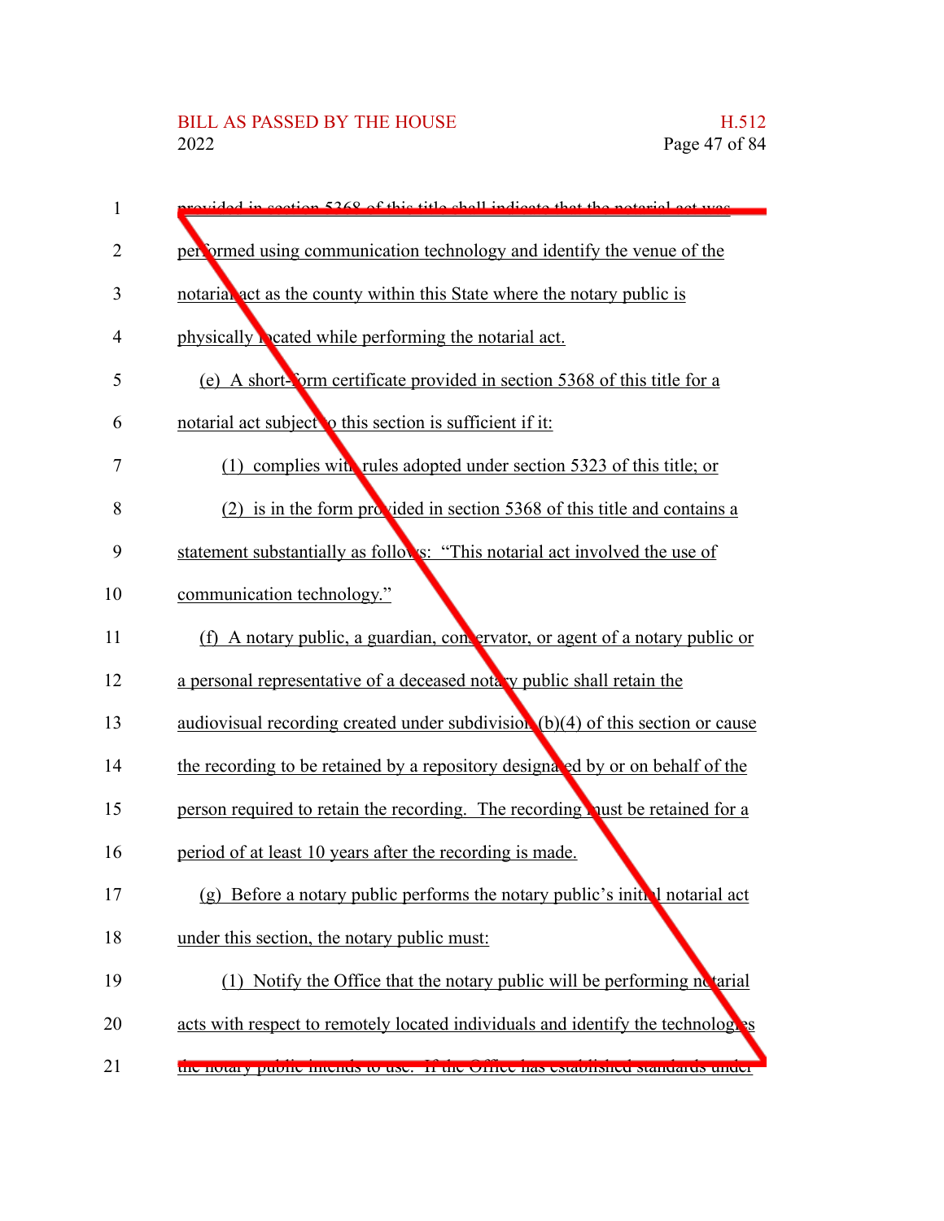provided in section 5368 of this title shall indicate that the notarial act was performed using communication technology and identify the venue of the notarial act as the county within this State where the notary public is physically located while performing the notarial act.

(e) A short-form certificate provided in section 5368 of this title for a notarial act subject to this section is sufficient if it:

(1) complies with rules adopted under section 5323 of this title; or

(2) is in the form provided in section 5368 of this title and contains a statement substantially as follows: "This notarial act involved the use of communication technology."

(f) A notary public, a guardian, conservator, or agent of a notary public or a personal representative of a deceased notary public shall retain the audiovisual recording created under subdivision (b)(4) of this section or cause the recording to be retained by a repository designated by or on behalf of the person required to retain the recording. The recording must be retained for a period of at least 10 years after the recording is made.

(g) Before a notary public performs the notary public's initial notarial act under this section, the notary public must:

(1) Notify the Office that the notary public will be performing notarial acts with respect to remotely located individuals and identify the technologies the notary public intends to use. If the Office has established standards under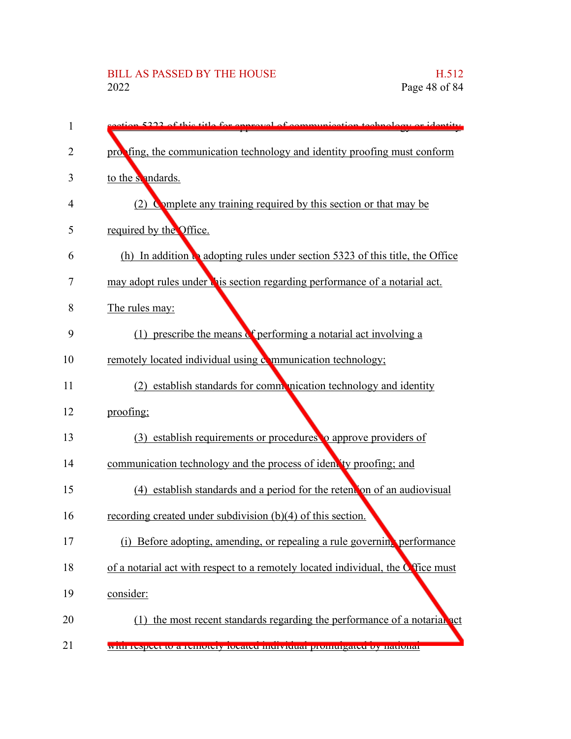section 5323 of this title for approval of communication technology or identity proofing, the communication technology and identity proofing must conform to the standards.

(2) Complete any training required by this section or that may be required by the Office.

(h) In addition to adopting rules under section 5323 of this title, the Office may adopt rules under this section regarding performance of a notarial act. The rules may:

(1) prescribe the means of performing a notarial act involving a remotely located individual using communication technology;

(2) establish standards for communication technology and identity proofing;

(3) establish requirements or procedures to approve providers of communication technology and the process of identity proofing; and

(4) establish standards and a period for the retention of an audiovisual recording created under subdivision (b)(4) of this section.

(i) Before adopting, amending, or repealing a rule governing performance of a notarial act with respect to a remotely located individual, the Office must consider:

(1) the most recent standards regarding the performance of a notarial act with respect to a remotely located individual promulgated by national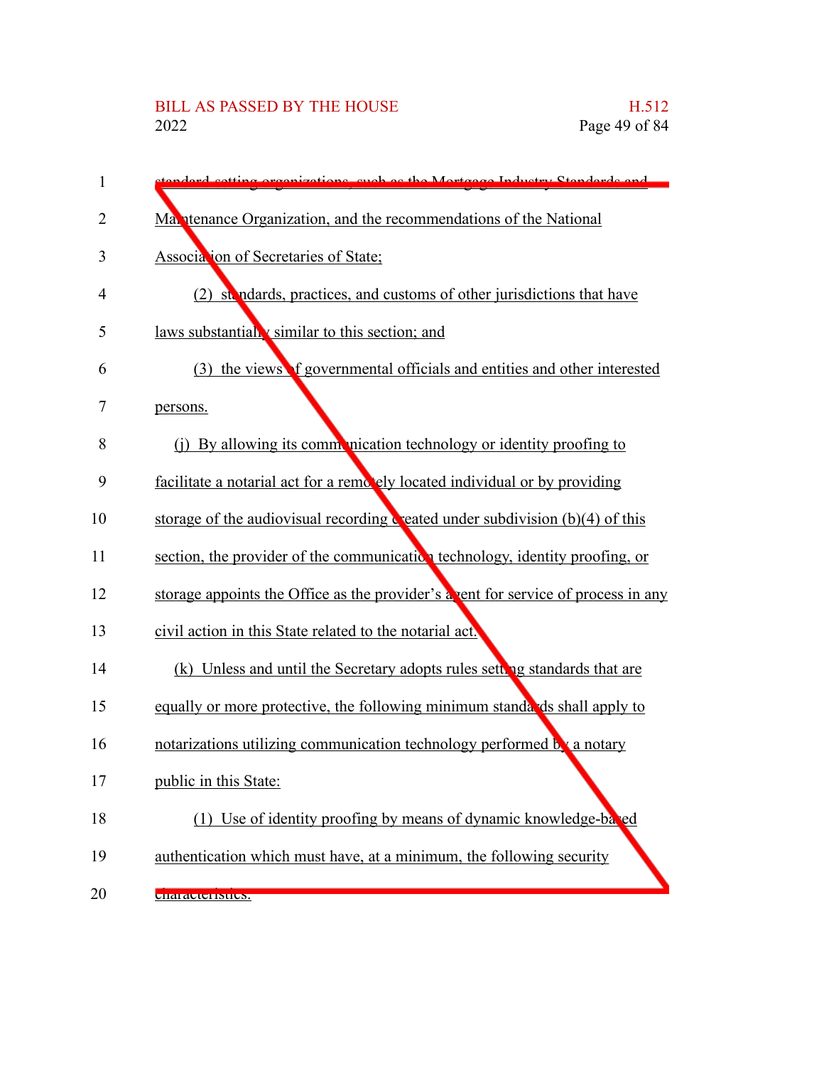standard-setting organizations, such as the Mortgage Industry Standards and Maintenance Organization, and the recommendations of the National Association of Secretaries of State;

(2) standards, practices, and customs of other jurisdictions that have laws substantially similar to this section; and

(3) the views of governmental officials and entities and other interested persons.

(j) By allowing its communication technology or identity proofing to facilitate a notarial act for a remotely located individual or by providing storage of the audiovisual recording created under subdivision (b)(4) of this section, the provider of the communication technology, identity proofing, or storage appoints the Office as the provider's agent for service of process in any civil action in this State related to the notarial act.

(k) Unless and until the Secretary adopts rules setting standards that are equally or more protective, the following minimum standards shall apply to notarizations utilizing communication technology performed by a notary public in this State:

(1) Use of identity proofing by means of dynamic knowledge-based authentication which must have, at a minimum, the following security characteristics: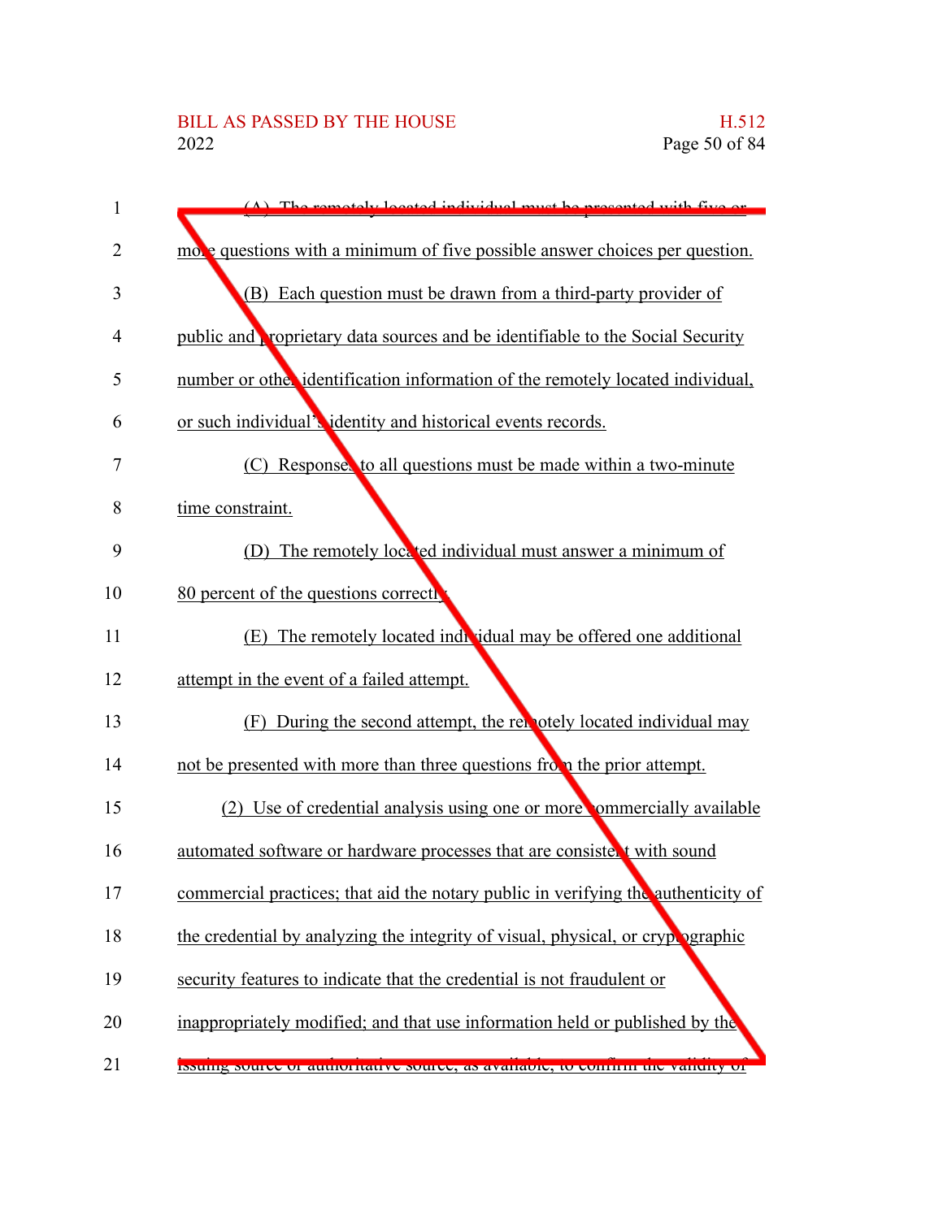(A) The remotely located individual must be presented with five or more questions with a minimum of five possible answer choices per question.

(B) Each question must be drawn from a third-party provider of public and proprietary data sources and be identifiable to the Social Security number or other identification information of the remotely located individual, or such individual's identity and historical events records.

(C) Responses to all questions must be made within a two-minute time constraint.

(D) The remotely located individual must answer a minimum of 80 percent of the questions correctly.

(E) The remotely located individual may be offered one additional attempt in the event of a failed attempt.

(F) During the second attempt, the remotely located individual may not be presented with more than three questions from the prior attempt.

(2) Use of credential analysis using one or more commercially available automated software or hardware processes that are consistent with sound commercial practices; that aid the notary public in verifying the authenticity of the credential by analyzing the integrity of visual, physical, or cryptographic security features to indicate that the credential is not fraudulent or inappropriately modified; and that use information held or published by the issuing source or authoritative source, as available, to confirm the validity of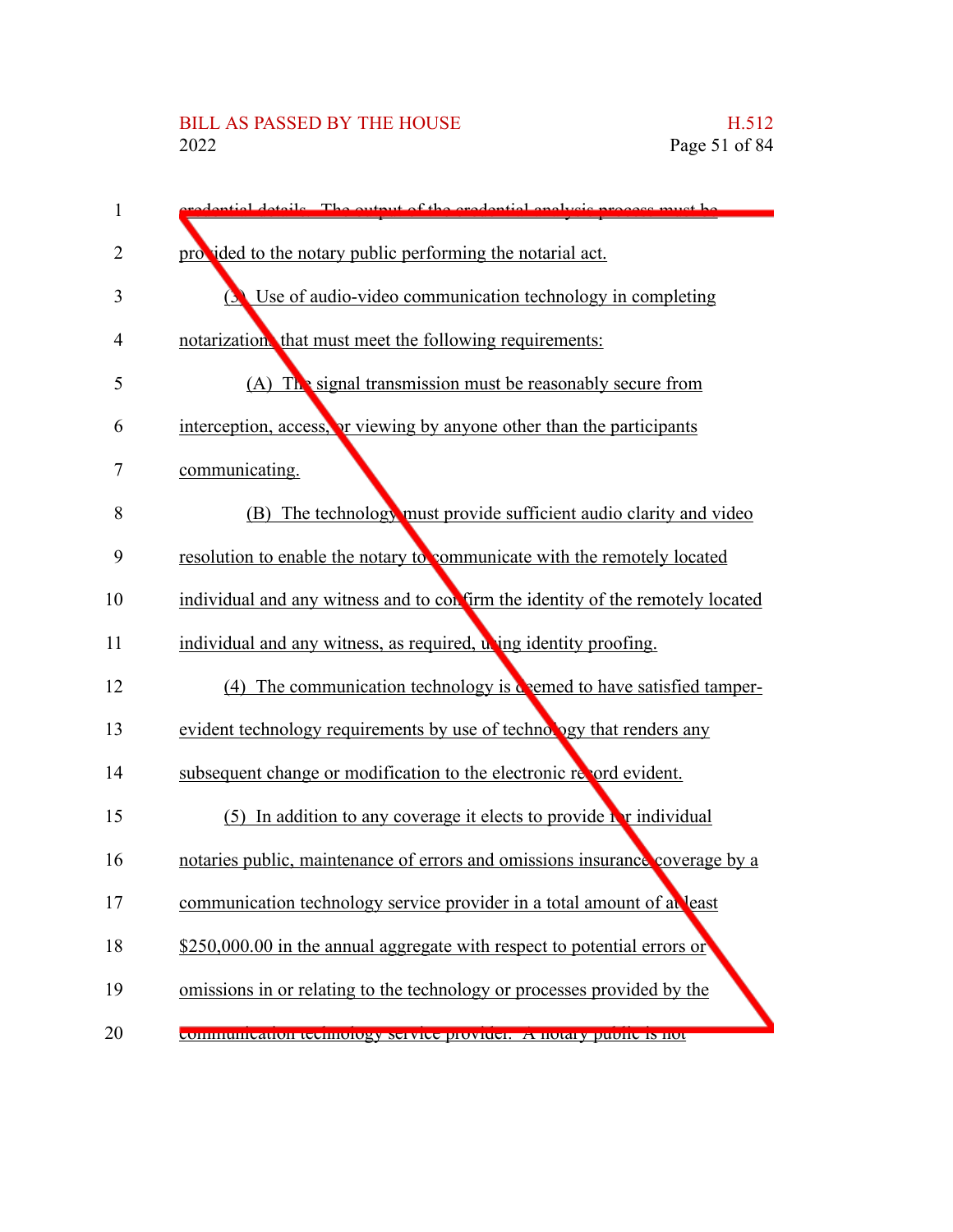credential details. The output of the credential analysis process must be provided to the notary public performing the notarial act.

(3) Use of audio-video communication technology in completing notarizations that must meet the following requirements:

(A) The signal transmission must be reasonably secure from interception, access, or viewing by anyone other than the participants communicating.

(B) The technology must provide sufficient audio clarity and video resolution to enable the notary to communicate with the remotely located individual and any witness and to confirm the identity of the remotely located individual and any witness, as required, using identity proofing.

(4) The communication technology is deemed to have satisfied tamper-evident technology requirements by use of technology that renders any subsequent change or modification to the electronic record evident.

(5) In addition to any coverage it elects to provide for individual notaries public, maintenance of errors and omissions insurance coverage by a communication technology service provider in a total amount of at least $250,000.00 in the annual aggregate with respect to potential errors or omissions in or relating to the technology or processes provided by the communication technology service provider. A notary public is not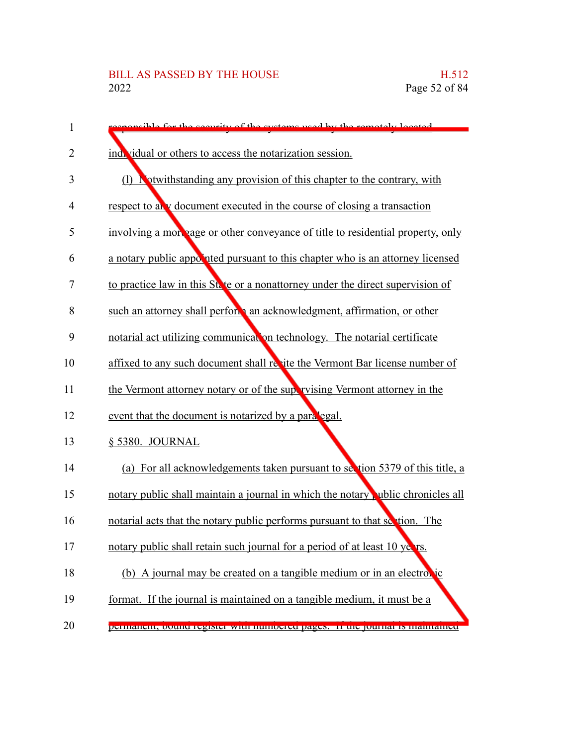responsible for the security of the systems used by the remotely located individual or others to access the notarization session.

(l) Notwithstanding any provision of this chapter to the contrary, with respect to any document executed in the course of closing a transaction involving a mortgage or other conveyance of title to residential property, only a notary public appointed pursuant to this chapter who is an attorney licensed to practice law in this State or a nonattorney under the direct supervision of such an attorney shall perform an acknowledgment, affirmation, or other notarial act utilizing communication technology. The notarial certificate affixed to any such document shall recite the Vermont Bar license number of the Vermont attorney notary or of the supervising Vermont attorney in the event that the document is notarized by a paralegal.

§ 5380. JOURNAL

(a) For all acknowledgements taken pursuant to section 5379 of this title, a notary public shall maintain a journal in which the notary public chronicles all notarial acts that the notary public performs pursuant to that section. The notary public shall retain such journal for a period of at least 10 years.

(b) A journal may be created on a tangible medium or in an electronic format. If the journal is maintained on a tangible medium, it must be a permanent, bound register with numbered pages. If the journal is maintained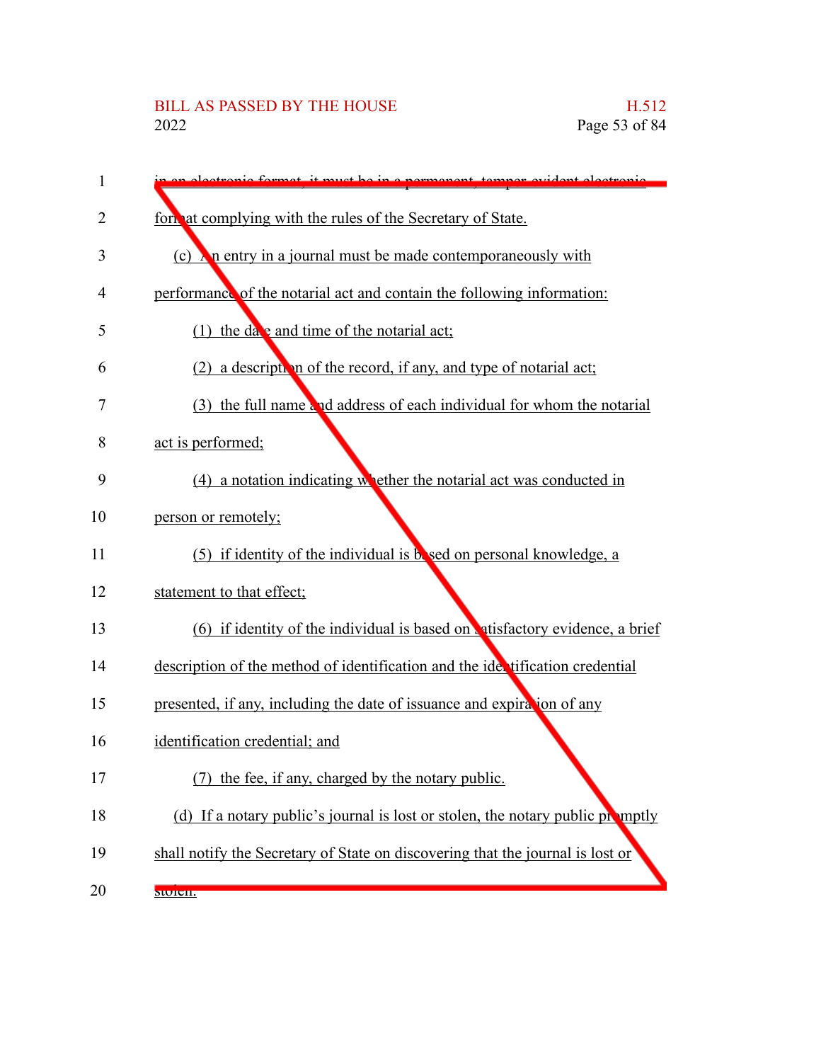in an electronic format, it must be in a permanent, tamper-evident electronic format complying with the rules of the Secretary of State.

(c) An entry in a journal must be made contemporaneously with performance of the notarial act and contain the following information:

(1) the date and time of the notarial act;

(2) a description of the record, if any, and type of notarial act;

(3) the full name and address of each individual for whom the notarial act is performed;

(4) a notation indicating whether the notarial act was conducted in person or remotely;

(5) if identity of the individual is based on personal knowledge, a statement to that effect;

(6) if identity of the individual is based on satisfactory evidence, a brief description of the method of identification and the identification credential presented, if any, including the date of issuance and expiration of any identification credential; and

(7) the fee, if any, charged by the notary public.

(d) If a notary public's journal is lost or stolen, the notary public promptly shall notify the Secretary of State on discovering that the journal is lost or stolen.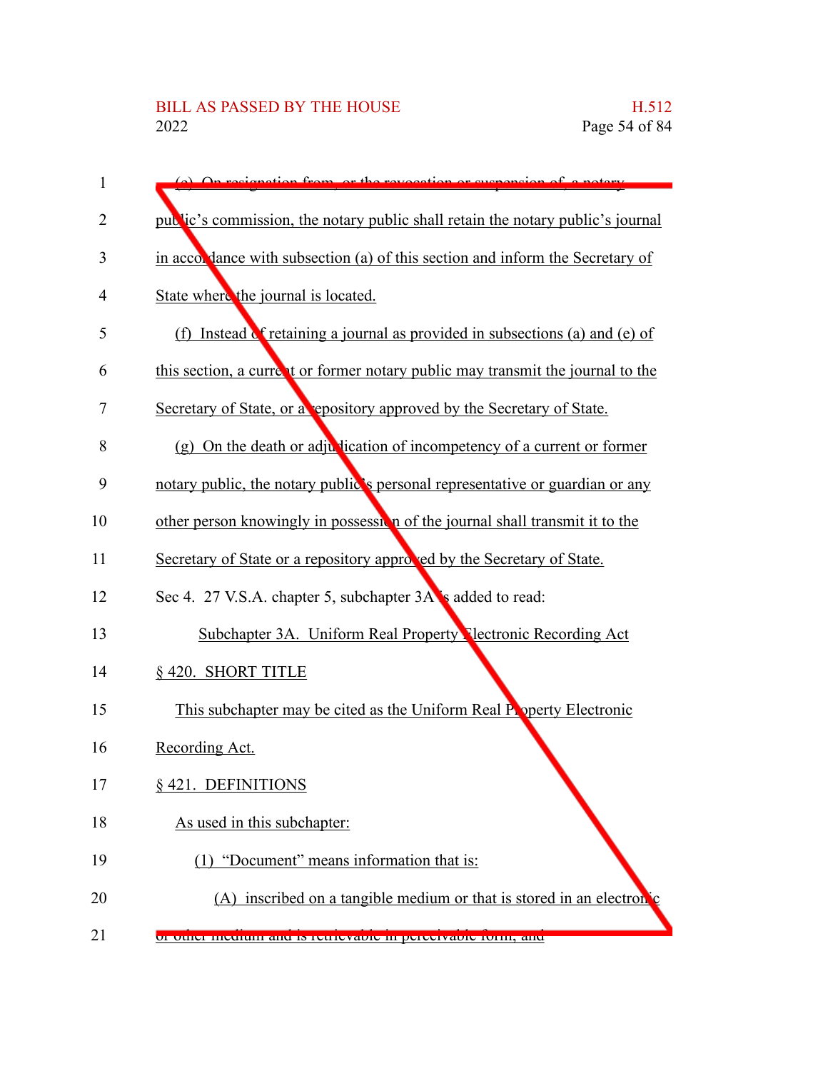(e) On resignation from, or the revocation or suspension of, a notary public's commission, the notary public shall retain the notary public's journal in accordance with subsection (a) of this section and inform the Secretary of State where the journal is located.

(f) Instead of retaining a journal as provided in subsections (a) and (e) of this section, a current or former notary public may transmit the journal to the Secretary of State, or a repository approved by the Secretary of State.

(g) On the death or adjudication of incompetency of a current or former notary public, the notary public's personal representative or guardian or any other person knowingly in possession of the journal shall transmit it to the Secretary of State or a repository approved by the Secretary of State.

Sec 4. 27 V.S.A. chapter 5, subchapter 3A is added to read:

Subchapter 3A. Uniform Real Property Electronic Recording Act

§ 420. SHORT TITLE

This subchapter may be cited as the Uniform Real Property Electronic Recording Act.

§ 421. DEFINITIONS

As used in this subchapter:

(1) "Document" means information that is:

(A) inscribed on a tangible medium or that is stored in an electronic or other medium and is retrievable in perceivable form; and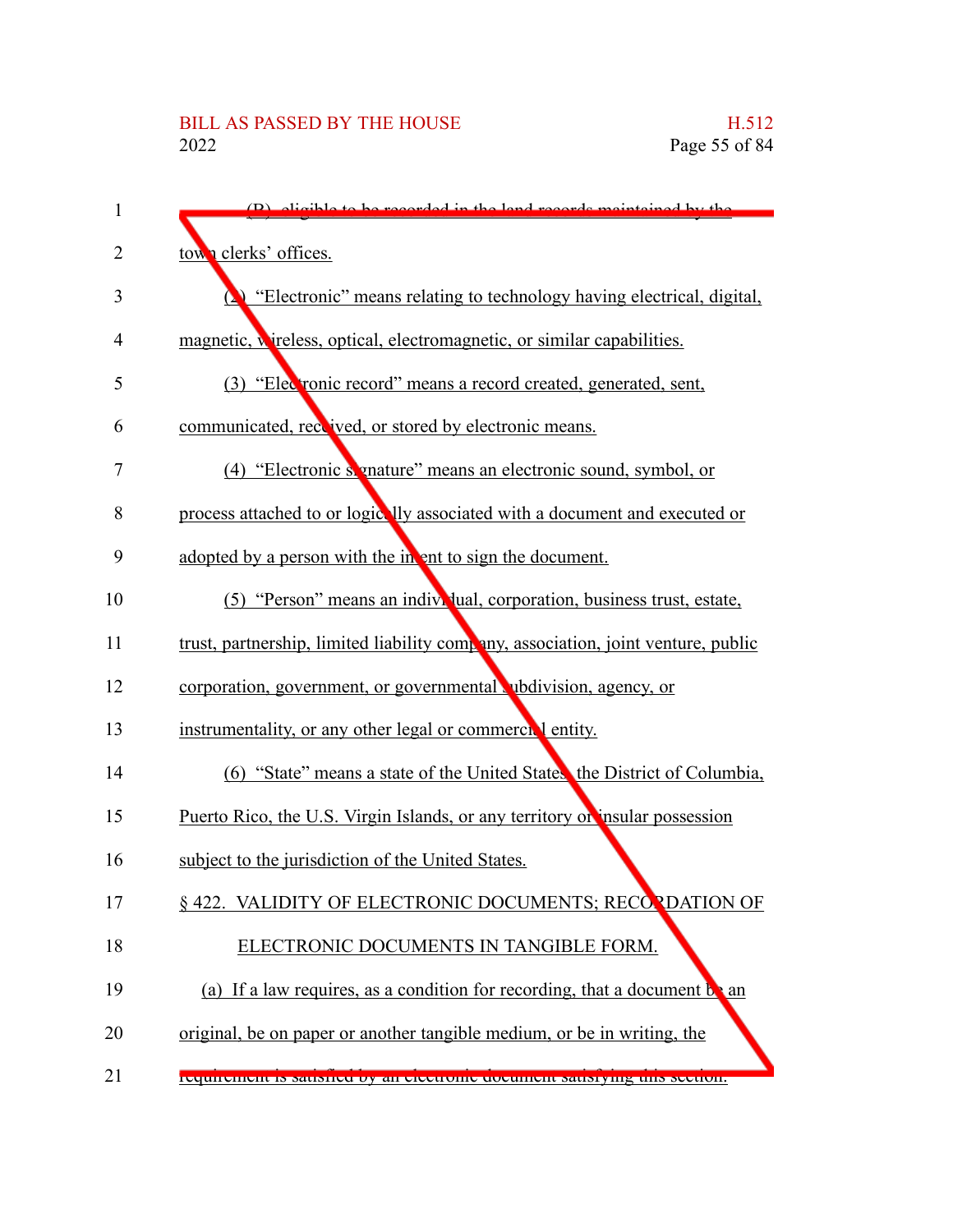(B) eligible to be recorded in the land records maintained by the town clerks' offices.

(2) "Electronic" means relating to technology having electrical, digital, magnetic, wireless, optical, electromagnetic, or similar capabilities.

(3) "Electronic record" means a record created, generated, sent, communicated, received, or stored by electronic means.

(4) "Electronic signature" means an electronic sound, symbol, or process attached to or logically associated with a document and executed or adopted by a person with the intent to sign the document.

(5) "Person" means an individual, corporation, business trust, estate, trust, partnership, limited liability company, association, joint venture, public corporation, government, or governmental subdivision, agency, or instrumentality, or any other legal or commercial entity.

(6) "State" means a state of the United States, the District of Columbia, Puerto Rico, the U.S. Virgin Islands, or any territory or insular possession subject to the jurisdiction of the United States.

§ 422. VALIDITY OF ELECTRONIC DOCUMENTS; RECORDATION OF ELECTRONIC DOCUMENTS IN TANGIBLE FORM.

(a) If a law requires, as a condition for recording, that a document be an original, be on paper or another tangible medium, or be in writing, the requirement is satisfied by an electronic document satisfying this section.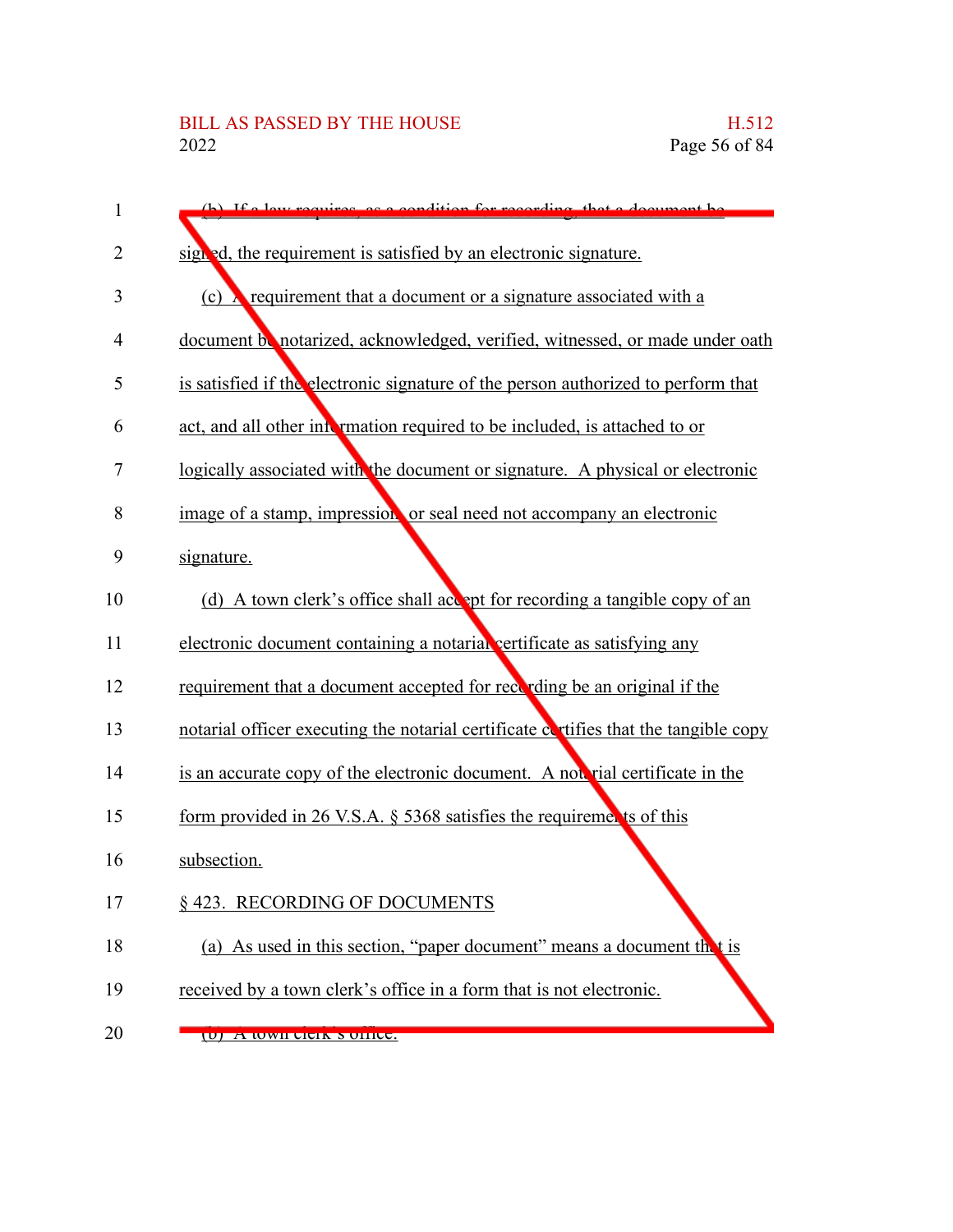(b) If a law requires, as a condition for recording, that a document be signed, the requirement is satisfied by an electronic signature.

(c) A requirement that a document or a signature associated with a document be notarized, acknowledged, verified, witnessed, or made under oath is satisfied if the electronic signature of the person authorized to perform that act, and all other information required to be included, is attached to or logically associated with the document or signature. A physical or electronic image of a stamp, impression, or seal need not accompany an electronic signature.

(d) A town clerk's office shall accept for recording a tangible copy of an electronic document containing a notarial certificate as satisfying any requirement that a document accepted for recording be an original if the notarial officer executing the notarial certificate certifies that the tangible copy is an accurate copy of the electronic document. A notarial certificate in the form provided in 26 V.S.A. § 5368 satisfies the requirements of this subsection.

§ 423. RECORDING OF DOCUMENTS

(a) As used in this section, "paper document" means a document that is received by a town clerk's office in a form that is not electronic.

(b) A town clerk's office: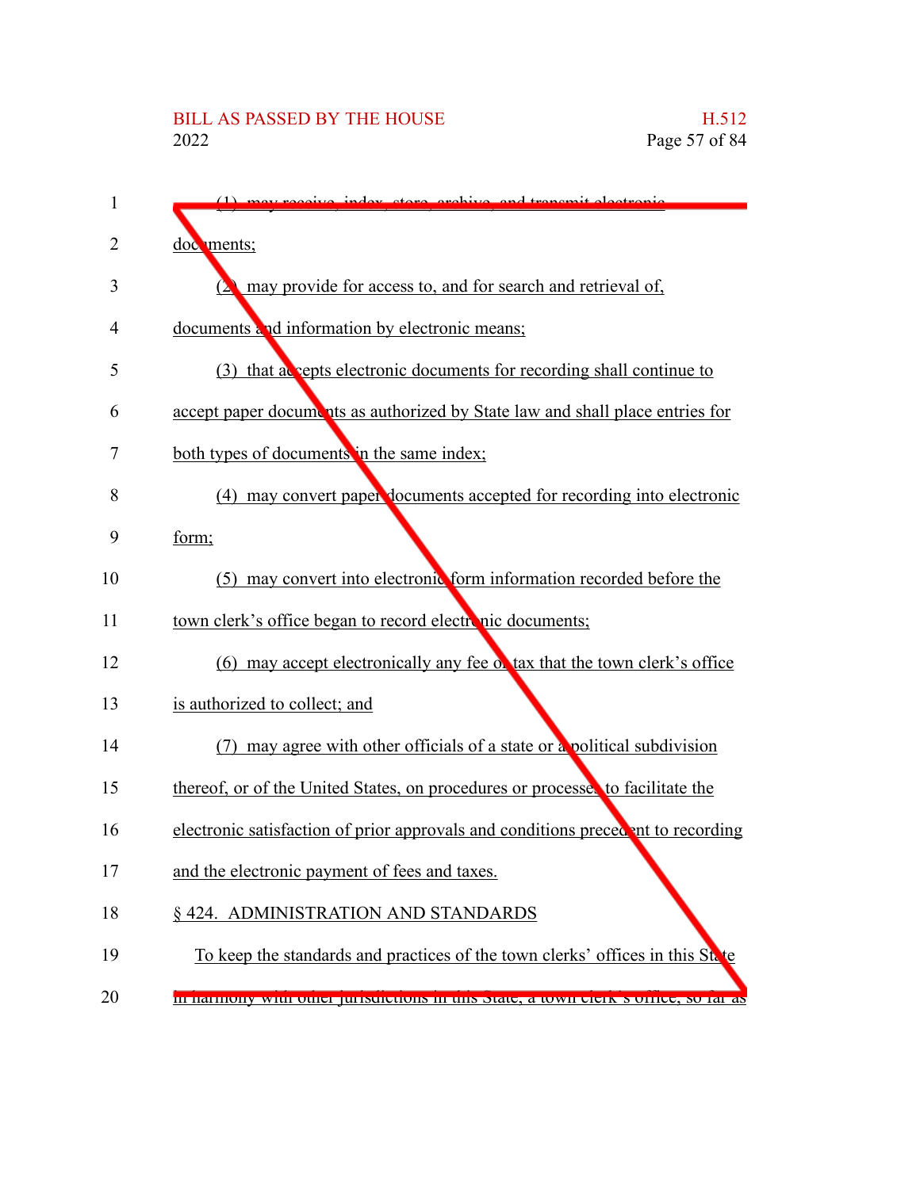(1) may receive, index, store, archive, and transmit electronic documents;

(2) may provide for access to, and for search and retrieval of, documents and information by electronic means;

(3) that accepts electronic documents for recording shall continue to accept paper documents as authorized by State law and shall place entries for both types of documents in the same index;

(4) may convert paper documents accepted for recording into electronic form;

(5) may convert into electronic form information recorded before the town clerk's office began to record electronic documents;

(6) may accept electronically any fee or tax that the town clerk's office is authorized to collect; and

(7) may agree with other officials of a state or a political subdivision thereof, or of the United States, on procedures or processes to facilitate the electronic satisfaction of prior approvals and conditions precedent to recording and the electronic payment of fees and taxes.

§ 424. ADMINISTRATION AND STANDARDS

To keep the standards and practices of the town clerks' offices in this State in harmony with other jurisdictions in this State, a town clerk's office, so far as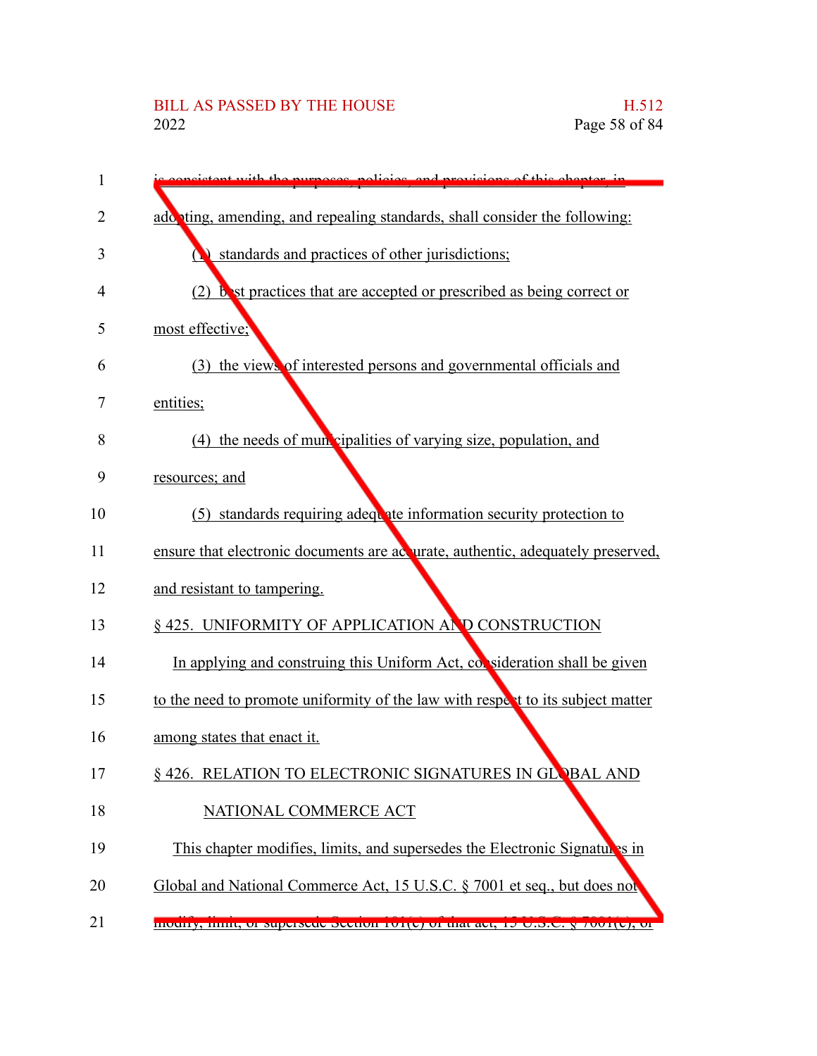is consistent with the purposes, policies, and provisions of this chapter, in adopting, amending, and repealing standards, shall consider the following:

(1) standards and practices of other jurisdictions;

(2) best practices that are accepted or prescribed as being correct or most effective;

(3) the views of interested persons and governmental officials and entities;

(4) the needs of municipalities of varying size, population, and resources; and

(5) standards requiring adequate information security protection to ensure that electronic documents are accurate, authentic, adequately preserved, and resistant to tampering.

§ 425. UNIFORMITY OF APPLICATION AND CONSTRUCTION

In applying and construing this Uniform Act, consideration shall be given to the need to promote uniformity of the law with respect to its subject matter among states that enact it.

§ 426. RELATION TO ELECTRONIC SIGNATURES IN GLOBAL AND NATIONAL COMMERCE ACT

This chapter modifies, limits, and supersedes the Electronic Signatures in Global and National Commerce Act, 15 U.S.C. § 7001 et seq., but does not modify, limit, or supersede Section 101(c) of that act, 15 U.S.C. § 7001(c), or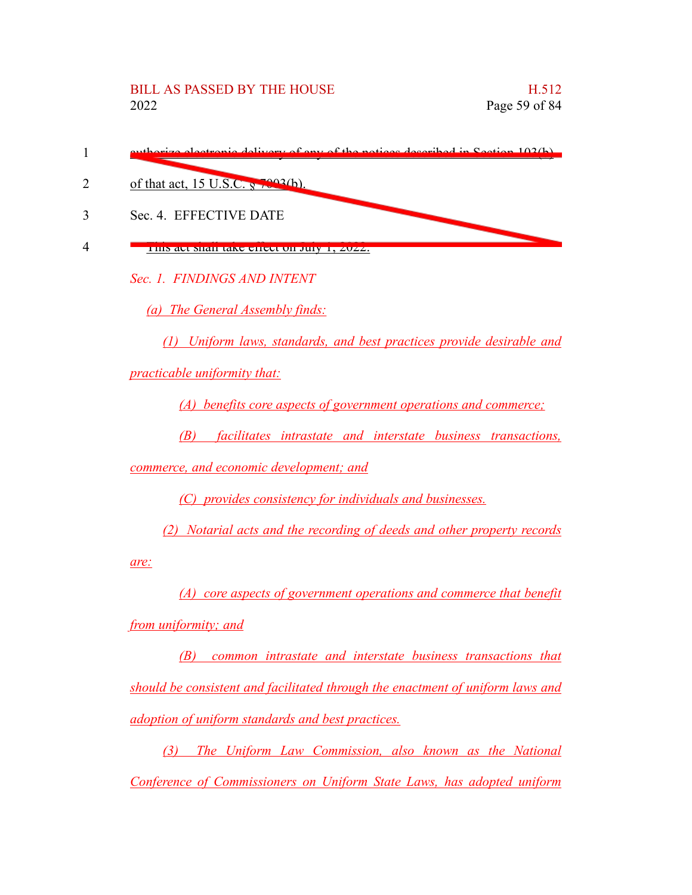authorize electronic delivery of any of the notices described in Section 103(b) of that act, 15 U.S.C. § 7003(b).

Sec. 4. EFFECTIVE DATE

This act shall take effect on July 1, 2022.

*Sec. 1. FINDINGS AND INTENT*

*(a) The General Assembly finds:*

*(1) Uniform laws, standards, and best practices provide desirable and practicable uniformity that:*

*(A) benefits core aspects of government operations and commerce;*

*(B) facilitates intrastate and interstate business transactions, commerce, and economic development; and*

*(C) provides consistency for individuals and businesses.*

*(2) Notarial acts and the recording of deeds and other property records are:*

*(A) core aspects of government operations and commerce that benefit from uniformity; and*

*(B) common intrastate and interstate business transactions that should be consistent and facilitated through the enactment of uniform laws and adoption of uniform standards and best practices.*

*(3) The Uniform Law Commission, also known as the National Conference of Commissioners on Uniform State Laws, has adopted uniform*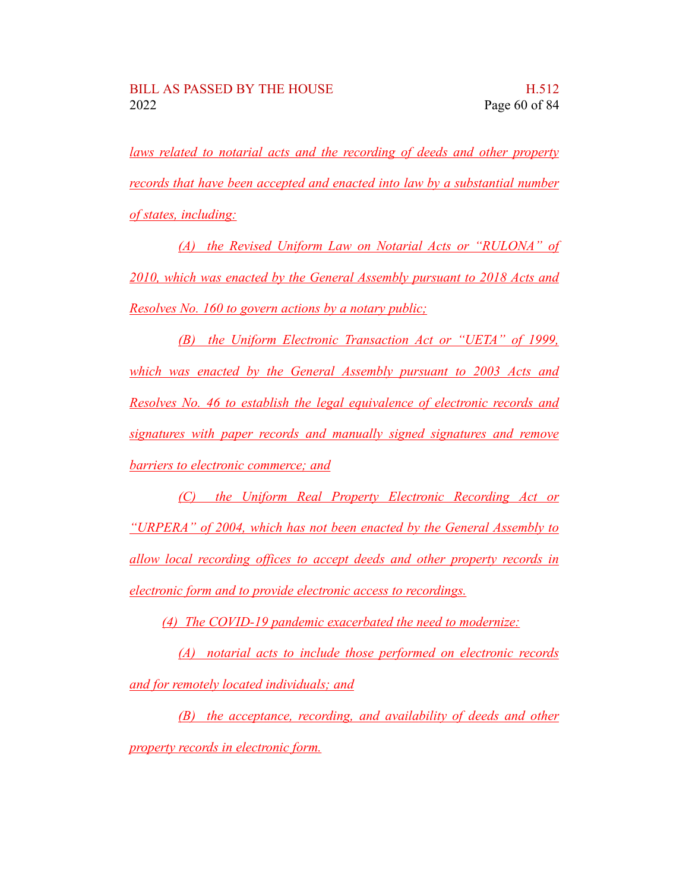laws related to notarial acts and the recording of deeds and other property records that have been accepted and enacted into law by a substantial number of states, including:

(A) the Revised Uniform Law on Notarial Acts or "RULONA" of 2010, which was enacted by the General Assembly pursuant to 2018 Acts and Resolves No. 160 to govern actions by a notary public;

(B) the Uniform Electronic Transaction Act or "UETA" of 1999, which was enacted by the General Assembly pursuant to 2003 Acts and Resolves No. 46 to establish the legal equivalence of electronic records and signatures with paper records and manually signed signatures and remove barriers to electronic commerce; and

(C) the Uniform Real Property Electronic Recording Act or "URPERA" of 2004, which has not been enacted by the General Assembly to allow local recording offices to accept deeds and other property records in electronic form and to provide electronic access to recordings.

(4) The COVID-19 pandemic exacerbated the need to modernize:

(A) notarial acts to include those performed on electronic records and for remotely located individuals; and

(B) the acceptance, recording, and availability of deeds and other property records in electronic form.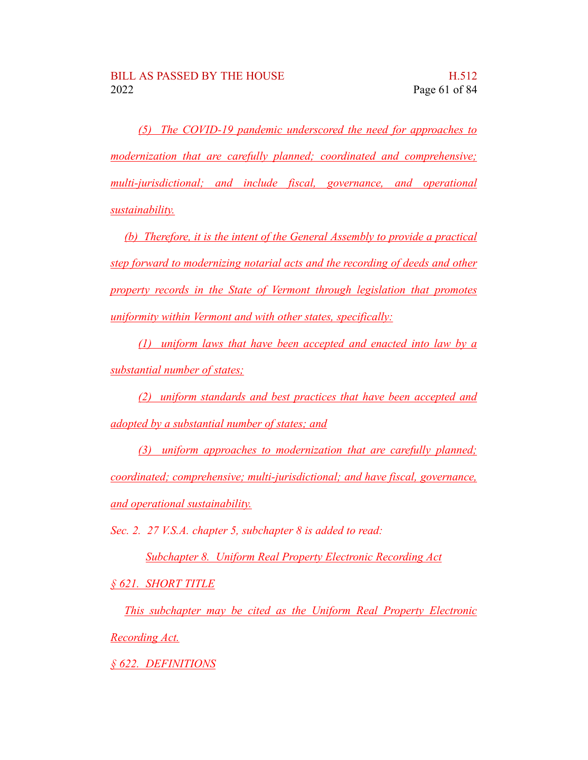*(5) The COVID-19 pandemic underscored the need for approaches to modernization that are carefully planned; coordinated and comprehensive; multi-jurisdictional; and include fiscal, governance, and operational sustainability.*

*(b) Therefore, it is the intent of the General Assembly to provide a practical step forward to modernizing notarial acts and the recording of deeds and other property records in the State of Vermont through legislation that promotes uniformity within Vermont and with other states, specifically:*

*(1) uniform laws that have been accepted and enacted into law by a substantial number of states;*

*(2) uniform standards and best practices that have been accepted and adopted by a substantial number of states; and*

*(3) uniform approaches to modernization that are carefully planned; coordinated; comprehensive; multi-jurisdictional; and have fiscal, governance, and operational sustainability.*

*Sec. 2. 27 V.S.A. chapter 5, subchapter 8 is added to read:*

*Subchapter 8. Uniform Real Property Electronic Recording Act*

*§ 621. SHORT TITLE*

*This subchapter may be cited as the Uniform Real Property Electronic Recording Act.*

*§ 622. DEFINITIONS*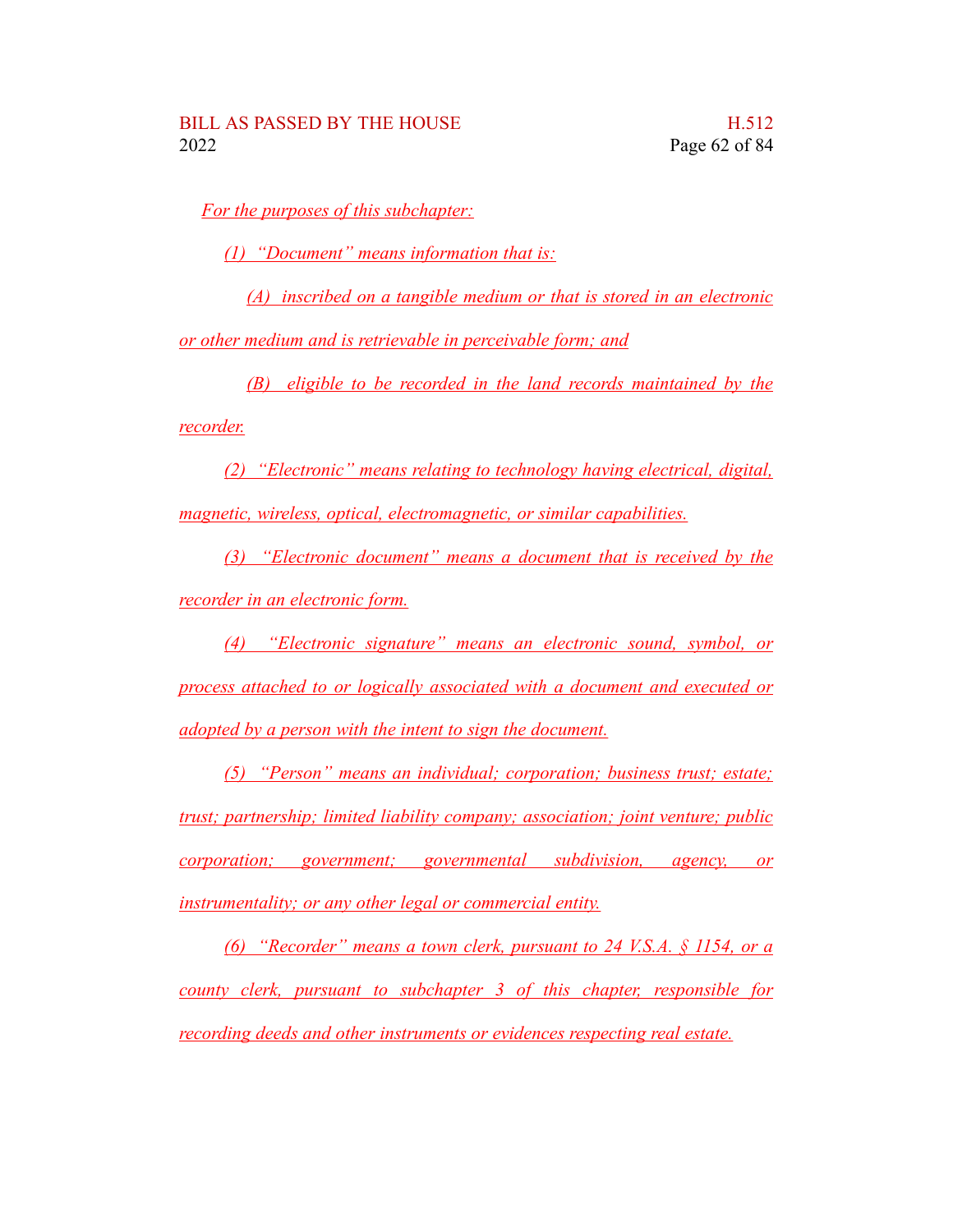*For the purposes of this subchapter:*

*(1) "Document" means information that is:*

*(A) inscribed on a tangible medium or that is stored in an electronic or other medium and is retrievable in perceivable form; and*

*(B) eligible to be recorded in the land records maintained by the recorder.*

*(2) "Electronic" means relating to technology having electrical, digital, magnetic, wireless, optical, electromagnetic, or similar capabilities.*

*(3) "Electronic document" means a document that is received by the recorder in an electronic form.*

*(4) "Electronic signature" means an electronic sound, symbol, or process attached to or logically associated with a document and executed or adopted by a person with the intent to sign the document.*

*(5) "Person" means an individual; corporation; business trust; estate; trust; partnership; limited liability company; association; joint venture; public corporation; government; governmental subdivision, agency, or instrumentality; or any other legal or commercial entity.*

*(6) "Recorder" means a town clerk, pursuant to 24 V.S.A. § 1154, or a county clerk, pursuant to subchapter 3 of this chapter, responsible for recording deeds and other instruments or evidences respecting real estate.*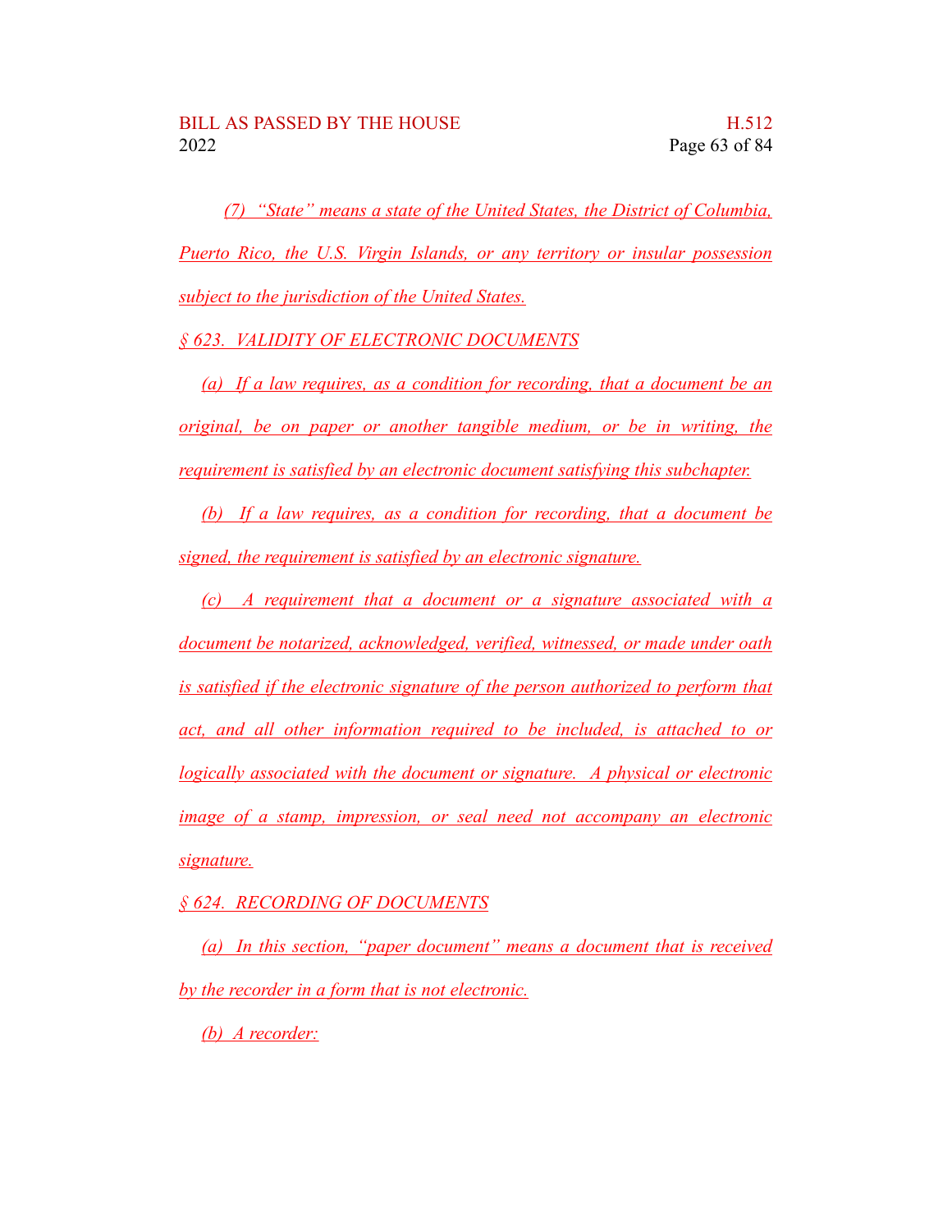*(7) "State" means a state of the United States, the District of Columbia, Puerto Rico, the U.S. Virgin Islands, or any territory or insular possession subject to the jurisdiction of the United States.*

*§ 623. VALIDITY OF ELECTRONIC DOCUMENTS*

*(a) If a law requires, as a condition for recording, that a document be an original, be on paper or another tangible medium, or be in writing, the requirement is satisfied by an electronic document satisfying this subchapter.*

*(b) If a law requires, as a condition for recording, that a document be signed, the requirement is satisfied by an electronic signature.*

*(c) A requirement that a document or a signature associated with a document be notarized, acknowledged, verified, witnessed, or made under oath is satisfied if the electronic signature of the person authorized to perform that act, and all other information required to be included, is attached to or logically associated with the document or signature. A physical or electronic image of a stamp, impression, or seal need not accompany an electronic signature.*

*§ 624. RECORDING OF DOCUMENTS*

*(a) In this section, "paper document" means a document that is received by the recorder in a form that is not electronic.*

*(b) A recorder:*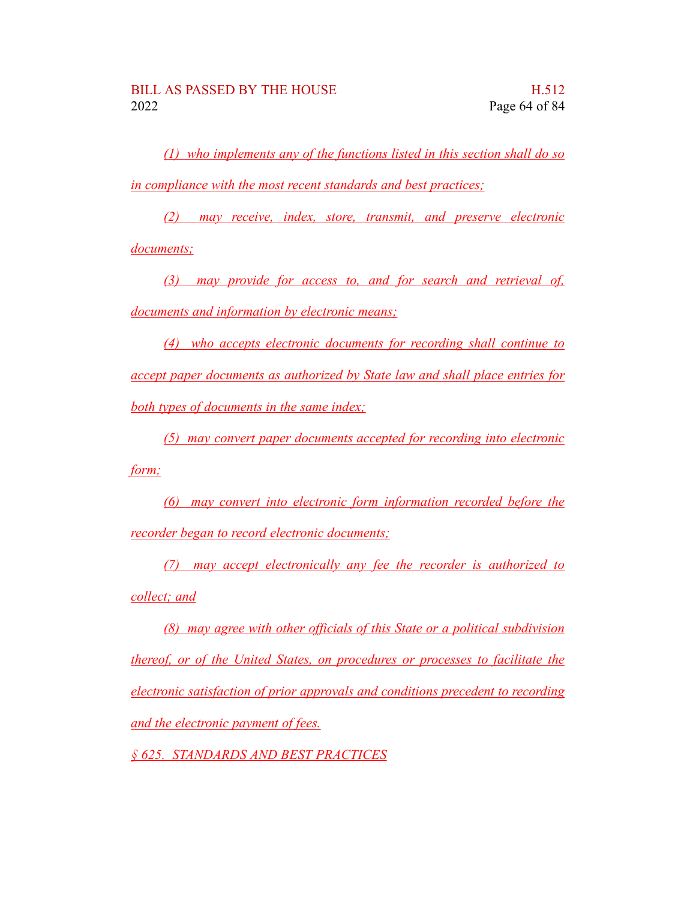(1) who implements any of the functions listed in this section shall do so in compliance with the most recent standards and best practices;

(2) may receive, index, store, transmit, and preserve electronic documents;

(3) may provide for access to, and for search and retrieval of, documents and information by electronic means;

(4) who accepts electronic documents for recording shall continue to accept paper documents as authorized by State law and shall place entries for both types of documents in the same index;

(5) may convert paper documents accepted for recording into electronic form;

(6) may convert into electronic form information recorded before the recorder began to record electronic documents;

(7) may accept electronically any fee the recorder is authorized to collect; and

(8) may agree with other officials of this State or a political subdivision thereof, or of the United States, on procedures or processes to facilitate the electronic satisfaction of prior approvals and conditions precedent to recording and the electronic payment of fees.

§ 625. STANDARDS AND BEST PRACTICES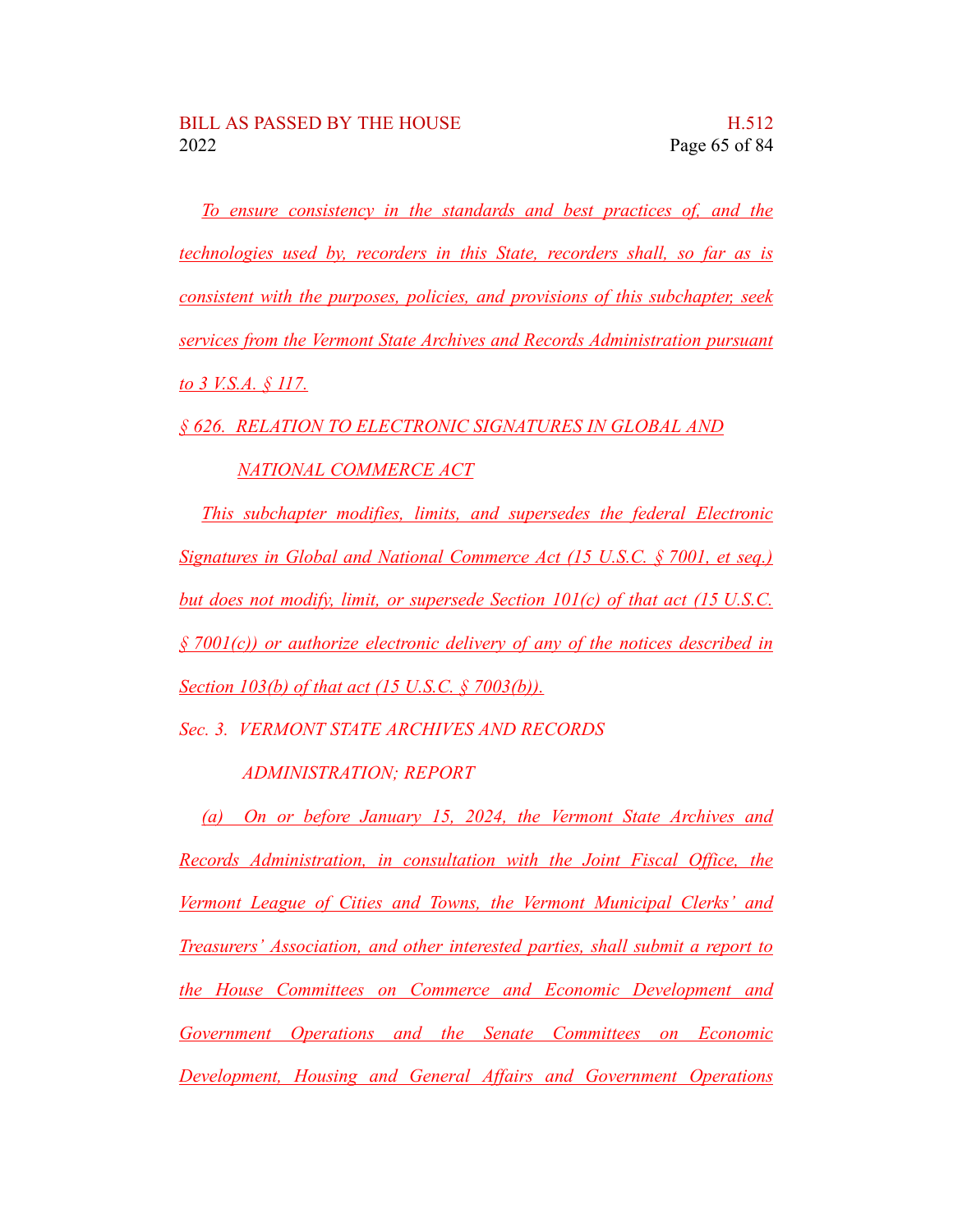*To ensure consistency in the standards and best practices of, and the technologies used by, recorders in this State, recorders shall, so far as is consistent with the purposes, policies, and provisions of this subchapter, seek services from the Vermont State Archives and Records Administration pursuant to 3 V.S.A. § 117.*

*§ 626. RELATION TO ELECTRONIC SIGNATURES IN GLOBAL AND NATIONAL COMMERCE ACT*

*This subchapter modifies, limits, and supersedes the federal Electronic Signatures in Global and National Commerce Act (15 U.S.C. § 7001, et seq.) but does not modify, limit, or supersede Section 101(c) of that act (15 U.S.C. § 7001(c)) or authorize electronic delivery of any of the notices described in Section 103(b) of that act (15 U.S.C. § 7003(b)).*

*Sec. 3. VERMONT STATE ARCHIVES AND RECORDS ADMINISTRATION; REPORT*

*(a) On or before January 15, 2024, the Vermont State Archives and Records Administration, in consultation with the Joint Fiscal Office, the Vermont League of Cities and Towns, the Vermont Municipal Clerks' and Treasurers' Association, and other interested parties, shall submit a report to the House Committees on Commerce and Economic Development and Government Operations and the Senate Committees on Economic Development, Housing and General Affairs and Government Operations*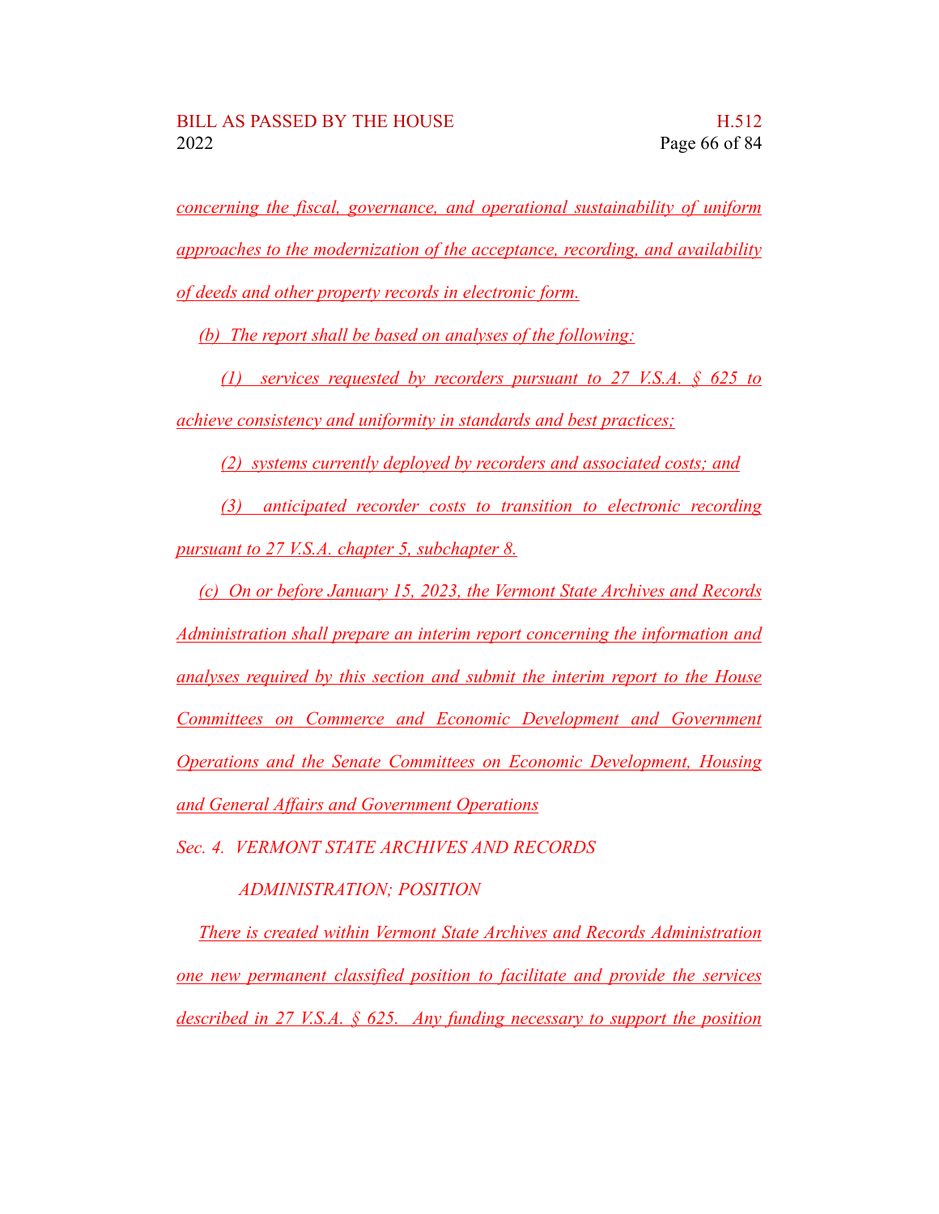*concerning the fiscal, governance, and operational sustainability of uniform approaches to the modernization of the acceptance, recording, and availability of deeds and other property records in electronic form.*

*(b) The report shall be based on analyses of the following:*

*(1) services requested by recorders pursuant to 27 V.S.A. § 625 to achieve consistency and uniformity in standards and best practices;*

*(2) systems currently deployed by recorders and associated costs; and*

*(3) anticipated recorder costs to transition to electronic recording pursuant to 27 V.S.A. chapter 5, subchapter 8.*

*(c) On or before January 15, 2023, the Vermont State Archives and Records Administration shall prepare an interim report concerning the information and analyses required by this section and submit the interim report to the House Committees on Commerce and Economic Development and Government Operations and the Senate Committees on Economic Development, Housing and General Affairs and Government Operations*

*Sec. 4. VERMONT STATE ARCHIVES AND RECORDS ADMINISTRATION; POSITION*

*There is created within Vermont State Archives and Records Administration one new permanent classified position to facilitate and provide the services described in 27 V.S.A. § 625. Any funding necessary to support the position*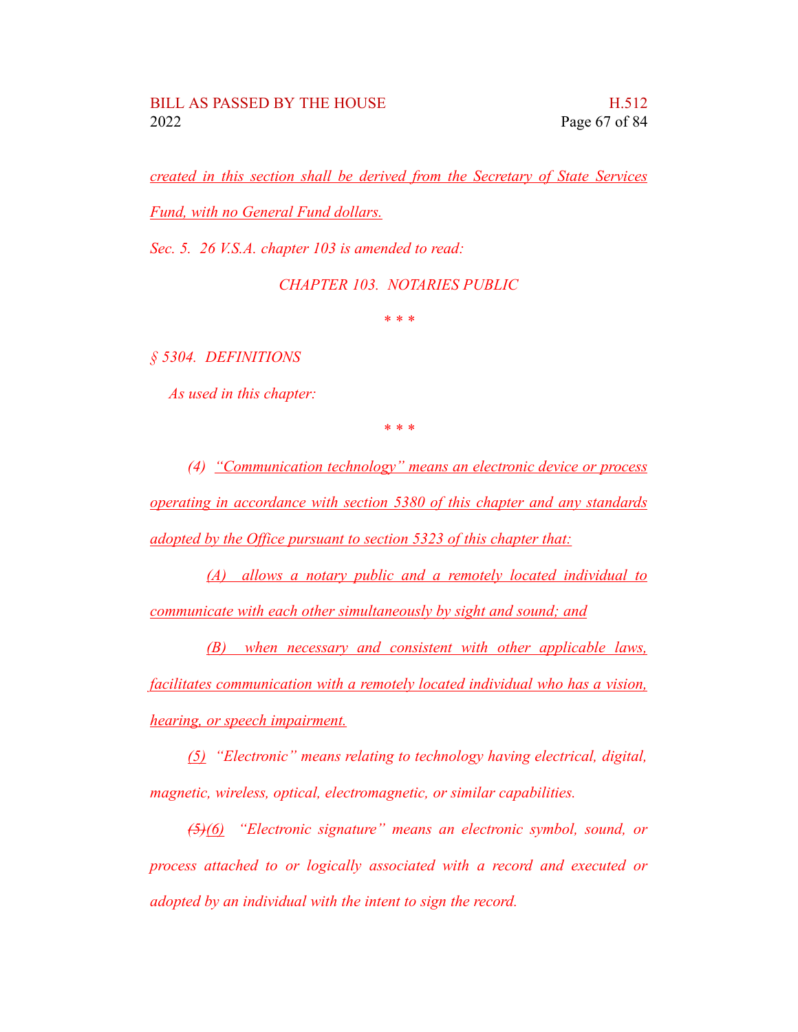*created in this section shall be derived from the Secretary of State Services Fund, with no General Fund dollars.*

*Sec. 5. 26 V.S.A. chapter 103 is amended to read:*

*CHAPTER 103. NOTARIES PUBLIC*

*\* \* \**

*§ 5304. DEFINITIONS*

*As used in this chapter:*

*\* \* \**

*(4) "Communication technology" means an electronic device or process operating in accordance with section 5380 of this chapter and any standards adopted by the Office pursuant to section 5323 of this chapter that:*

*(A) allows a notary public and a remotely located individual to communicate with each other simultaneously by sight and sound; and*

*(B) when necessary and consistent with other applicable laws, facilitates communication with a remotely located individual who has a vision, hearing, or speech impairment.*

*(5) "Electronic" means relating to technology having electrical, digital, magnetic, wireless, optical, electromagnetic, or similar capabilities.*

*~~(5)~~(6) "Electronic signature" means an electronic symbol, sound, or process attached to or logically associated with a record and executed or adopted by an individual with the intent to sign the record.*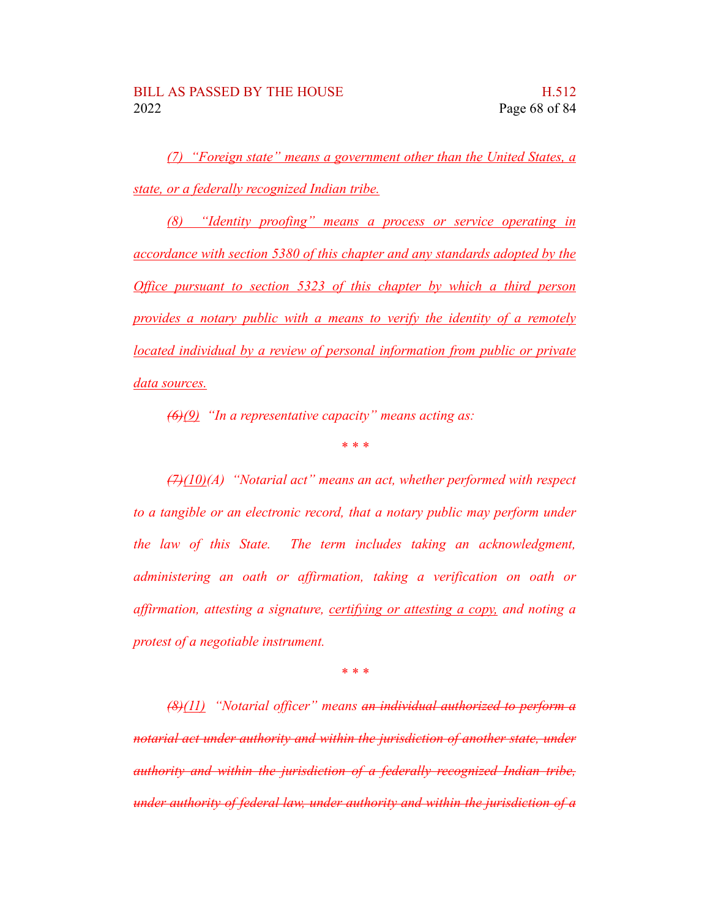*<u>(7) "Foreign state" means a government other than the United States, a state, or a federally recognized Indian tribe.</u>*

*<u>(8) "Identity proofing" means a process or service operating in accordance with section 5380 of this chapter and any standards adopted by the Office pursuant to section 5323 of this chapter by which a third person provides a notary public with a means to verify the identity of a remotely located individual by a review of personal information from public or private data sources.</u>*

*~~(6)~~<u>(9)</u> "In a representative capacity" means acting as:*

\* \* \*

*~~(7)~~<u>(10)</u>(A) "Notarial act" means an act, whether performed with respect to a tangible or an electronic record, that a notary public may perform under the law of this State. The term includes taking an acknowledgment, administering an oath or affirmation, taking a verification on oath or affirmation, attesting a signature, <u>certifying or attesting a copy,</u> and noting a protest of a negotiable instrument.*

\* \* \*

*~~(8)~~<u>(11)</u> "Notarial officer" means ~~an individual authorized to perform a notarial act under authority and within the jurisdiction of another state, under authority and within the jurisdiction of a federally recognized Indian tribe, under authority of federal law, under authority and within the jurisdiction of a~~*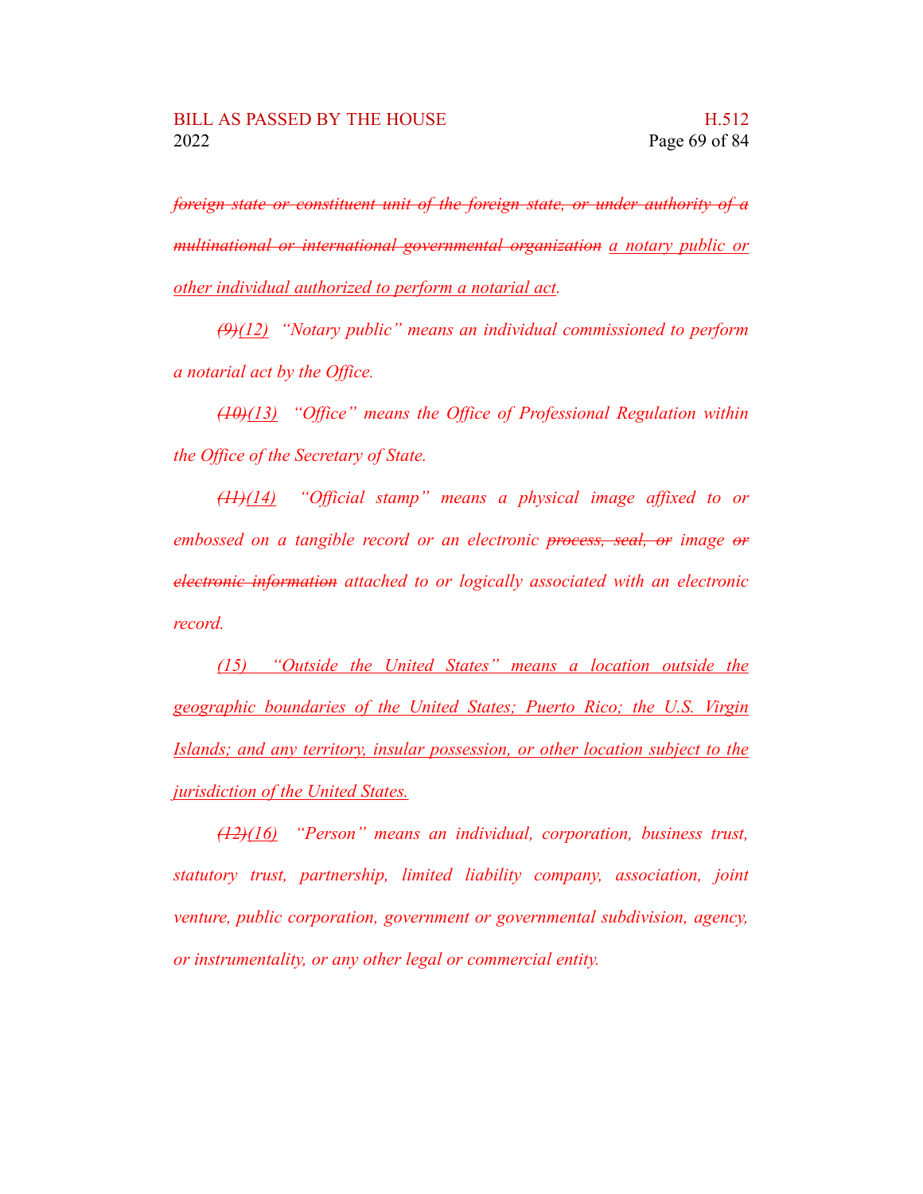*~~foreign state or constituent unit of the foreign state, or under authority of a multinational or international governmental organization~~ <u>a notary public or other individual authorized to perform a notarial act</u>.*

*~~(9)~~<u>(12)</u> "Notary public" means an individual commissioned to perform a notarial act by the Office.*

*~~(10)~~<u>(13)</u> "Office" means the Office of Professional Regulation within the Office of the Secretary of State.*

*~~(11)~~<u>(14)</u> "Official stamp" means a physical image affixed to or embossed on a tangible record or an electronic ~~process, seal, or~~ image ~~or electronic information~~ attached to or logically associated with an electronic record.*

*<u>(15) "Outside the United States" means a location outside the geographic boundaries of the United States; Puerto Rico; the U.S. Virgin Islands; and any territory, insular possession, or other location subject to the jurisdiction of the United States.</u>*

*~~(12)~~<u>(16)</u> "Person" means an individual, corporation, business trust, statutory trust, partnership, limited liability company, association, joint venture, public corporation, government or governmental subdivision, agency, or instrumentality, or any other legal or commercial entity.*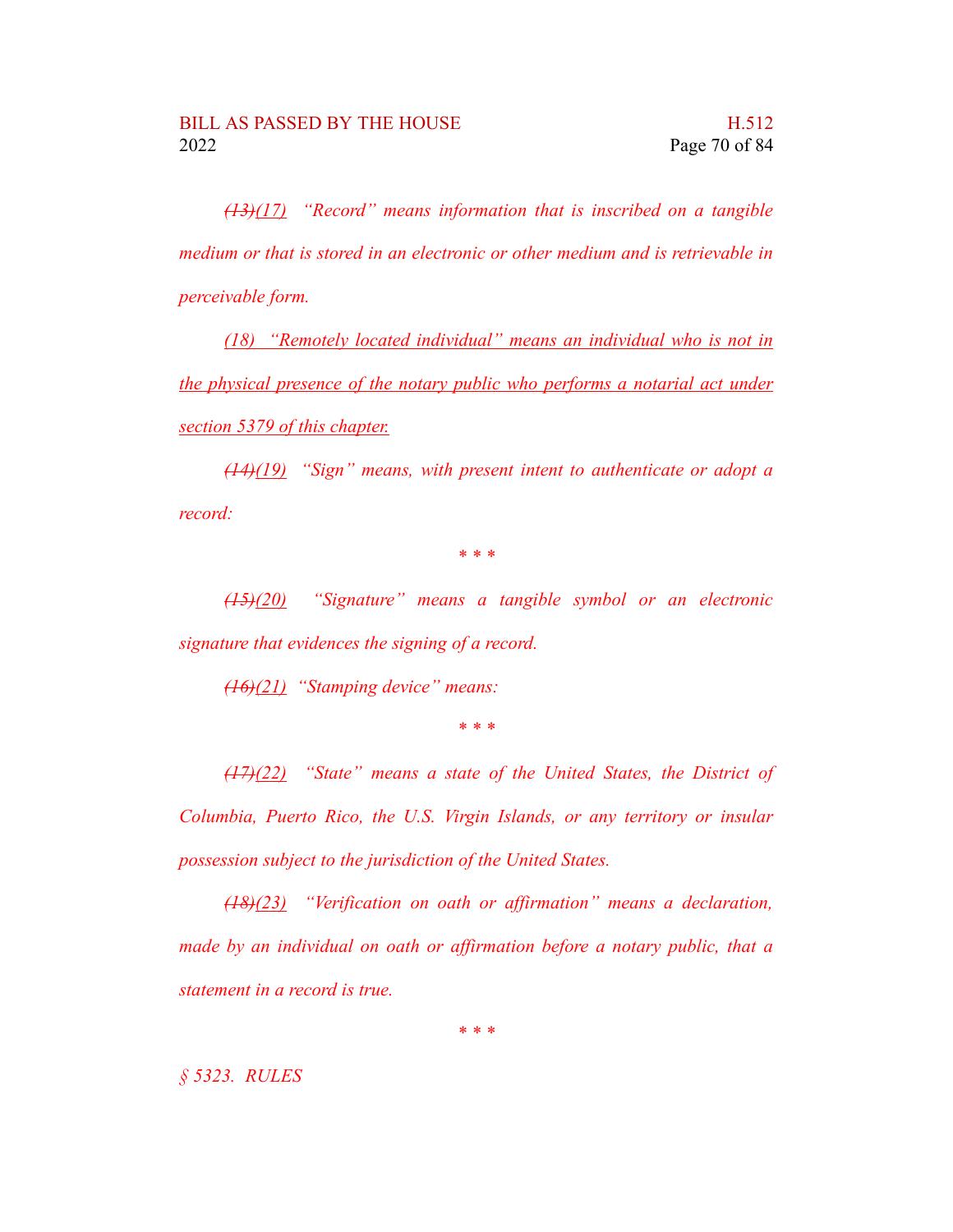*~~(13)~~<u>(17)</u> "Record" means information that is inscribed on a tangible medium or that is stored in an electronic or other medium and is retrievable in perceivable form.*

*<u>(18) "Remotely located individual" means an individual who is not in the physical presence of the notary public who performs a notarial act under section 5379 of this chapter.</u>*

*~~(14)~~<u>(19)</u> "Sign" means, with present intent to authenticate or adopt a record:*

*\* \* \**

*~~(15)~~<u>(20)</u> "Signature" means a tangible symbol or an electronic signature that evidences the signing of a record.*

*~~(16)~~<u>(21)</u> "Stamping device" means:*

*\* \* \**

*~~(17)~~<u>(22)</u> "State" means a state of the United States, the District of Columbia, Puerto Rico, the U.S. Virgin Islands, or any territory or insular possession subject to the jurisdiction of the United States.*

*~~(18)~~<u>(23)</u> "Verification on oath or affirmation" means a declaration, made by an individual on oath or affirmation before a notary public, that a statement in a record is true.*

*\* \* \**

*§ 5323. RULES*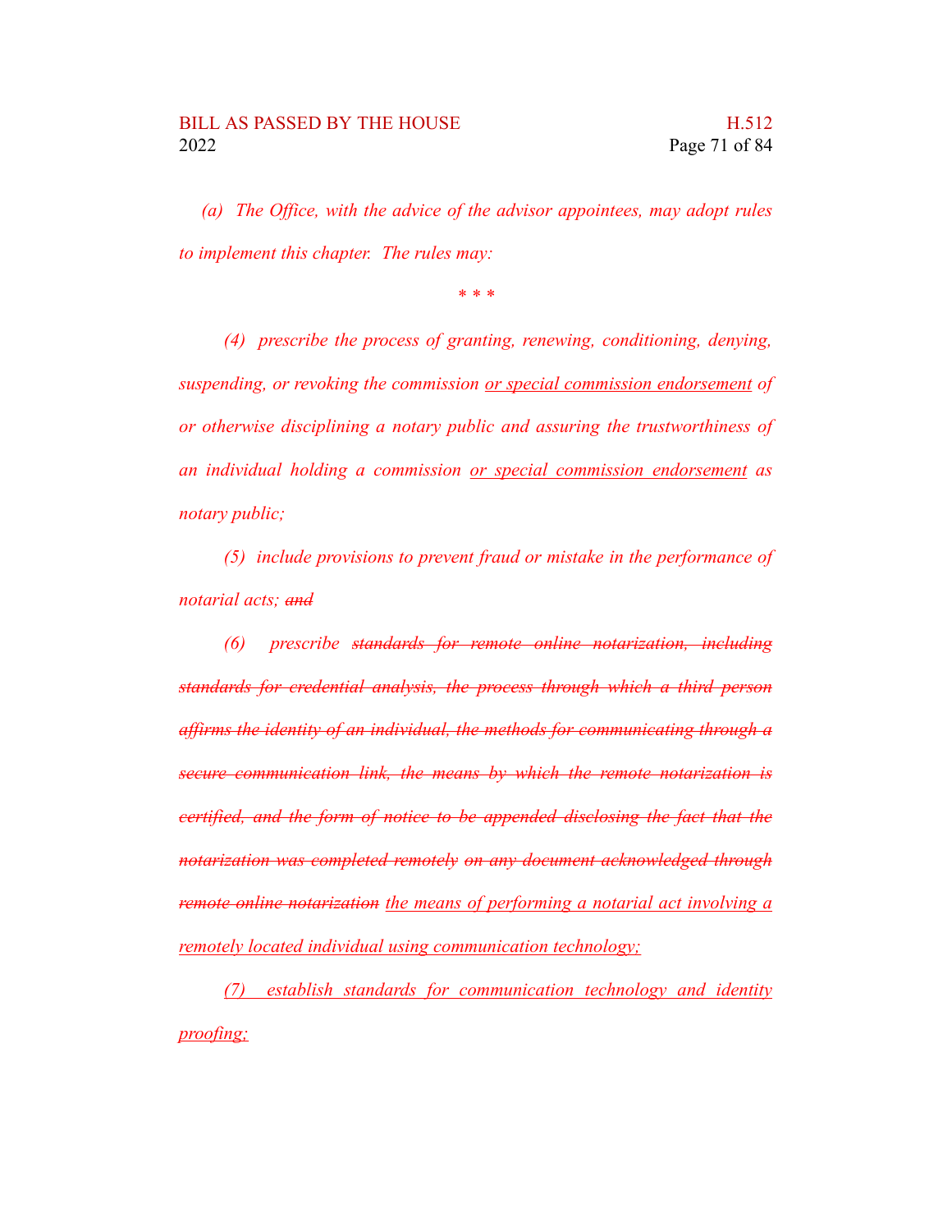*(a) The Office, with the advice of the advisor appointees, may adopt rules to implement this chapter. The rules may:*

*\* \* \**

*(4) prescribe the process of granting, renewing, conditioning, denying, suspending, or revoking the commission <u>or special commission endorsement</u> of or otherwise disciplining a notary public and assuring the trustworthiness of an individual holding a commission <u>or special commission endorsement</u> as notary public;*

*(5) include provisions to prevent fraud or mistake in the performance of notarial acts; ~~and~~*

*(6) prescribe ~~standards for remote online notarization, including standards for credential analysis, the process through which a third person affirms the identity of an individual, the methods for communicating through a secure communication link, the means by which the remote notarization is certified, and the form of notice to be appended disclosing the fact that the notarization was completed remotely on any document acknowledged through remote online notarization~~ <u>the means of performing a notarial act involving a remotely located individual using communication technology;</u>*

*<u>(7) establish standards for communication technology and identity proofing;</u>*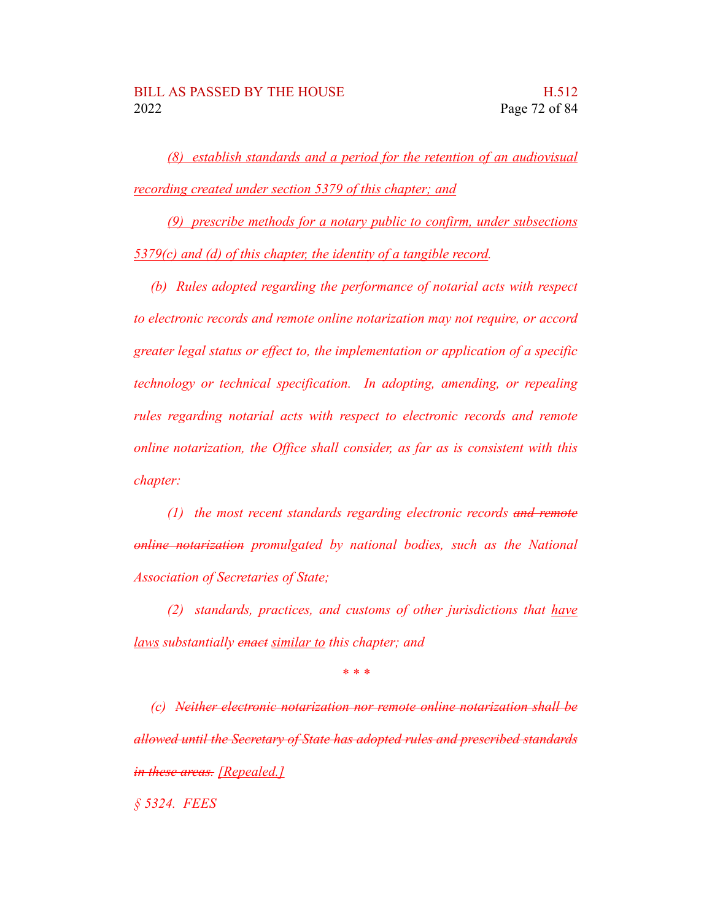*(8) establish standards and a period for the retention of an audiovisual recording created under section 5379 of this chapter; and*

*(9) prescribe methods for a notary public to confirm, under subsections 5379(c) and (d) of this chapter, the identity of a tangible record.*

*(b) Rules adopted regarding the performance of notarial acts with respect to electronic records and remote online notarization may not require, or accord greater legal status or effect to, the implementation or application of a specific technology or technical specification. In adopting, amending, or repealing rules regarding notarial acts with respect to electronic records and remote online notarization, the Office shall consider, as far as is consistent with this chapter:*

*(1) the most recent standards regarding electronic records ~~and remote online notarization~~ promulgated by national bodies, such as the National Association of Secretaries of State;*

*(2) standards, practices, and customs of other jurisdictions that have laws substantially ~~enact~~ similar to this chapter; and*

\* \* \*

*(c) ~~Neither electronic notarization nor remote online notarization shall be allowed until the Secretary of State has adopted rules and prescribed standards in these areas.~~ [Repealed.]*

*§ 5324. FEES*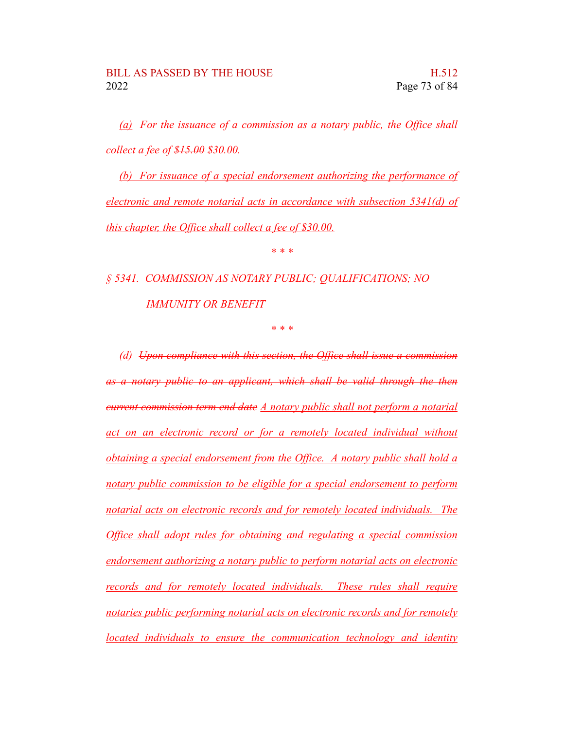*(a)  For the issuance of a commission as a notary public, the Office shall collect a fee of ~~$15.00~~ $30.00.*

*(b)  For issuance of a special endorsement authorizing the performance of electronic and remote notarial acts in accordance with subsection 5341(d) of this chapter, the Office shall collect a fee of $30.00.*

\* \* \*

*§ 5341.  COMMISSION AS NOTARY PUBLIC; QUALIFICATIONS; NO IMMUNITY OR BENEFIT*

\* \* \*

*(d)  ~~Upon compliance with this section, the Office shall issue a commission as a notary public to an applicant, which shall be valid through the then current commission term end date~~ A notary public shall not perform a notarial act on an electronic record or for a remotely located individual without obtaining a special endorsement from the Office.  A notary public shall hold a notary public commission to be eligible for a special endorsement to perform notarial acts on electronic records and for remotely located individuals.  The Office shall adopt rules for obtaining and regulating a special commission endorsement authorizing a notary public to perform notarial acts on electronic records and for remotely located individuals.  These rules shall require notaries public performing notarial acts on electronic records and for remotely located individuals to ensure the communication technology and identity*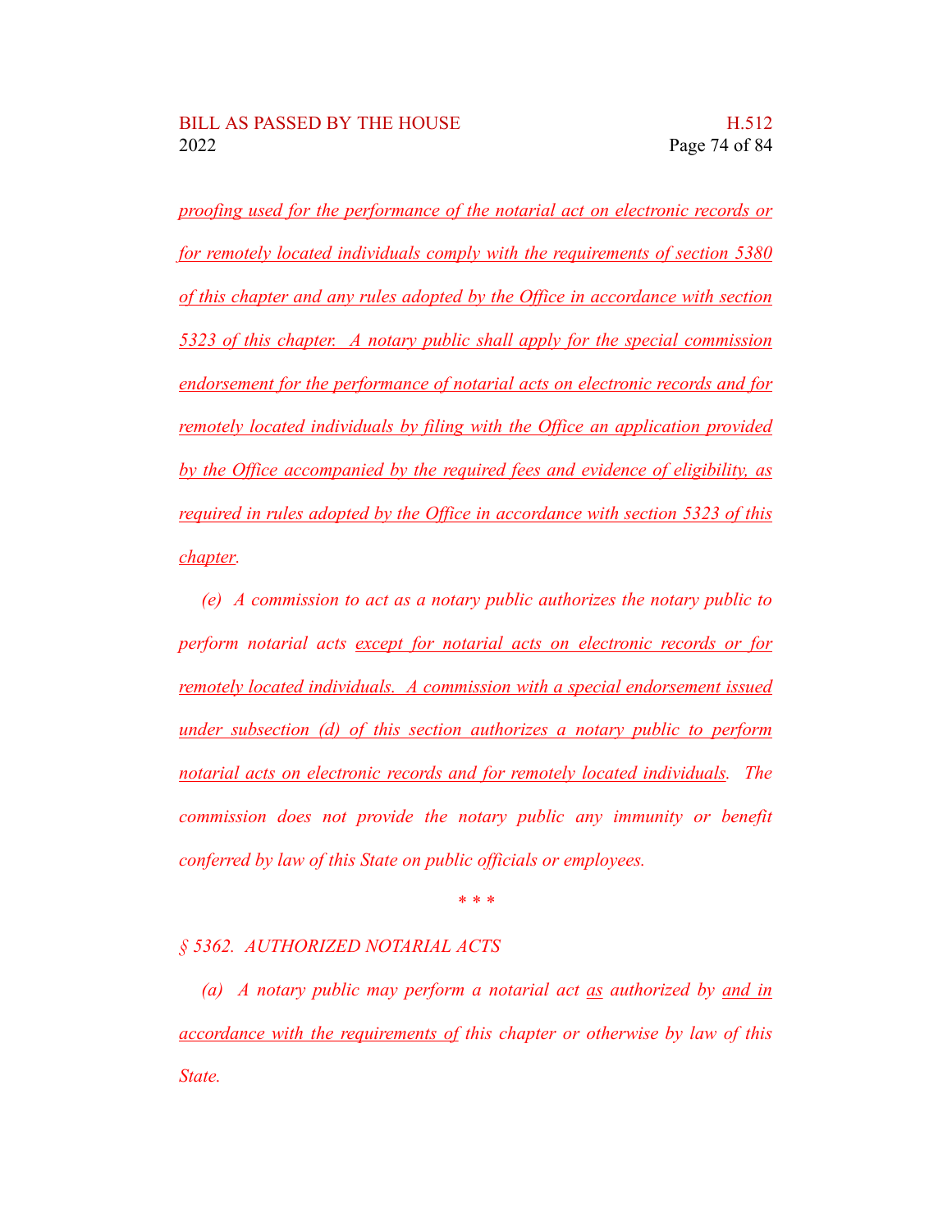*proofing used for the performance of the notarial act on electronic records or for remotely located individuals comply with the requirements of section 5380 of this chapter and any rules adopted by the Office in accordance with section 5323 of this chapter. A notary public shall apply for the special commission endorsement for the performance of notarial acts on electronic records and for remotely located individuals by filing with the Office an application provided by the Office accompanied by the required fees and evidence of eligibility, as required in rules adopted by the Office in accordance with section 5323 of this chapter.*

*(e) A commission to act as a notary public authorizes the notary public to perform notarial acts except for notarial acts on electronic records or for remotely located individuals. A commission with a special endorsement issued under subsection (d) of this section authorizes a notary public to perform notarial acts on electronic records and for remotely located individuals. The commission does not provide the notary public any immunity or benefit conferred by law of this State on public officials or employees.*

\* \* \*

*§ 5362. AUTHORIZED NOTARIAL ACTS*

*(a) A notary public may perform a notarial act as authorized by and in accordance with the requirements of this chapter or otherwise by law of this State.*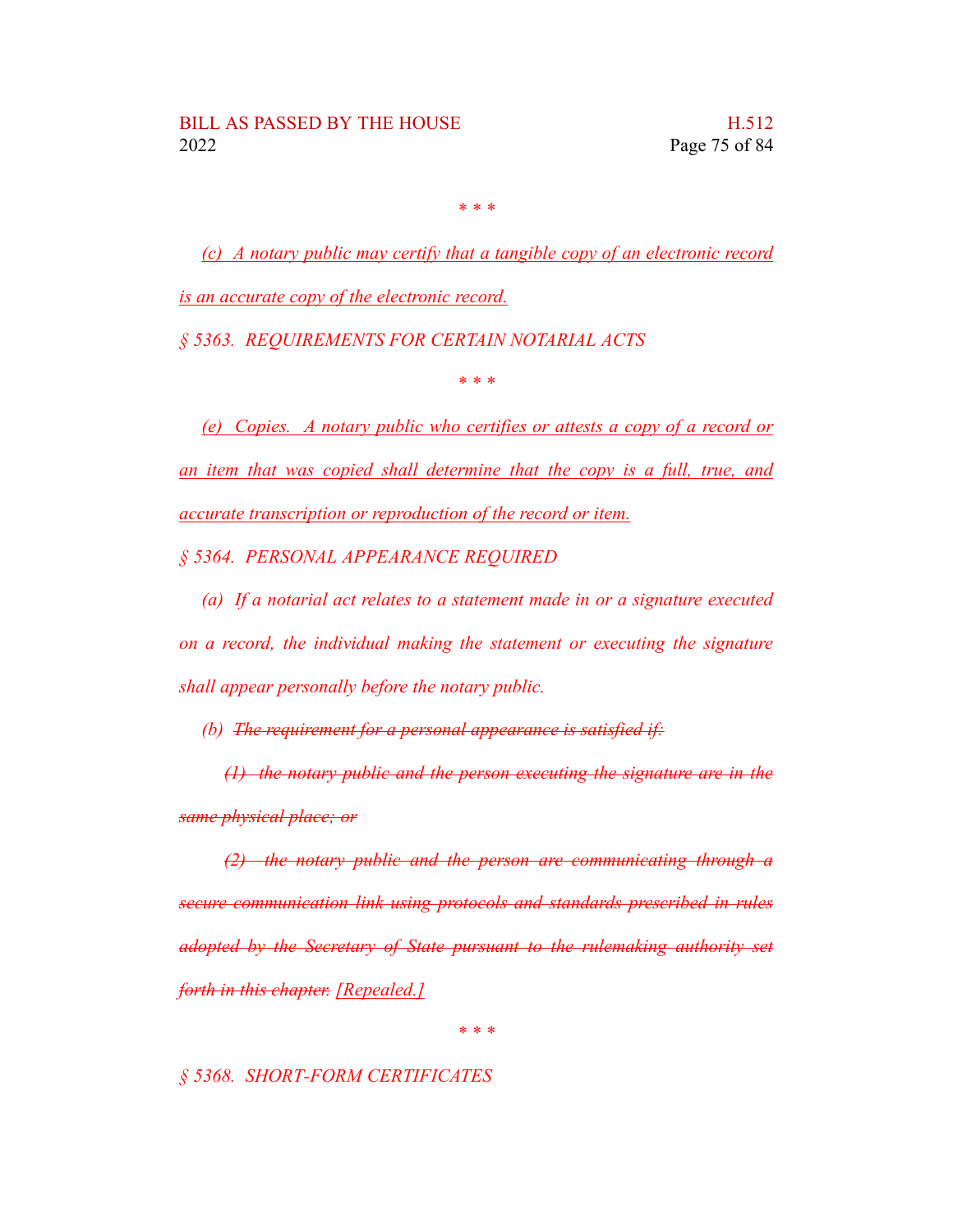\* \* \*

*(c) A notary public may certify that a tangible copy of an electronic record is an accurate copy of the electronic record.*

*§ 5363. REQUIREMENTS FOR CERTAIN NOTARIAL ACTS*

\* \* \*

*(e) Copies. A notary public who certifies or attests a copy of a record or an item that was copied shall determine that the copy is a full, true, and accurate transcription or reproduction of the record or item.*

*§ 5364. PERSONAL APPEARANCE REQUIRED*

*(a) If a notarial act relates to a statement made in or a signature executed on a record, the individual making the statement or executing the signature shall appear personally before the notary public.*

*(b) ~~The requirement for a personal appearance is satisfied if:~~*

*~~(1) the notary public and the person executing the signature are in the same physical place; or~~*

*~~(2) the notary public and the person are communicating through a secure communication link using protocols and standards prescribed in rules adopted by the Secretary of State pursuant to the rulemaking authority set forth in this chapter.~~ [Repealed.]*

\* \* \*

*§ 5368. SHORT-FORM CERTIFICATES*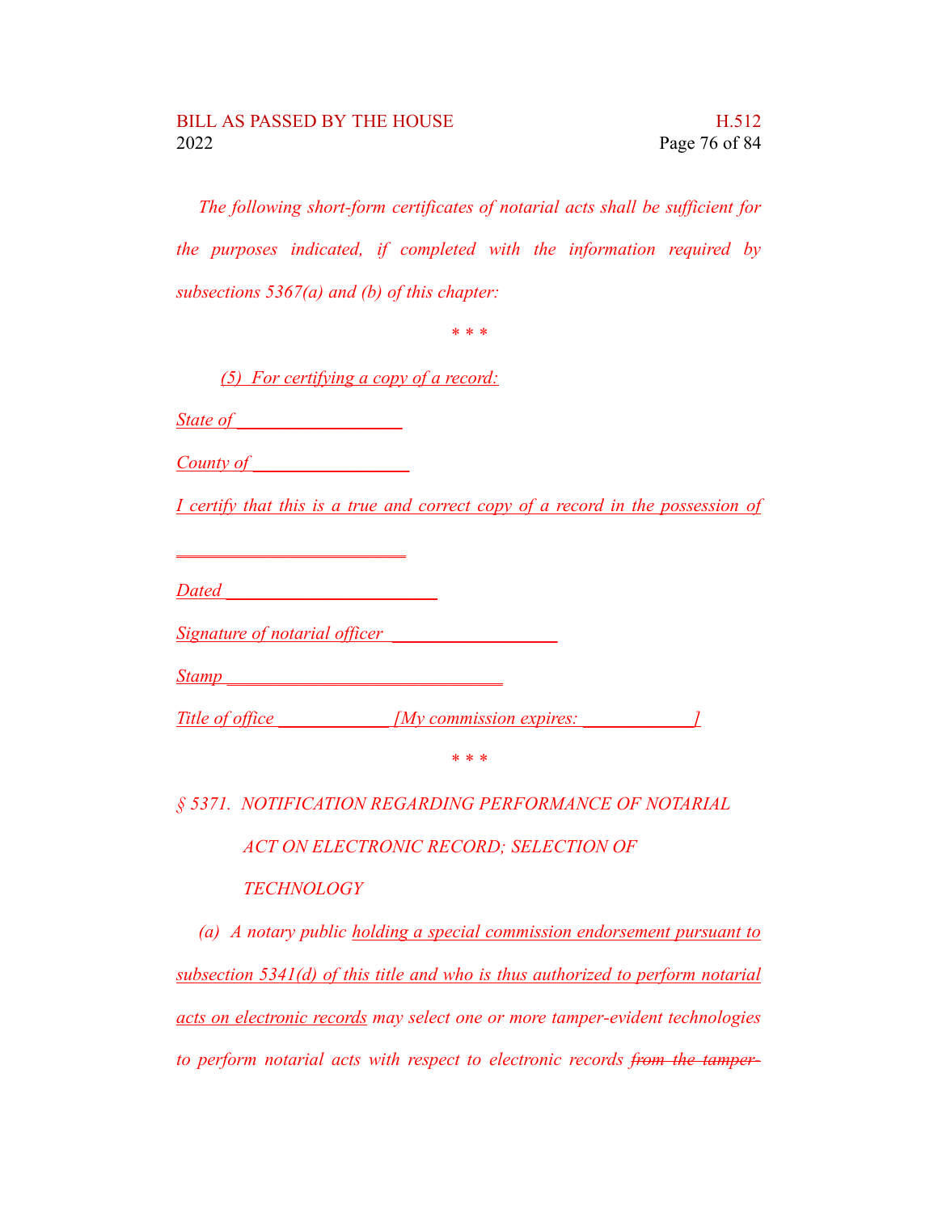*The following short-form certificates of notarial acts shall be sufficient for the purposes indicated, if completed with the information required by subsections 5367(a) and (b) of this chapter:*

\* \* \*

*(5) For certifying a copy of a record:*

*State of ________________*

*County of _______________*

*I certify that this is a true and correct copy of a record in the possession of*

*_________________________*

*Dated ______________________*

*Signature of notarial officer ________________*

*Stamp ____________________________*

*Title of office ___________ [My commission expires: ___________]*

\* \* \*

*§ 5371. NOTIFICATION REGARDING PERFORMANCE OF NOTARIAL ACT ON ELECTRONIC RECORD; SELECTION OF TECHNOLOGY*

*(a) A notary public holding a special commission endorsement pursuant to subsection 5341(d) of this title and who is thus authorized to perform notarial acts on electronic records may select one or more tamper-evident technologies to perform notarial acts with respect to electronic records ~~from the tamper-~~*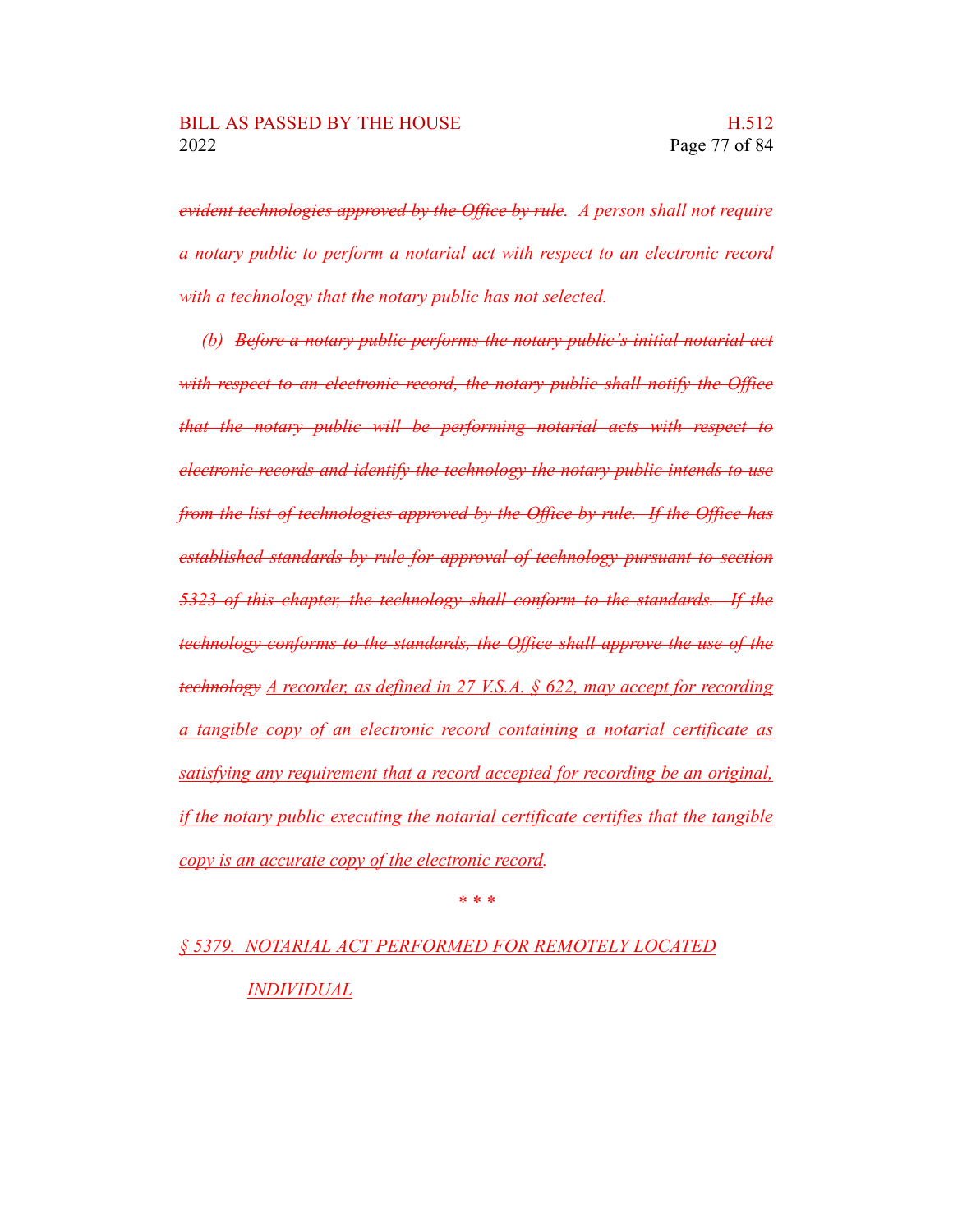*~~evident technologies approved by the Office by rule~~. A person shall not require a notary public to perform a notarial act with respect to an electronic record with a technology that the notary public has not selected.*

*(b) ~~Before a notary public performs the notary public's initial notarial act with respect to an electronic record, the notary public shall notify the Office that the notary public will be performing notarial acts with respect to electronic records and identify the technology the notary public intends to use from the list of technologies approved by the Office by rule. If the Office has established standards by rule for approval of technology pursuant to section 5323 of this chapter, the technology shall conform to the standards. If the technology conforms to the standards, the Office shall approve the use of the technology~~ <u>A recorder, as defined in 27 V.S.A. § 622, may accept for recording a tangible copy of an electronic record containing a notarial certificate as satisfying any requirement that a record accepted for recording be an original, if the notary public executing the notarial certificate certifies that the tangible copy is an accurate copy of the electronic record</u>.*

\* \* \*

*<u>§ 5379. NOTARIAL ACT PERFORMED FOR REMOTELY LOCATED INDIVIDUAL</u>*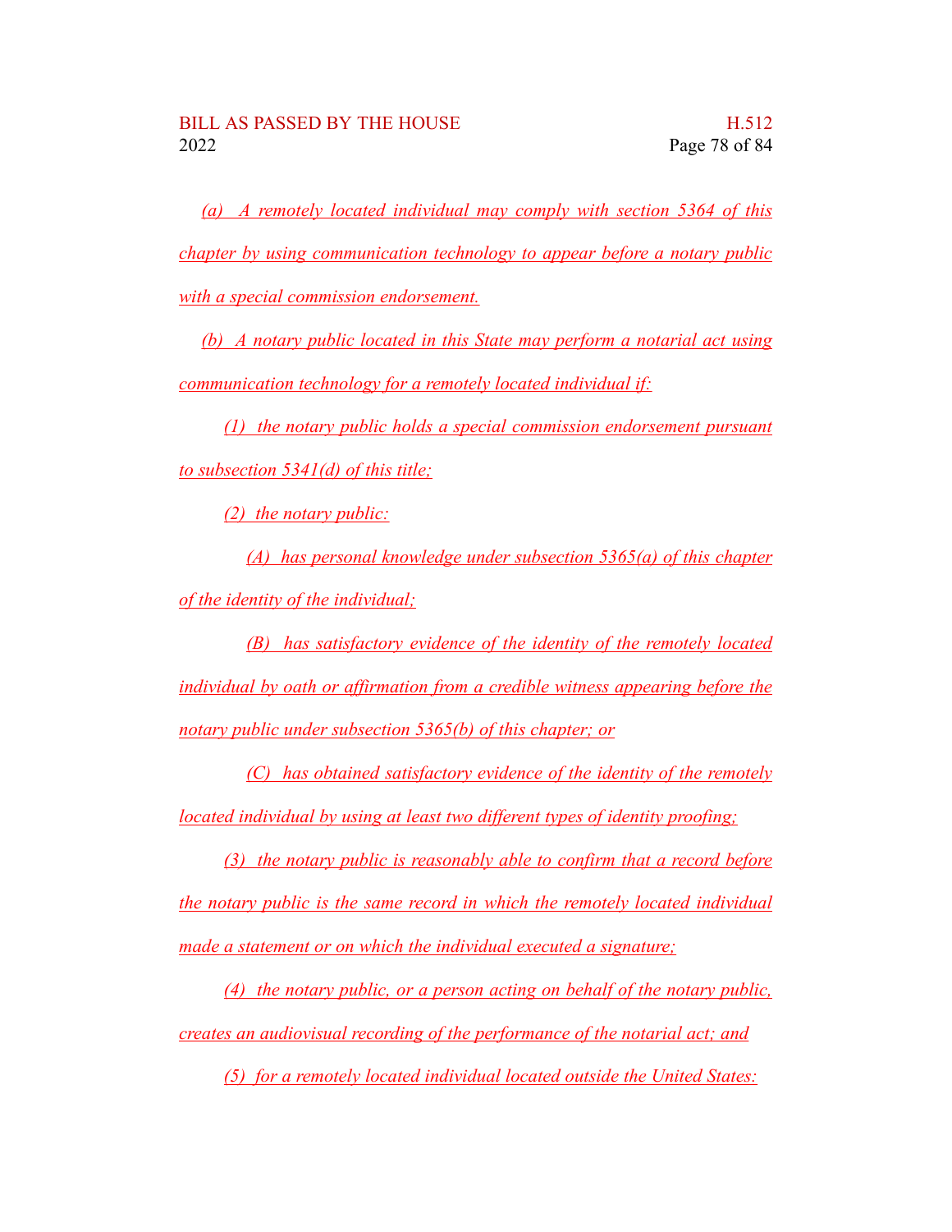*(a) A remotely located individual may comply with section 5364 of this chapter by using communication technology to appear before a notary public with a special commission endorsement.*

*(b) A notary public located in this State may perform a notarial act using communication technology for a remotely located individual if:*

*(1) the notary public holds a special commission endorsement pursuant to subsection 5341(d) of this title;*

*(2) the notary public:*

*(A) has personal knowledge under subsection 5365(a) of this chapter of the identity of the individual;*

*(B) has satisfactory evidence of the identity of the remotely located individual by oath or affirmation from a credible witness appearing before the notary public under subsection 5365(b) of this chapter; or*

*(C) has obtained satisfactory evidence of the identity of the remotely located individual by using at least two different types of identity proofing;*

*(3) the notary public is reasonably able to confirm that a record before the notary public is the same record in which the remotely located individual made a statement or on which the individual executed a signature;*

*(4) the notary public, or a person acting on behalf of the notary public, creates an audiovisual recording of the performance of the notarial act; and*

*(5) for a remotely located individual located outside the United States:*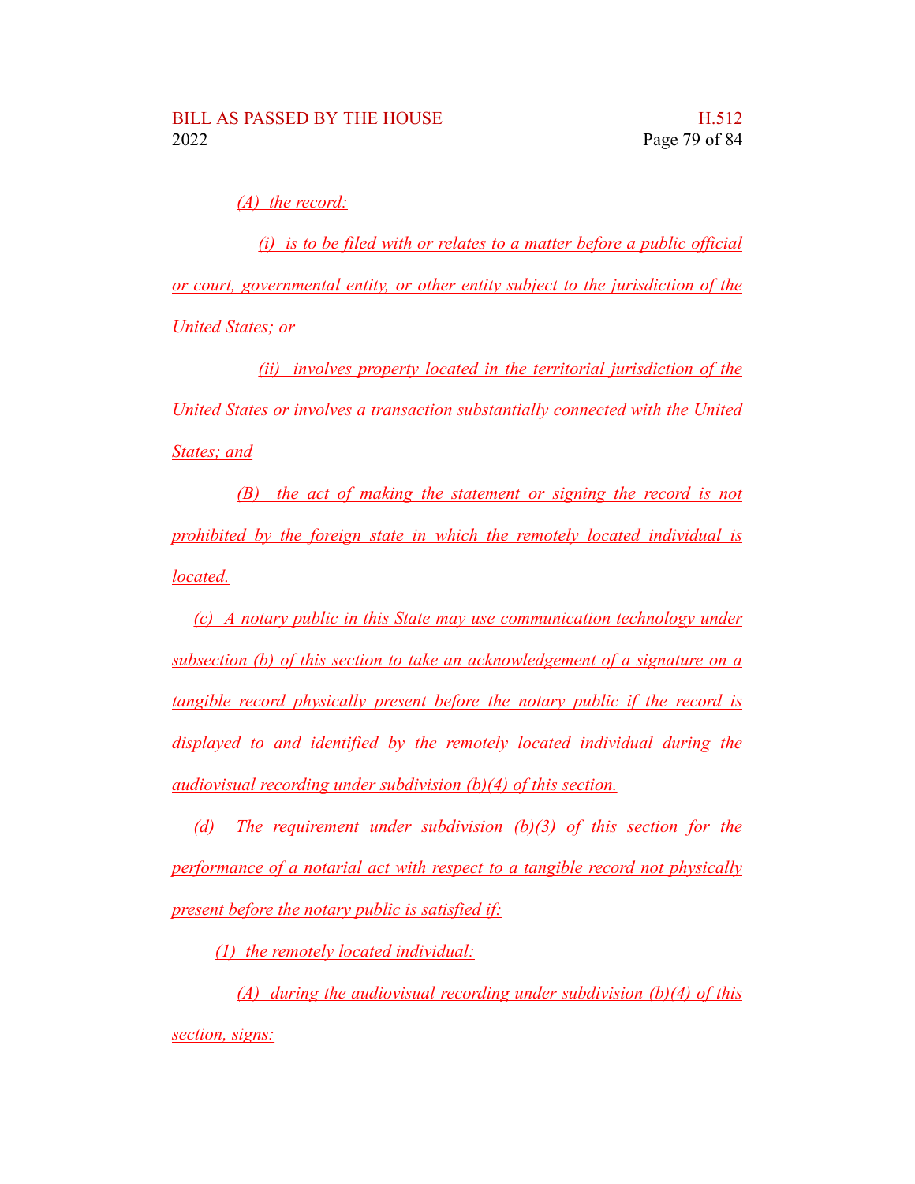(A) the record:

(i) is to be filed with or relates to a matter before a public official or court, governmental entity, or other entity subject to the jurisdiction of the United States; or

(ii) involves property located in the territorial jurisdiction of the United States or involves a transaction substantially connected with the United States; and

(B) the act of making the statement or signing the record is not prohibited by the foreign state in which the remotely located individual is located.

(c) A notary public in this State may use communication technology under subsection (b) of this section to take an acknowledgement of a signature on a tangible record physically present before the notary public if the record is displayed to and identified by the remotely located individual during the audiovisual recording under subdivision (b)(4) of this section.

(d) The requirement under subdivision (b)(3) of this section for the performance of a notarial act with respect to a tangible record not physically present before the notary public is satisfied if:

(1) the remotely located individual:

(A) during the audiovisual recording under subdivision (b)(4) of this section, signs: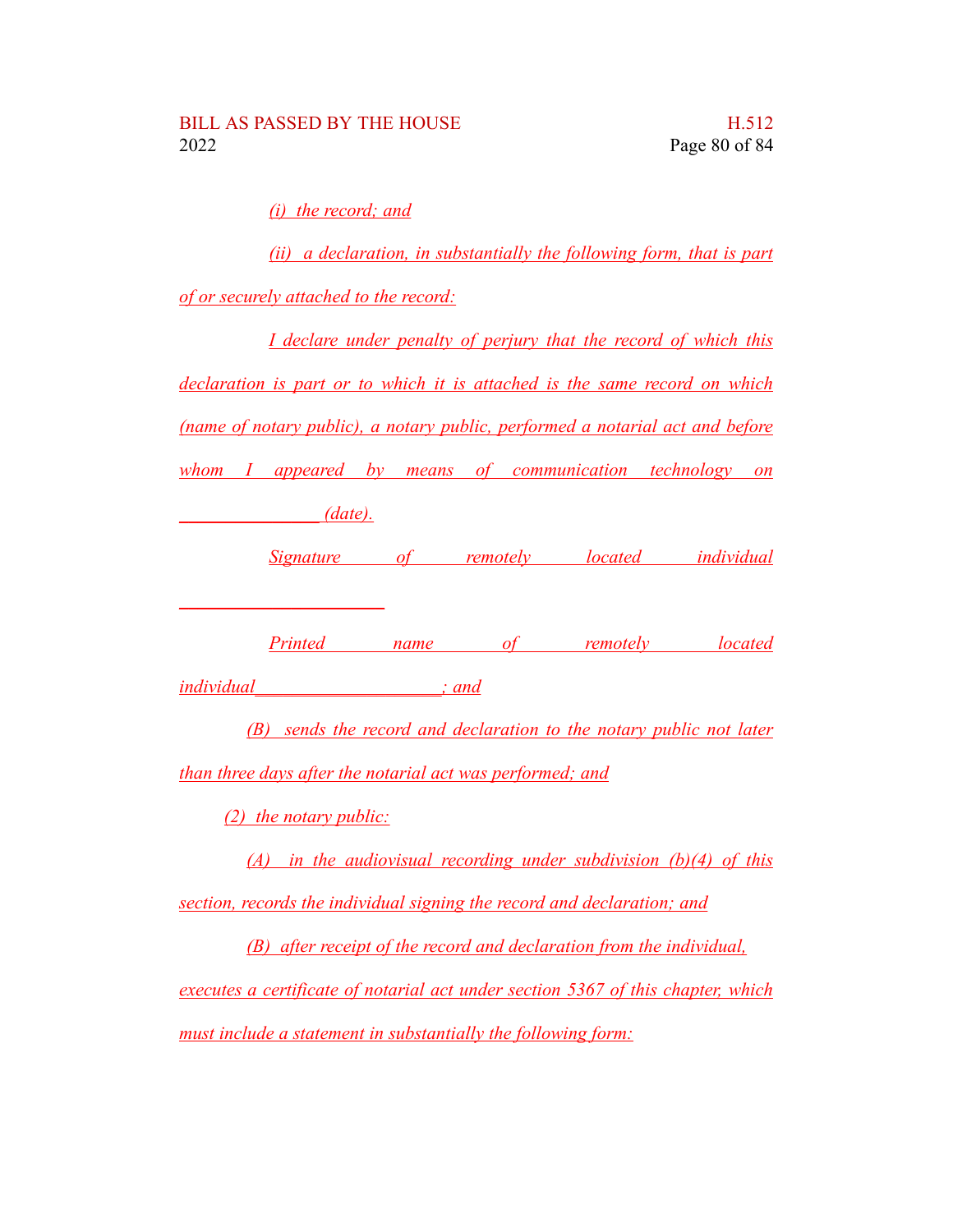(i) the record; and

(ii) a declaration, in substantially the following form, that is part of or securely attached to the record:

I declare under penalty of perjury that the record of which this declaration is part or to which it is attached is the same record on which (name of notary public), a notary public, performed a notarial act and before whom I appeared by means of communication technology on _______________ (date).

Signature of remotely located individual _______________________

Printed name of remotely located individual____________________; and

(B) sends the record and declaration to the notary public not later than three days after the notarial act was performed; and

(2) the notary public:

(A) in the audiovisual recording under subdivision (b)(4) of this section, records the individual signing the record and declaration; and

(B) after receipt of the record and declaration from the individual, executes a certificate of notarial act under section 5367 of this chapter, which must include a statement in substantially the following form: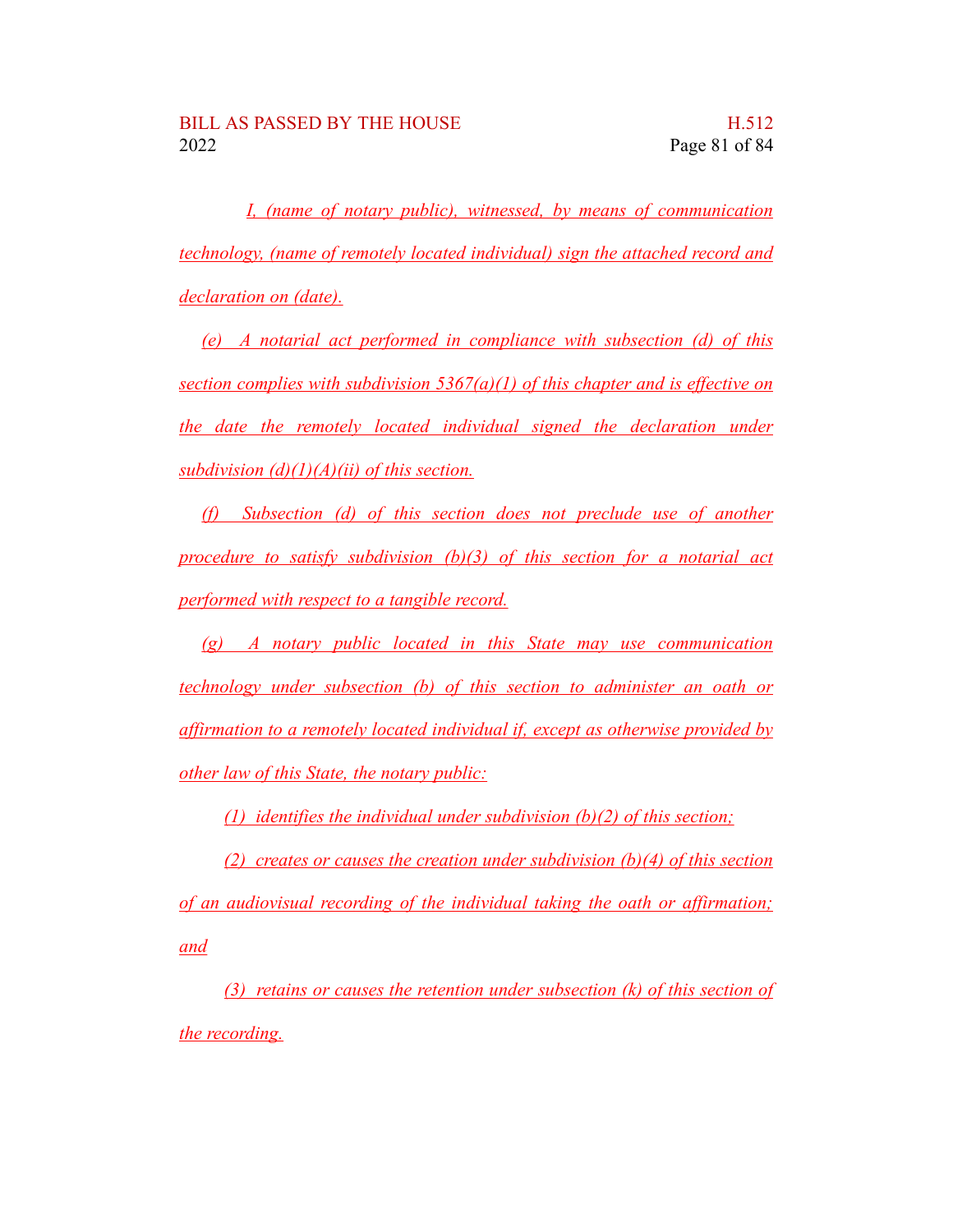I, (name of notary public), witnessed, by means of communication technology, (name of remotely located individual) sign the attached record and declaration on (date).

(e) A notarial act performed in compliance with subsection (d) of this section complies with subdivision 5367(a)(1) of this chapter and is effective on the date the remotely located individual signed the declaration under subdivision (d)(1)(A)(ii) of this section.

(f) Subsection (d) of this section does not preclude use of another procedure to satisfy subdivision (b)(3) of this section for a notarial act performed with respect to a tangible record.

(g) A notary public located in this State may use communication technology under subsection (b) of this section to administer an oath or affirmation to a remotely located individual if, except as otherwise provided by other law of this State, the notary public:

(1) identifies the individual under subdivision (b)(2) of this section;

(2) creates or causes the creation under subdivision (b)(4) of this section of an audiovisual recording of the individual taking the oath or affirmation; and

(3) retains or causes the retention under subsection (k) of this section of the recording.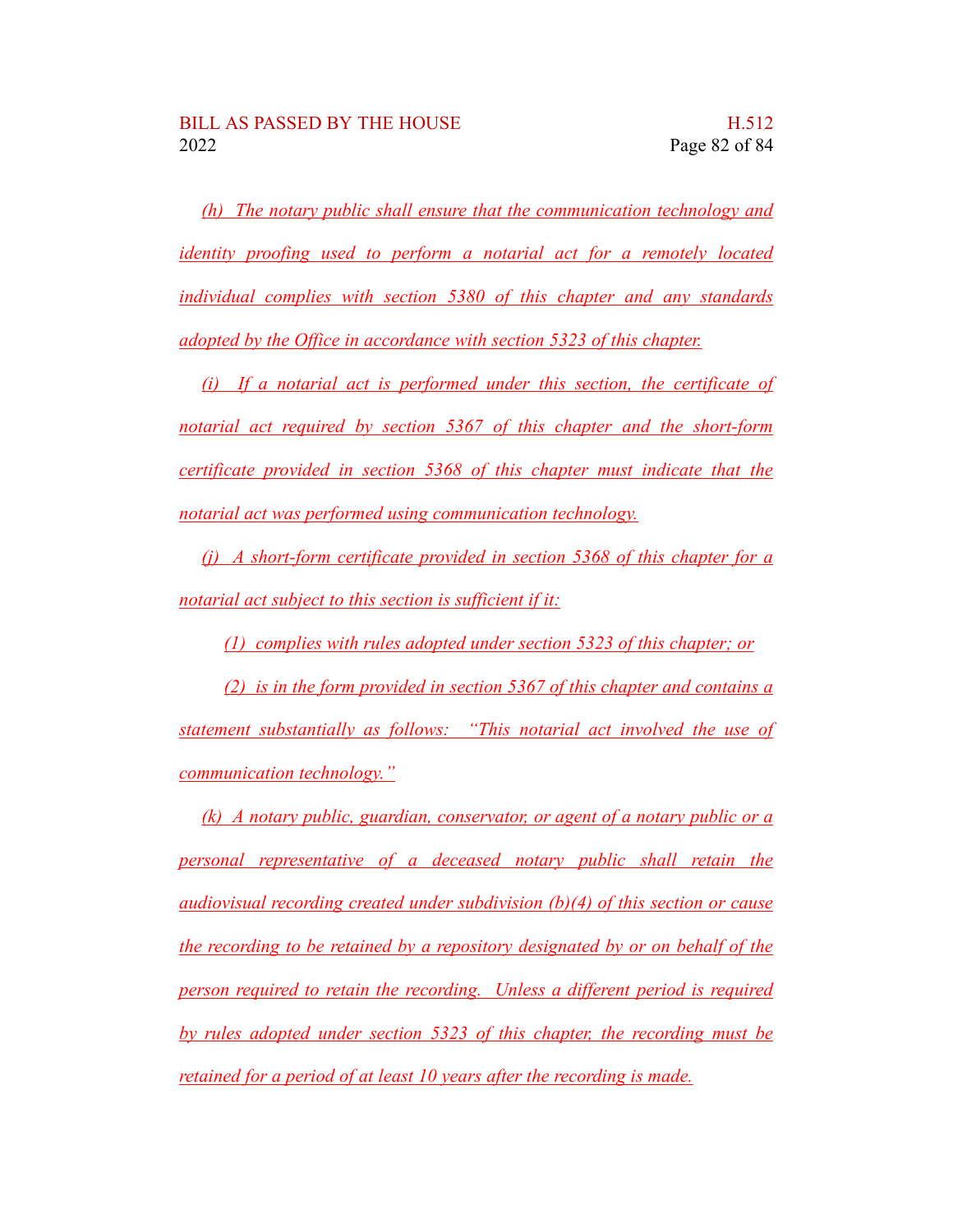*(h) The notary public shall ensure that the communication technology and identity proofing used to perform a notarial act for a remotely located individual complies with section 5380 of this chapter and any standards adopted by the Office in accordance with section 5323 of this chapter.*

*(i) If a notarial act is performed under this section, the certificate of notarial act required by section 5367 of this chapter and the short-form certificate provided in section 5368 of this chapter must indicate that the notarial act was performed using communication technology.*

*(j) A short-form certificate provided in section 5368 of this chapter for a notarial act subject to this section is sufficient if it:*

*(1) complies with rules adopted under section 5323 of this chapter; or*

*(2) is in the form provided in section 5367 of this chapter and contains a statement substantially as follows: "This notarial act involved the use of communication technology."*

*(k) A notary public, guardian, conservator, or agent of a notary public or a personal representative of a deceased notary public shall retain the audiovisual recording created under subdivision (b)(4) of this section or cause the recording to be retained by a repository designated by or on behalf of the person required to retain the recording. Unless a different period is required by rules adopted under section 5323 of this chapter, the recording must be retained for a period of at least 10 years after the recording is made.*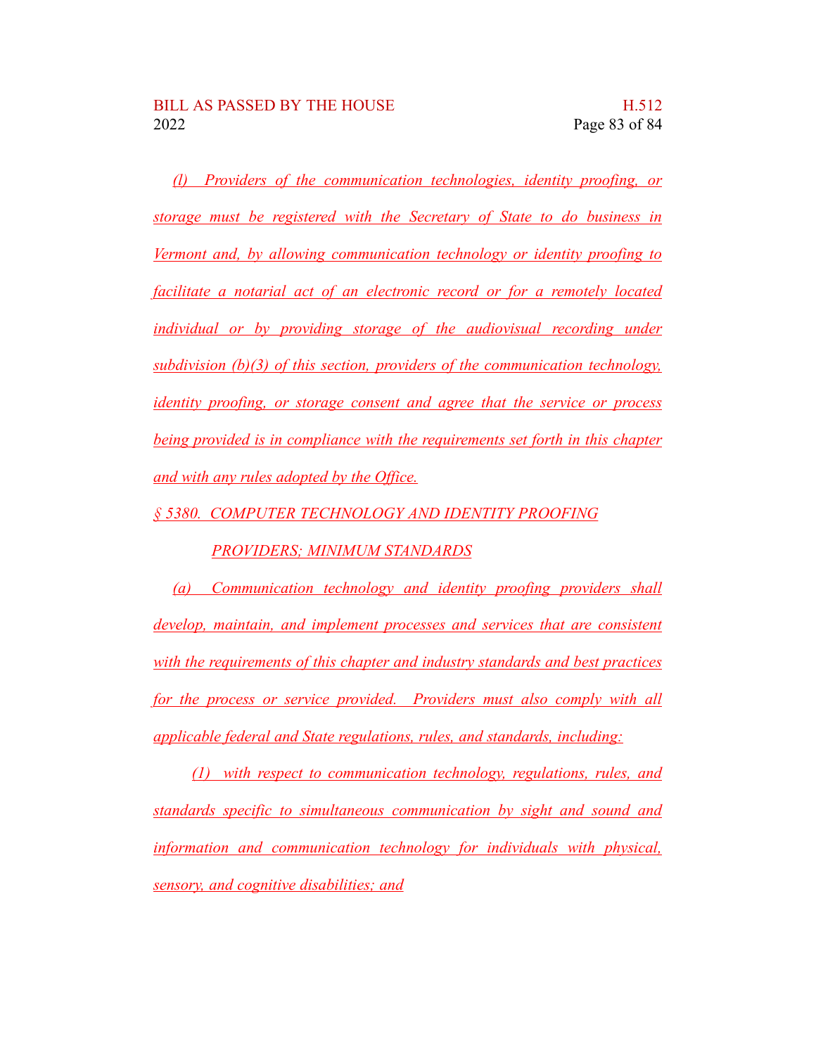*(l) Providers of the communication technologies, identity proofing, or storage must be registered with the Secretary of State to do business in Vermont and, by allowing communication technology or identity proofing to facilitate a notarial act of an electronic record or for a remotely located individual or by providing storage of the audiovisual recording under subdivision (b)(3) of this section, providers of the communication technology, identity proofing, or storage consent and agree that the service or process being provided is in compliance with the requirements set forth in this chapter and with any rules adopted by the Office.*

*§ 5380. COMPUTER TECHNOLOGY AND IDENTITY PROOFING PROVIDERS; MINIMUM STANDARDS*

*(a) Communication technology and identity proofing providers shall develop, maintain, and implement processes and services that are consistent with the requirements of this chapter and industry standards and best practices for the process or service provided. Providers must also comply with all applicable federal and State regulations, rules, and standards, including:*

*(1) with respect to communication technology, regulations, rules, and standards specific to simultaneous communication by sight and sound and information and communication technology for individuals with physical, sensory, and cognitive disabilities; and*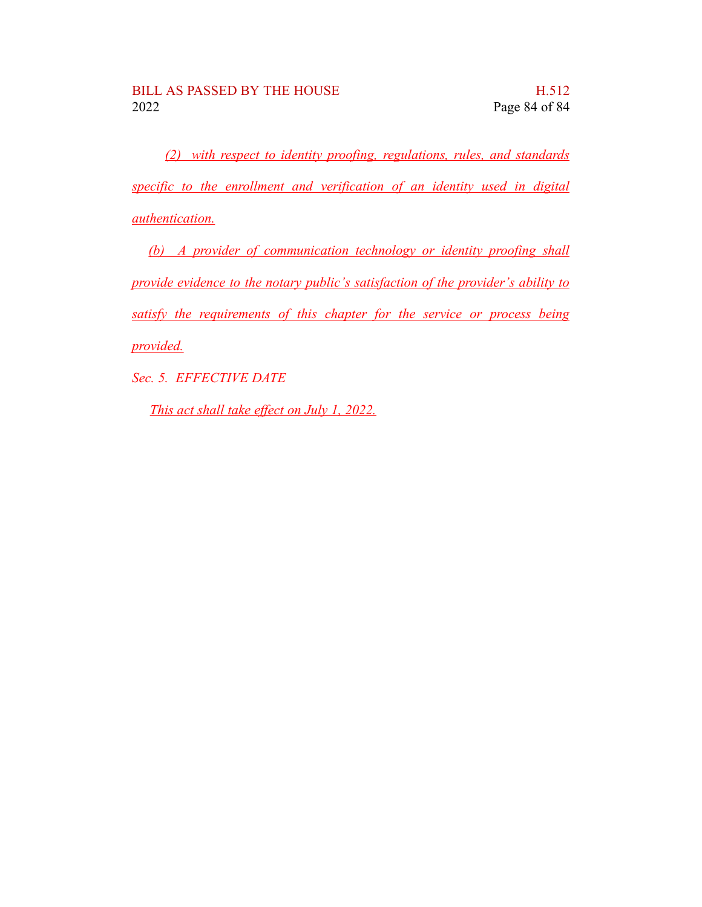(2) with respect to identity proofing, regulations, rules, and standards specific to the enrollment and verification of an identity used in digital authentication.

(b) A provider of communication technology or identity proofing shall provide evidence to the notary public's satisfaction of the provider's ability to satisfy the requirements of this chapter for the service or process being provided.

Sec. 5. EFFECTIVE DATE

This act shall take effect on July 1, 2022.